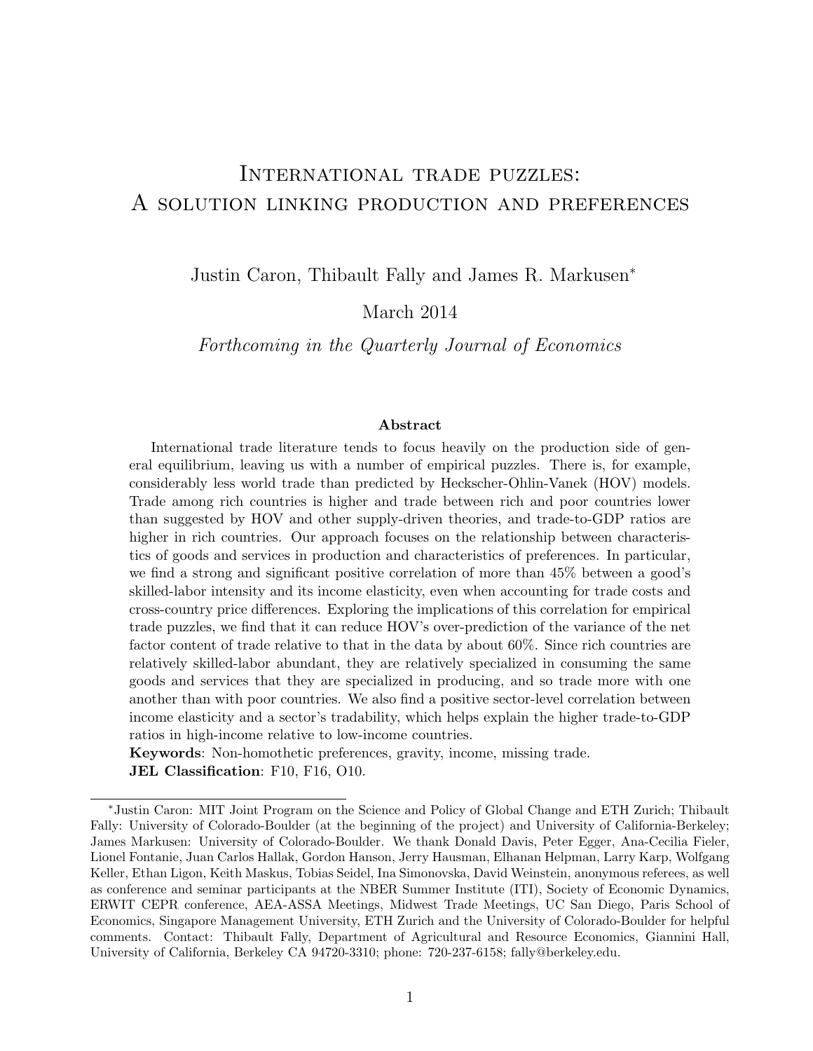# International trade puzzles: A solution linking production and preferences

Justin Caron, Thibault Fally and James R. Markusen*

March 2014

*Forthcoming in the Quarterly Journal of Economics*

### Abstract

International trade literature tends to focus heavily on the production side of general equilibrium, leaving us with a number of empirical puzzles. There is, for example, considerably less world trade than predicted by Heckscher-Ohlin-Vanek (HOV) models. Trade among rich countries is higher and trade between rich and poor countries lower than suggested by HOV and other supply-driven theories, and trade-to-GDP ratios are higher in rich countries. Our approach focuses on the relationship between characteristics of goods and services in production and characteristics of preferences. In particular, we find a strong and significant positive correlation of more than 45% between a good's skilled-labor intensity and its income elasticity, even when accounting for trade costs and cross-country price differences. Exploring the implications of this correlation for empirical trade puzzles, we find that it can reduce HOV's over-prediction of the variance of the net factor content of trade relative to that in the data by about 60%. Since rich countries are relatively skilled-labor abundant, they are relatively specialized in consuming the same goods and services that they are specialized in producing, and so trade more with one another than with poor countries. We also find a positive sector-level correlation between income elasticity and a sector's tradability, which helps explain the higher trade-to-GDP ratios in high-income relative to low-income countries.

**Keywords**: Non-homothetic preferences, gravity, income, missing trade.
**JEL Classification**: F10, F16, O10.

*Justin Caron: MIT Joint Program on the Science and Policy of Global Change and ETH Zurich; Thibault Fally: University of Colorado-Boulder (at the beginning of the project) and University of California-Berkeley; James Markusen: University of Colorado-Boulder. We thank Donald Davis, Peter Egger, Ana-Cecilia Fieler, Lionel Fontanie, Juan Carlos Hallak, Gordon Hanson, Jerry Hausman, Elhanan Helpman, Larry Karp, Wolfgang Keller, Ethan Ligon, Keith Maskus, Tobias Seidel, Ina Simonovska, David Weinstein, anonymous referees, as well as conference and seminar participants at the NBER Summer Institute (ITI), Society of Economic Dynamics, ERWIT CEPR conference, AEA-ASSA Meetings, Midwest Trade Meetings, UC San Diego, Paris School of Economics, Singapore Management University, ETH Zurich and the University of Colorado-Boulder for helpful comments. Contact: Thibault Fally, Department of Agricultural and Resource Economics, Giannini Hall, University of California, Berkeley CA 94720-3310; phone: 720-237-6158; fally@berkeley.edu.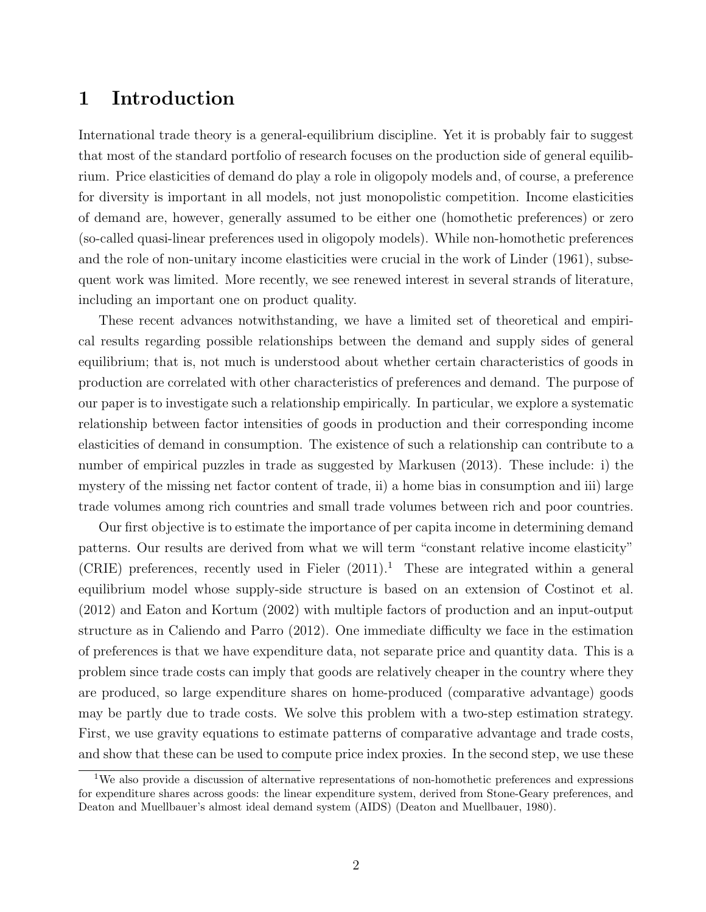# 1 Introduction

International trade theory is a general-equilibrium discipline. Yet it is probably fair to suggest that most of the standard portfolio of research focuses on the production side of general equilibrium. Price elasticities of demand do play a role in oligopoly models and, of course, a preference for diversity is important in all models, not just monopolistic competition. Income elasticities of demand are, however, generally assumed to be either one (homothetic preferences) or zero (so-called quasi-linear preferences used in oligopoly models). While non-homothetic preferences and the role of non-unitary income elasticities were crucial in the work of Linder (1961), subsequent work was limited. More recently, we see renewed interest in several strands of literature, including an important one on product quality.

These recent advances notwithstanding, we have a limited set of theoretical and empirical results regarding possible relationships between the demand and supply sides of general equilibrium; that is, not much is understood about whether certain characteristics of goods in production are correlated with other characteristics of preferences and demand. The purpose of our paper is to investigate such a relationship empirically. In particular, we explore a systematic relationship between factor intensities of goods in production and their corresponding income elasticities of demand in consumption. The existence of such a relationship can contribute to a number of empirical puzzles in trade as suggested by Markusen (2013). These include: i) the mystery of the missing net factor content of trade, ii) a home bias in consumption and iii) large trade volumes among rich countries and small trade volumes between rich and poor countries.

Our first objective is to estimate the importance of per capita income in determining demand patterns. Our results are derived from what we will term "constant relative income elasticity" (CRIE) preferences, recently used in Fieler (2011).[1] These are integrated within a general equilibrium model whose supply-side structure is based on an extension of Costinot et al. (2012) and Eaton and Kortum (2002) with multiple factors of production and an input-output structure as in Caliendo and Parro (2012). One immediate difficulty we face in the estimation of preferences is that we have expenditure data, not separate price and quantity data. This is a problem since trade costs can imply that goods are relatively cheaper in the country where they are produced, so large expenditure shares on home-produced (comparative advantage) goods may be partly due to trade costs. We solve this problem with a two-step estimation strategy. First, we use gravity equations to estimate patterns of comparative advantage and trade costs, and show that these can be used to compute price index proxies. In the second step, we use these

[1] We also provide a discussion of alternative representations of non-homothetic preferences and expressions for expenditure shares across goods: the linear expenditure system, derived from Stone-Geary preferences, and Deaton and Muellbauer's almost ideal demand system (AIDS) (Deaton and Muellbauer, 1980).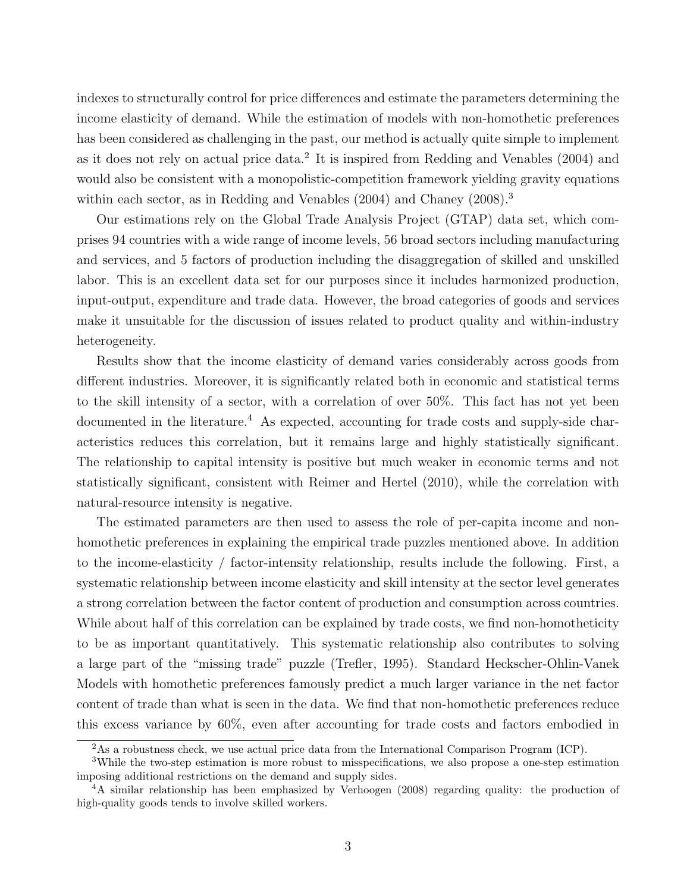indexes to structurally control for price differences and estimate the parameters determining the income elasticity of demand. While the estimation of models with non-homothetic preferences has been considered as challenging in the past, our method is actually quite simple to implement as it does not rely on actual price data.[2] It is inspired from Redding and Venables (2004) and would also be consistent with a monopolistic-competition framework yielding gravity equations within each sector, as in Redding and Venables (2004) and Chaney (2008).[3]

Our estimations rely on the Global Trade Analysis Project (GTAP) data set, which comprises 94 countries with a wide range of income levels, 56 broad sectors including manufacturing and services, and 5 factors of production including the disaggregation of skilled and unskilled labor. This is an excellent data set for our purposes since it includes harmonized production, input-output, expenditure and trade data. However, the broad categories of goods and services make it unsuitable for the discussion of issues related to product quality and within-industry heterogeneity.

Results show that the income elasticity of demand varies considerably across goods from different industries. Moreover, it is significantly related both in economic and statistical terms to the skill intensity of a sector, with a correlation of over 50%. This fact has not yet been documented in the literature.[4] As expected, accounting for trade costs and supply-side characteristics reduces this correlation, but it remains large and highly statistically significant. The relationship to capital intensity is positive but much weaker in economic terms and not statistically significant, consistent with Reimer and Hertel (2010), while the correlation with natural-resource intensity is negative.

The estimated parameters are then used to assess the role of per-capita income and non-homothetic preferences in explaining the empirical trade puzzles mentioned above. In addition to the income-elasticity / factor-intensity relationship, results include the following. First, a systematic relationship between income elasticity and skill intensity at the sector level generates a strong correlation between the factor content of production and consumption across countries. While about half of this correlation can be explained by trade costs, we find non-homotheticity to be as important quantitatively. This systematic relationship also contributes to solving a large part of the "missing trade" puzzle (Trefler, 1995). Standard Heckscher-Ohlin-Vanek Models with homothetic preferences famously predict a much larger variance in the net factor content of trade than what is seen in the data. We find that non-homothetic preferences reduce this excess variance by 60%, even after accounting for trade costs and factors embodied in

[2] As a robustness check, we use actual price data from the International Comparison Program (ICP).

[3] While the two-step estimation is more robust to misspecifications, we also propose a one-step estimation imposing additional restrictions on the demand and supply sides.

[4] A similar relationship has been emphasized by Verhoogen (2008) regarding quality: the production of high-quality goods tends to involve skilled workers.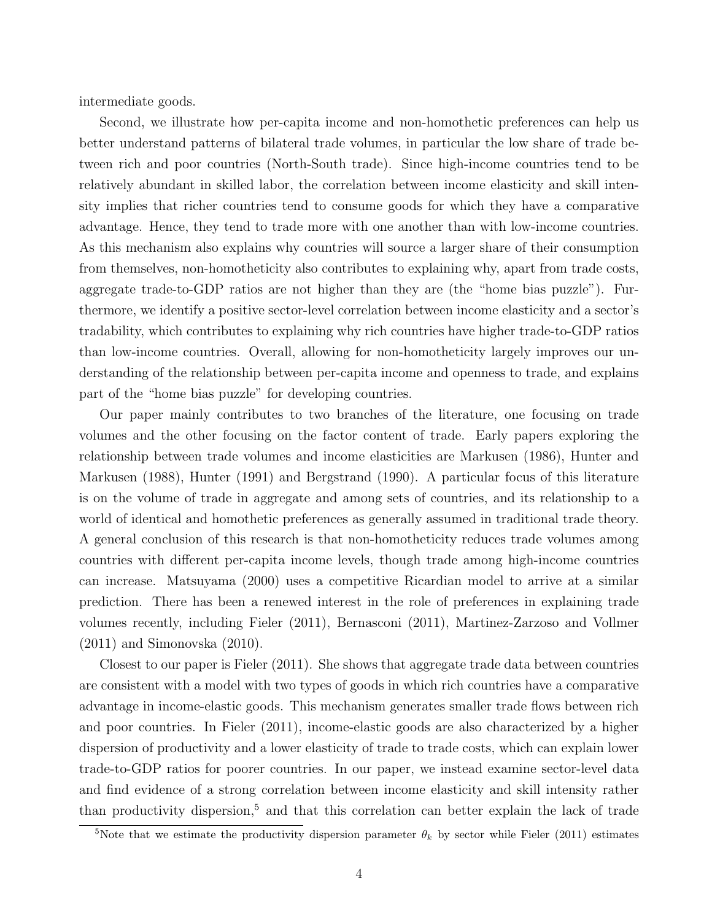intermediate goods.

Second, we illustrate how per-capita income and non-homothetic preferences can help us better understand patterns of bilateral trade volumes, in particular the low share of trade between rich and poor countries (North-South trade). Since high-income countries tend to be relatively abundant in skilled labor, the correlation between income elasticity and skill intensity implies that richer countries tend to consume goods for which they have a comparative advantage. Hence, they tend to trade more with one another than with low-income countries. As this mechanism also explains why countries will source a larger share of their consumption from themselves, non-homotheticity also contributes to explaining why, apart from trade costs, aggregate trade-to-GDP ratios are not higher than they are (the "home bias puzzle"). Furthermore, we identify a positive sector-level correlation between income elasticity and a sector's tradability, which contributes to explaining why rich countries have higher trade-to-GDP ratios than low-income countries. Overall, allowing for non-homotheticity largely improves our understanding of the relationship between per-capita income and openness to trade, and explains part of the "home bias puzzle" for developing countries.

Our paper mainly contributes to two branches of the literature, one focusing on trade volumes and the other focusing on the factor content of trade. Early papers exploring the relationship between trade volumes and income elasticities are Markusen (1986), Hunter and Markusen (1988), Hunter (1991) and Bergstrand (1990). A particular focus of this literature is on the volume of trade in aggregate and among sets of countries, and its relationship to a world of identical and homothetic preferences as generally assumed in traditional trade theory. A general conclusion of this research is that non-homotheticity reduces trade volumes among countries with different per-capita income levels, though trade among high-income countries can increase. Matsuyama (2000) uses a competitive Ricardian model to arrive at a similar prediction. There has been a renewed interest in the role of preferences in explaining trade volumes recently, including Fieler (2011), Bernasconi (2011), Martinez-Zarzoso and Vollmer (2011) and Simonovska (2010).

Closest to our paper is Fieler (2011). She shows that aggregate trade data between countries are consistent with a model with two types of goods in which rich countries have a comparative advantage in income-elastic goods. This mechanism generates smaller trade flows between rich and poor countries. In Fieler (2011), income-elastic goods are also characterized by a higher dispersion of productivity and a lower elasticity of trade to trade costs, which can explain lower trade-to-GDP ratios for poorer countries. In our paper, we instead examine sector-level data and find evidence of a strong correlation between income elasticity and skill intensity rather than productivity dispersion,[5] and that this correlation can better explain the lack of trade

[5]Note that we estimate the productivity dispersion parameter $\theta_k$ by sector while Fieler (2011) estimates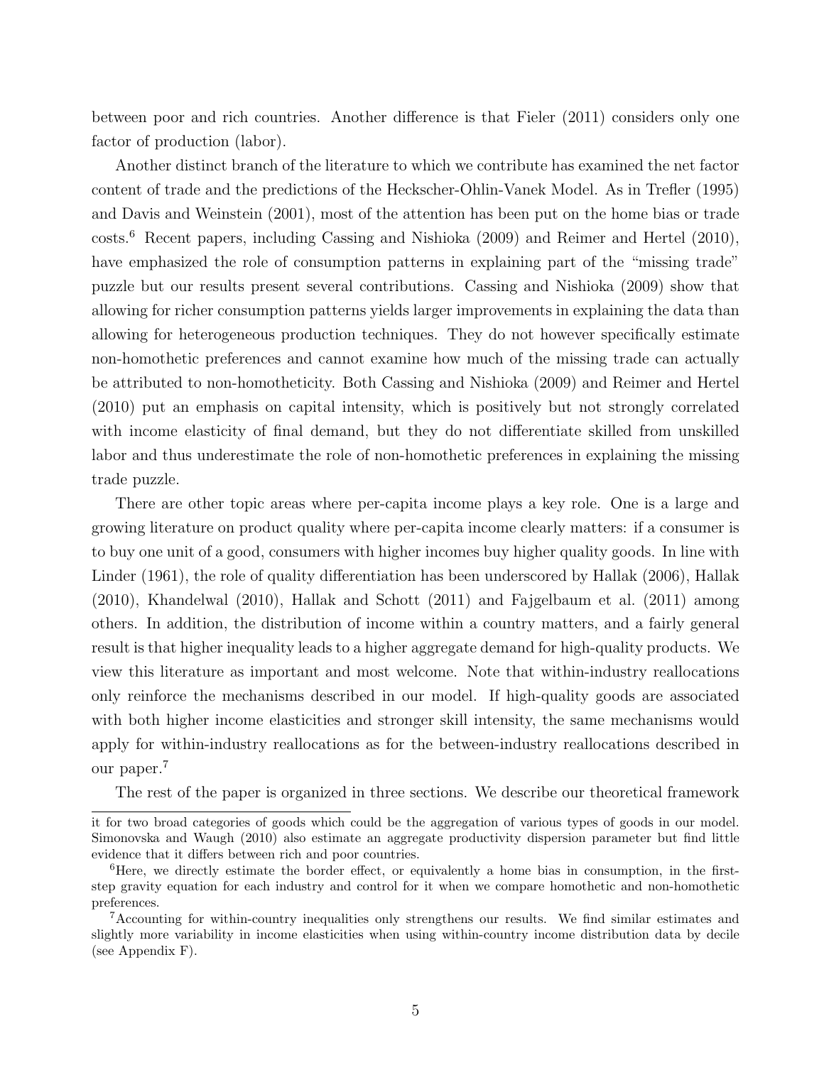between poor and rich countries. Another difference is that Fieler (2011) considers only one factor of production (labor).

Another distinct branch of the literature to which we contribute has examined the net factor content of trade and the predictions of the Heckscher-Ohlin-Vanek Model. As in Trefler (1995) and Davis and Weinstein (2001), most of the attention has been put on the home bias or trade costs.[6] Recent papers, including Cassing and Nishioka (2009) and Reimer and Hertel (2010), have emphasized the role of consumption patterns in explaining part of the "missing trade" puzzle but our results present several contributions. Cassing and Nishioka (2009) show that allowing for richer consumption patterns yields larger improvements in explaining the data than allowing for heterogeneous production techniques. They do not however specifically estimate non-homothetic preferences and cannot examine how much of the missing trade can actually be attributed to non-homotheticity. Both Cassing and Nishioka (2009) and Reimer and Hertel (2010) put an emphasis on capital intensity, which is positively but not strongly correlated with income elasticity of final demand, but they do not differentiate skilled from unskilled labor and thus underestimate the role of non-homothetic preferences in explaining the missing trade puzzle.

There are other topic areas where per-capita income plays a key role. One is a large and growing literature on product quality where per-capita income clearly matters: if a consumer is to buy one unit of a good, consumers with higher incomes buy higher quality goods. In line with Linder (1961), the role of quality differentiation has been underscored by Hallak (2006), Hallak (2010), Khandelwal (2010), Hallak and Schott (2011) and Fajgelbaum et al. (2011) among others. In addition, the distribution of income within a country matters, and a fairly general result is that higher inequality leads to a higher aggregate demand for high-quality products. We view this literature as important and most welcome. Note that within-industry reallocations only reinforce the mechanisms described in our model. If high-quality goods are associated with both higher income elasticities and stronger skill intensity, the same mechanisms would apply for within-industry reallocations as for the between-industry reallocations described in our paper.[7]

The rest of the paper is organized in three sections. We describe our theoretical framework

---

it for two broad categories of goods which could be the aggregation of various types of goods in our model. Simonovska and Waugh (2010) also estimate an aggregate productivity dispersion parameter but find little evidence that it differs between rich and poor countries.

[6] Here, we directly estimate the border effect, or equivalently a home bias in consumption, in the first-step gravity equation for each industry and control for it when we compare homothetic and non-homothetic preferences.

[7] Accounting for within-country inequalities only strengthens our results. We find similar estimates and slightly more variability in income elasticities when using within-country income distribution data by decile (see Appendix F).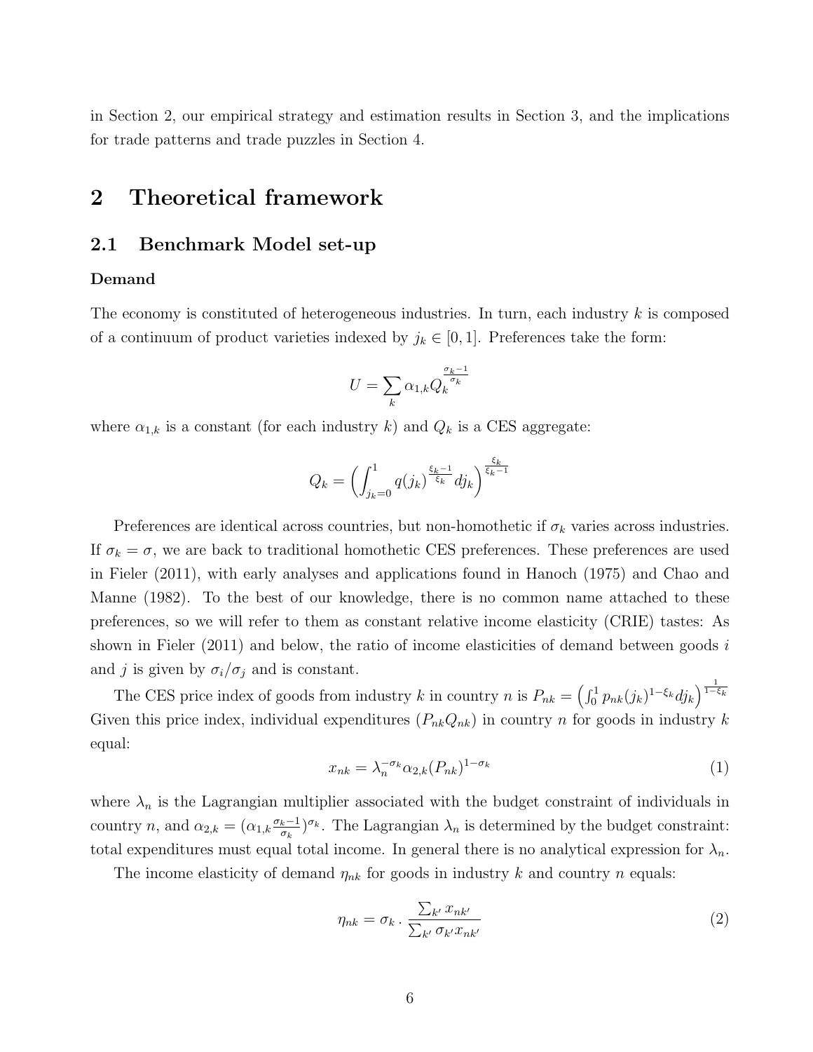in Section 2, our empirical strategy and estimation results in Section 3, and the implications for trade patterns and trade puzzles in Section 4.

# 2 Theoretical framework

## 2.1 Benchmark Model set-up

**Demand**

The economy is constituted of heterogeneous industries. In turn, each industry $k$ is composed of a continuum of product varieties indexed by $j_k \in [0, 1]$. Preferences take the form:

$$U = \sum_k \alpha_{1,k} Q_k^{\frac{\sigma_k - 1}{\sigma_k}}$$

where $\alpha_{1,k}$ is a constant (for each industry $k$) and $Q_k$ is a CES aggregate:

$$Q_k = \left( \int_{j_k=0}^{1} q(j_k)^{\frac{\xi_k - 1}{\xi_k}} dj_k \right)^{\frac{\xi_k}{\xi_k - 1}}$$

Preferences are identical across countries, but non-homothetic if $\sigma_k$ varies across industries. If $\sigma_k = \sigma$, we are back to traditional homothetic CES preferences. These preferences are used in Fieler (2011), with early analyses and applications found in Hanoch (1975) and Chao and Manne (1982). To the best of our knowledge, there is no common name attached to these preferences, so we will refer to them as constant relative income elasticity (CRIE) tastes: As shown in Fieler (2011) and below, the ratio of income elasticities of demand between goods $i$ and $j$ is given by $\sigma_i/\sigma_j$ and is constant.

The CES price index of goods from industry $k$ in country $n$ is $P_{nk} = \left( \int_0^1 p_{nk}(j_k)^{1-\xi_k} dj_k \right)^{\frac{1}{1-\xi_k}}$ Given this price index, individual expenditures ($P_{nk}Q_{nk}$) in country $n$ for goods in industry $k$ equal:

$$x_{nk} = \lambda_n^{-\sigma_k} \alpha_{2,k} (P_{nk})^{1-\sigma_k} \tag{1}$$

where $\lambda_n$ is the Lagrangian multiplier associated with the budget constraint of individuals in country $n$, and $\alpha_{2,k} = (\alpha_{1,k} \frac{\sigma_k - 1}{\sigma_k})^{\sigma_k}$. The Lagrangian $\lambda_n$ is determined by the budget constraint: total expenditures must equal total income. In general there is no analytical expression for $\lambda_n$.

The income elasticity of demand $\eta_{nk}$ for goods in industry $k$ and country $n$ equals:

$$\eta_{nk} = \sigma_k \cdot \frac{\sum_{k'} x_{nk'}}{\sum_{k'} \sigma_{k'} x_{nk'}} \tag{2}$$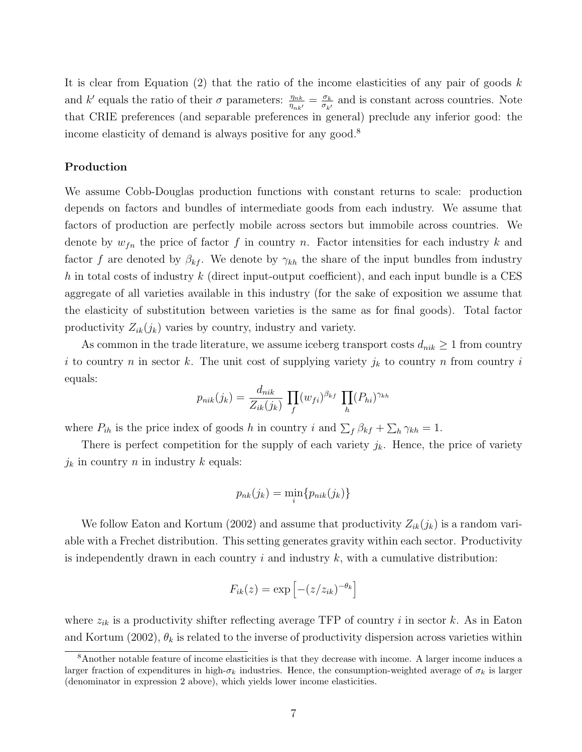It is clear from Equation (2) that the ratio of the income elasticities of any pair of goods $k$ and $k'$ equals the ratio of their $\sigma$ parameters: $\frac{\eta_{nk}}{\eta_{nk'}} = \frac{\sigma_k}{\sigma_{k'}}$ and is constant across countries. Note that CRIE preferences (and separable preferences in general) preclude any inferior good: the income elasticity of demand is always positive for any good.[8]

**Production**

We assume Cobb-Douglas production functions with constant returns to scale: production depends on factors and bundles of intermediate goods from each industry. We assume that factors of production are perfectly mobile across sectors but immobile across countries. We denote by $w_{fn}$ the price of factor $f$ in country $n$. Factor intensities for each industry $k$ and factor $f$ are denoted by $\beta_{kf}$. We denote by $\gamma_{kh}$ the share of the input bundles from industry $h$ in total costs of industry $k$ (direct input-output coefficient), and each input bundle is a CES aggregate of all varieties available in this industry (for the sake of exposition we assume that the elasticity of substitution between varieties is the same as for final goods). Total factor productivity $Z_{ik}(j_k)$ varies by country, industry and variety.

As common in the trade literature, we assume iceberg transport costs $d_{nik} \geq 1$ from country $i$ to country $n$ in sector $k$. The unit cost of supplying variety $j_k$ to country $n$ from country $i$ equals:

$$p_{nik}(j_k) = \frac{d_{nik}}{Z_{ik}(j_k)} \prod_f (w_{fi})^{\beta_{kf}} \prod_h (P_{hi})^{\gamma_{kh}}$$

where $P_{ih}$ is the price index of goods $h$ in country $i$ and $\sum_f \beta_{kf} + \sum_h \gamma_{kh} = 1$.

There is perfect competition for the supply of each variety $j_k$. Hence, the price of variety $j_k$ in country $n$ in industry $k$ equals:

$$p_{nk}(j_k) = \min_i \{p_{nik}(j_k)\}$$

We follow Eaton and Kortum (2002) and assume that productivity $Z_{ik}(j_k)$ is a random variable with a Frechet distribution. This setting generates gravity within each sector. Productivity is independently drawn in each country $i$ and industry $k$, with a cumulative distribution:

$$F_{ik}(z) = \exp\left[-(z/z_{ik})^{-\theta_k}\right]$$

where $z_{ik}$ is a productivity shifter reflecting average TFP of country $i$ in sector $k$. As in Eaton and Kortum (2002), $\theta_k$ is related to the inverse of productivity dispersion across varieties within

[8] Another notable feature of income elasticities is that they decrease with income. A larger income induces a larger fraction of expenditures in high-$\sigma_k$ industries. Hence, the consumption-weighted average of $\sigma_k$ is larger (denominator in expression 2 above), which yields lower income elasticities.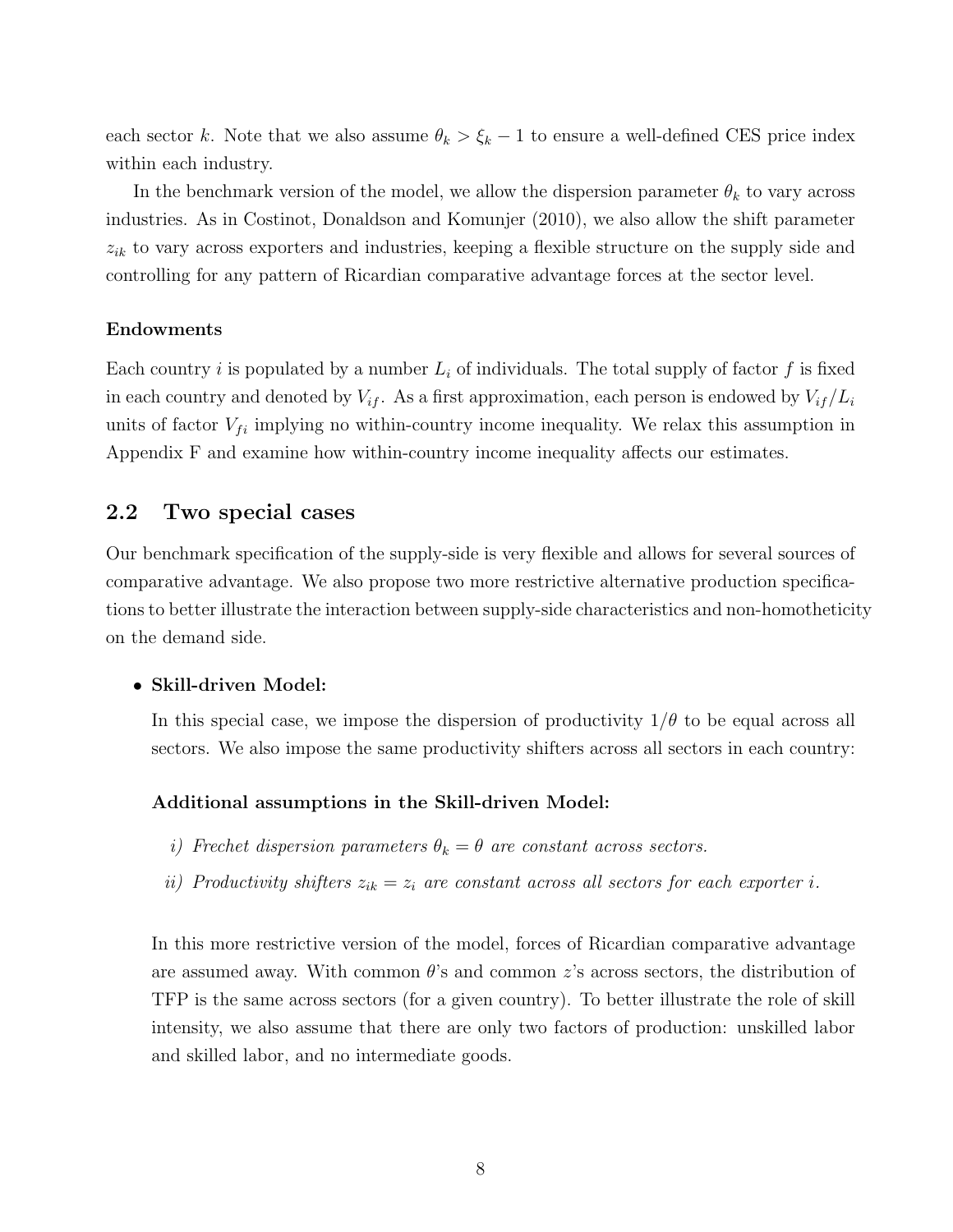each sector $k$. Note that we also assume $\theta_k > \xi_k - 1$ to ensure a well-defined CES price index within each industry.

In the benchmark version of the model, we allow the dispersion parameter $\theta_k$ to vary across industries. As in Costinot, Donaldson and Komunjer (2010), we also allow the shift parameter $z_{ik}$ to vary across exporters and industries, keeping a flexible structure on the supply side and controlling for any pattern of Ricardian comparative advantage forces at the sector level.

**Endowments**

Each country $i$ is populated by a number $L_i$ of individuals. The total supply of factor $f$ is fixed in each country and denoted by $V_{if}$. As a first approximation, each person is endowed by $V_{if}/L_i$ units of factor $V_{fi}$ implying no within-country income inequality. We relax this assumption in Appendix F and examine how within-country income inequality affects our estimates.

## 2.2 Two special cases

Our benchmark specification of the supply-side is very flexible and allows for several sources of comparative advantage. We also propose two more restrictive alternative production specifications to better illustrate the interaction between supply-side characteristics and non-homotheticity on the demand side.

- **Skill-driven Model:**

  In this special case, we impose the dispersion of productivity $1/\theta$ to be equal across all sectors. We also impose the same productivity shifters across all sectors in each country:

  **Additional assumptions in the Skill-driven Model:**

  *i) Frechet dispersion parameters $\theta_k = \theta$ are constant across sectors.*

  *ii) Productivity shifters $z_{ik} = z_i$ are constant across all sectors for each exporter $i$.*

  In this more restrictive version of the model, forces of Ricardian comparative advantage are assumed away. With common $\theta$'s and common $z$'s across sectors, the distribution of TFP is the same across sectors (for a given country). To better illustrate the role of skill intensity, we also assume that there are only two factors of production: unskilled labor and skilled labor, and no intermediate goods.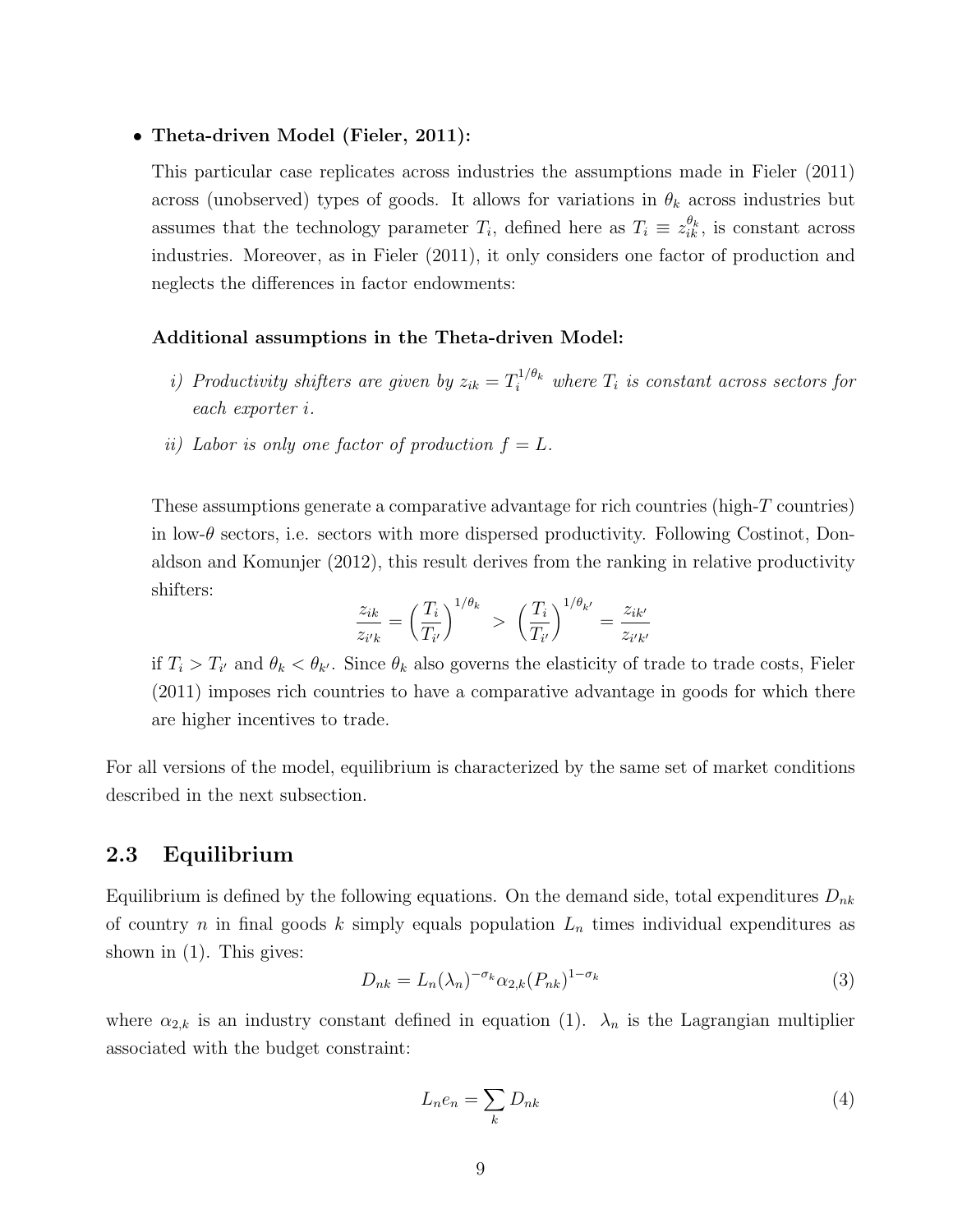- **Theta-driven Model (Fieler, 2011):**

  This particular case replicates across industries the assumptions made in Fieler (2011) across (unobserved) types of goods. It allows for variations in $\theta_k$ across industries but assumes that the technology parameter $T_i$, defined here as $T_i \equiv z_{ik}^{\theta_k}$, is constant across industries. Moreover, as in Fieler (2011), it only considers one factor of production and neglects the differences in factor endowments:

  **Additional assumptions in the Theta-driven Model:**

  *i) Productivity shifters are given by $z_{ik} = T_i^{1/\theta_k}$ where $T_i$ is constant across sectors for each exporter $i$.*

  *ii) Labor is only one factor of production $f = L$.*

  These assumptions generate a comparative advantage for rich countries (high-$T$ countries) in low-$\theta$ sectors, i.e. sectors with more dispersed productivity. Following Costinot, Donaldson and Komunjer (2012), this result derives from the ranking in relative productivity shifters:

  $$\frac{z_{ik}}{z_{i'k}} = \left(\frac{T_i}{T_{i'}}\right)^{1/\theta_k} > \left(\frac{T_i}{T_{i'}}\right)^{1/\theta_{k'}} = \frac{z_{ik'}}{z_{i'k'}}$$

  if $T_i > T_{i'}$ and $\theta_k < \theta_{k'}$. Since $\theta_k$ also governs the elasticity of trade to trade costs, Fieler (2011) imposes rich countries to have a comparative advantage in goods for which there are higher incentives to trade.

For all versions of the model, equilibrium is characterized by the same set of market conditions described in the next subsection.

## 2.3 Equilibrium

Equilibrium is defined by the following equations. On the demand side, total expenditures $D_{nk}$ of country $n$ in final goods $k$ simply equals population $L_n$ times individual expenditures as shown in (1). This gives:

$$D_{nk} = L_n(\lambda_n)^{-\sigma_k}\alpha_{2,k}(P_{nk})^{1-\sigma_k} \tag{3}$$

where $\alpha_{2,k}$ is an industry constant defined in equation (1). $\lambda_n$ is the Lagrangian multiplier associated with the budget constraint:

$$L_n e_n = \sum_k D_{nk} \tag{4}$$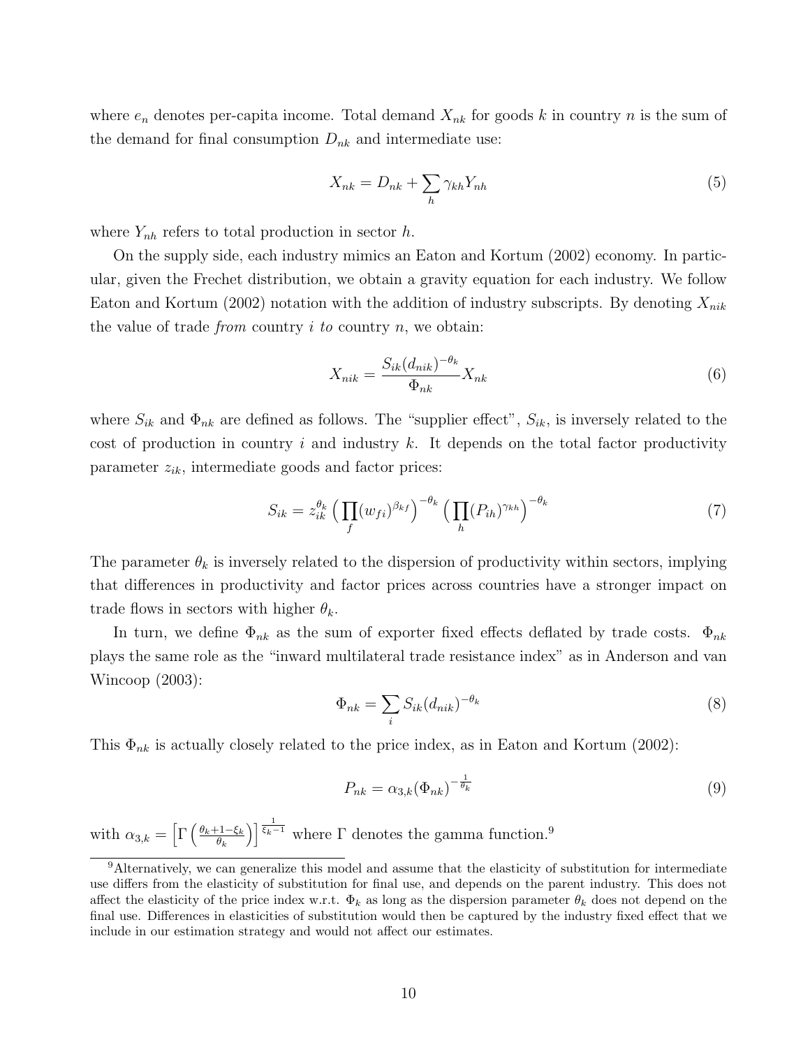where $e_n$ denotes per-capita income. Total demand $X_{nk}$ for goods $k$ in country $n$ is the sum of the demand for final consumption $D_{nk}$ and intermediate use:

$$X_{nk} = D_{nk} + \sum_h \gamma_{kh} Y_{nh} \tag{5}$$

where $Y_{nh}$ refers to total production in sector $h$.

On the supply side, each industry mimics an Eaton and Kortum (2002) economy. In particular, given the Frechet distribution, we obtain a gravity equation for each industry. We follow Eaton and Kortum (2002) notation with the addition of industry subscripts. By denoting $X_{nik}$ the value of trade *from* country $i$ *to* country $n$, we obtain:

$$X_{nik} = \frac{S_{ik}(d_{nik})^{-\theta_k}}{\Phi_{nk}} X_{nk} \tag{6}$$

where $S_{ik}$ and $\Phi_{nk}$ are defined as follows. The "supplier effect", $S_{ik}$, is inversely related to the cost of production in country $i$ and industry $k$. It depends on the total factor productivity parameter $z_{ik}$, intermediate goods and factor prices:

$$S_{ik} = z_{ik}^{\theta_k} \Big(\prod_f (w_{fi})^{\beta_{kf}}\Big)^{-\theta_k} \Big(\prod_h (P_{ih})^{\gamma_{kh}}\Big)^{-\theta_k} \tag{7}$$

The parameter $\theta_k$ is inversely related to the dispersion of productivity within sectors, implying that differences in productivity and factor prices across countries have a stronger impact on trade flows in sectors with higher $\theta_k$.

In turn, we define $\Phi_{nk}$ as the sum of exporter fixed effects deflated by trade costs. $\Phi_{nk}$ plays the same role as the "inward multilateral trade resistance index" as in Anderson and van Wincoop (2003):

$$\Phi_{nk} = \sum_i S_{ik}(d_{nik})^{-\theta_k} \tag{8}$$

This $\Phi_{nk}$ is actually closely related to the price index, as in Eaton and Kortum (2002):

$$P_{nk} = \alpha_{3,k}(\Phi_{nk})^{-\frac{1}{\theta_k}} \tag{9}$$

with $\alpha_{3,k} = \left[\Gamma\left(\frac{\theta_k+1-\xi_k}{\theta_k}\right)\right]^{\frac{1}{\xi_k-1}}$ where $\Gamma$ denotes the gamma function.[9]

[9] Alternatively, we can generalize this model and assume that the elasticity of substitution for intermediate use differs from the elasticity of substitution for final use, and depends on the parent industry. This does not affect the elasticity of the price index w.r.t. $\Phi_k$ as long as the dispersion parameter $\theta_k$ does not depend on the final use. Differences in elasticities of substitution would then be captured by the industry fixed effect that we include in our estimation strategy and would not affect our estimates.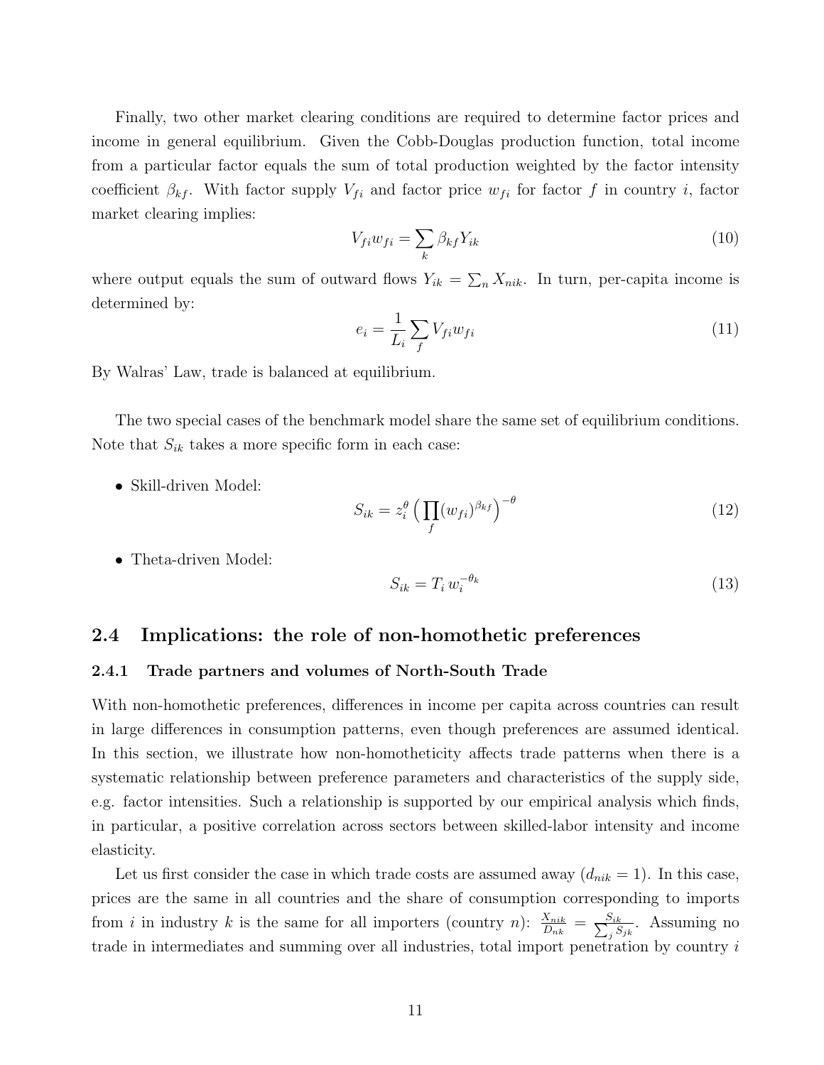Finally, two other market clearing conditions are required to determine factor prices and income in general equilibrium. Given the Cobb-Douglas production function, total income from a particular factor equals the sum of total production weighted by the factor intensity coefficient $\beta_{kf}$. With factor supply $V_{fi}$ and factor price $w_{fi}$ for factor $f$ in country $i$, factor market clearing implies:

$$V_{fi} w_{fi} = \sum_k \beta_{kf} Y_{ik} \tag{10}$$

where output equals the sum of outward flows $Y_{ik} = \sum_n X_{nik}$. In turn, per-capita income is determined by:

$$e_i = \frac{1}{L_i} \sum_f V_{fi} w_{fi} \tag{11}$$

By Walras' Law, trade is balanced at equilibrium.

The two special cases of the benchmark model share the same set of equilibrium conditions. Note that $S_{ik}$ takes a more specific form in each case:

- Skill-driven Model:

$$S_{ik} = z_i^{\theta} \Big( \prod_f (w_{fi})^{\beta_{kf}} \Big)^{-\theta} \tag{12}$$

- Theta-driven Model:

$$S_{ik} = T_i \, w_i^{-\theta_k} \tag{13}$$

## 2.4 Implications: the role of non-homothetic preferences

### 2.4.1 Trade partners and volumes of North-South Trade

With non-homothetic preferences, differences in income per capita across countries can result in large differences in consumption patterns, even though preferences are assumed identical. In this section, we illustrate how non-homotheticity affects trade patterns when there is a systematic relationship between preference parameters and characteristics of the supply side, e.g. factor intensities. Such a relationship is supported by our empirical analysis which finds, in particular, a positive correlation across sectors between skilled-labor intensity and income elasticity.

Let us first consider the case in which trade costs are assumed away ($d_{nik} = 1$). In this case, prices are the same in all countries and the share of consumption corresponding to imports from $i$ in industry $k$ is the same for all importers (country $n$): $\frac{X_{nik}}{D_{nk}} = \frac{S_{ik}}{\sum_j S_{jk}}$. Assuming no trade in intermediates and summing over all industries, total import penetration by country $i$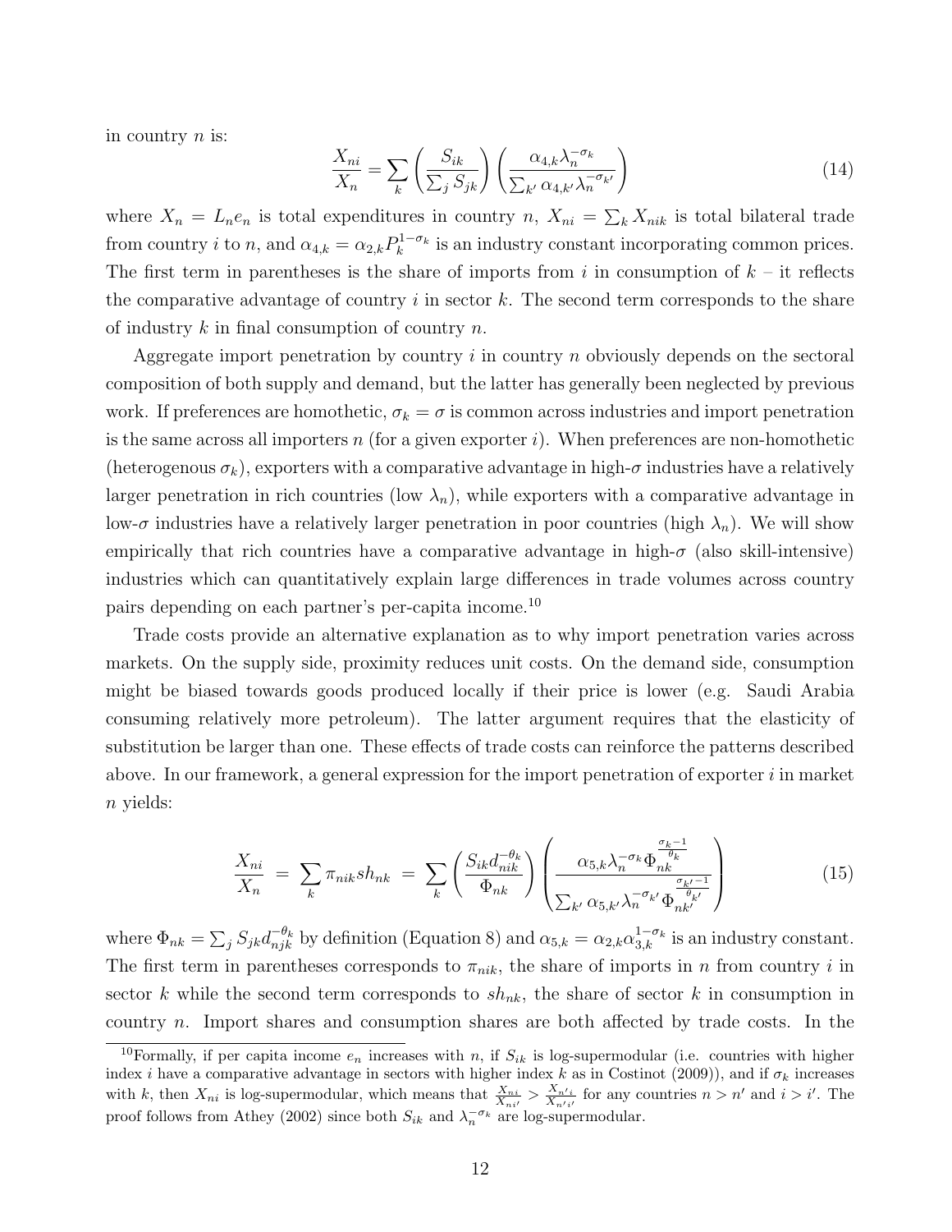in country $n$ is:

$$\frac{X_{ni}}{X_n} = \sum_k \left( \frac{S_{ik}}{\sum_j S_{jk}} \right) \left( \frac{\alpha_{4,k} \lambda_n^{-\sigma_k}}{\sum_{k'} \alpha_{4,k'} \lambda_n^{-\sigma_{k'}}} \right) \tag{14}$$

where $X_n = L_n e_n$ is total expenditures in country $n$, $X_{ni} = \sum_k X_{nik}$ is total bilateral trade from country $i$ to $n$, and $\alpha_{4,k} = \alpha_{2,k} P_k^{1-\sigma_k}$ is an industry constant incorporating common prices. The first term in parentheses is the share of imports from $i$ in consumption of $k$ – it reflects the comparative advantage of country $i$ in sector $k$. The second term corresponds to the share of industry $k$ in final consumption of country $n$.

Aggregate import penetration by country $i$ in country $n$ obviously depends on the sectoral composition of both supply and demand, but the latter has generally been neglected by previous work. If preferences are homothetic, $\sigma_k = \sigma$ is common across industries and import penetration is the same across all importers $n$ (for a given exporter $i$). When preferences are non-homothetic (heterogenous $\sigma_k$), exporters with a comparative advantage in high-$\sigma$ industries have a relatively larger penetration in rich countries (low $\lambda_n$), while exporters with a comparative advantage in low-$\sigma$ industries have a relatively larger penetration in poor countries (high $\lambda_n$). We will show empirically that rich countries have a comparative advantage in high-$\sigma$ (also skill-intensive) industries which can quantitatively explain large differences in trade volumes across country pairs depending on each partner's per-capita income.[10]

Trade costs provide an alternative explanation as to why import penetration varies across markets. On the supply side, proximity reduces unit costs. On the demand side, consumption might be biased towards goods produced locally if their price is lower (e.g. Saudi Arabia consuming relatively more petroleum). The latter argument requires that the elasticity of substitution be larger than one. These effects of trade costs can reinforce the patterns described above. In our framework, a general expression for the import penetration of exporter $i$ in market $n$ yields:

$$\frac{X_{ni}}{X_n} \;=\; \sum_k \pi_{nik} sh_{nk} \;=\; \sum_k \left( \frac{S_{ik} d_{nik}^{-\theta_k}}{\Phi_{nk}} \right) \left( \frac{\alpha_{5,k} \lambda_n^{-\sigma_k} \Phi_{nk}^{\frac{\sigma_k - 1}{\theta_k}}}{\sum_{k'} \alpha_{5,k'} \lambda_n^{-\sigma_{k'}} \Phi_{nk'}^{\frac{\sigma_{k'} - 1}{\theta_{k'}}}} \right) \tag{15}$$

where $\Phi_{nk} = \sum_j S_{jk} d_{njk}^{-\theta_k}$ by definition (Equation 8) and $\alpha_{5,k} = \alpha_{2,k} \alpha_{3,k}^{1-\sigma_k}$ is an industry constant. The first term in parentheses corresponds to $\pi_{nik}$, the share of imports in $n$ from country $i$ in sector $k$ while the second term corresponds to $sh_{nk}$, the share of sector $k$ in consumption in country $n$. Import shares and consumption shares are both affected by trade costs. In the

[10]Formally, if per capita income $e_n$ increases with $n$, if $S_{ik}$ is log-supermodular (i.e. countries with higher index $i$ have a comparative advantage in sectors with higher index $k$ as in Costinot (2009)), and if $\sigma_k$ increases with $k$, then $X_{ni}$ is log-supermodular, which means that $\frac{X_{ni}}{X_{ni'}} > \frac{X_{n'i}}{X_{n'i'}}$ for any countries $n > n'$ and $i > i'$. The proof follows from Athey (2002) since both $S_{ik}$ and $\lambda_n^{-\sigma_k}$ are log-supermodular.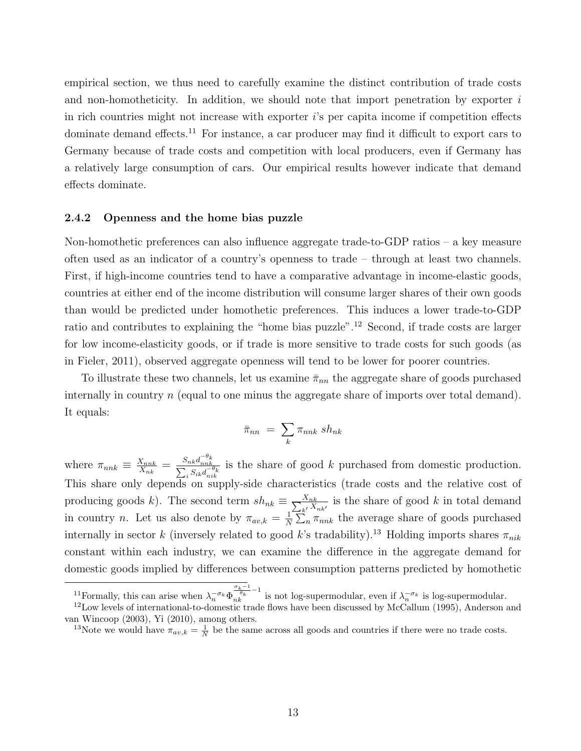empirical section, we thus need to carefully examine the distinct contribution of trade costs and non-homotheticity. In addition, we should note that import penetration by exporter $i$ in rich countries might not increase with exporter $i$'s per capita income if competition effects dominate demand effects.[11] For instance, a car producer may find it difficult to export cars to Germany because of trade costs and competition with local producers, even if Germany has a relatively large consumption of cars. Our empirical results however indicate that demand effects dominate.

### 2.4.2 Openness and the home bias puzzle

Non-homothetic preferences can also influence aggregate trade-to-GDP ratios – a key measure often used as an indicator of a country's openness to trade – through at least two channels. First, if high-income countries tend to have a comparative advantage in income-elastic goods, countries at either end of the income distribution will consume larger shares of their own goods than would be predicted under homothetic preferences. This induces a lower trade-to-GDP ratio and contributes to explaining the "home bias puzzle".[12] Second, if trade costs are larger for low income-elasticity goods, or if trade is more sensitive to trade costs for such goods (as in Fieler, 2011), observed aggregate openness will tend to be lower for poorer countries.

To illustrate these two channels, let us examine $\bar{\pi}_{nn}$ the aggregate share of goods purchased internally in country $n$ (equal to one minus the aggregate share of imports over total demand). It equals:

$$\bar{\pi}_{nn} \ = \ \sum_k \pi_{nnk} \ sh_{nk}$$

where $\pi_{nnk} \equiv \frac{X_{nnk}}{X_{nk}} = \frac{S_{nk} d_{nnk}^{-\theta_k}}{\sum_i S_{ik} d_{nik}^{-\theta_k}}$ is the share of good $k$ purchased from domestic production. This share only depends on supply-side characteristics (trade costs and the relative cost of producing goods $k$). The second term $sh_{nk} \equiv \frac{X_{nk}}{\sum_{k'} X_{nk'}}$ is the share of good $k$ in total demand in country $n$. Let us also denote by $\pi_{av,k} = \frac{1}{N} \sum_n \pi_{nnk}$ the average share of goods purchased internally in sector $k$ (inversely related to good $k$'s tradability).[13] Holding imports shares $\pi_{nik}$ constant within each industry, we can examine the difference in the aggregate demand for domestic goods implied by differences between consumption patterns predicted by homothetic

[11] Formally, this can arise when $\lambda_n^{-\sigma_k} \Phi_{nk}^{\frac{\sigma_k - 1}{\theta_k} - 1}$ is not log-supermodular, even if $\lambda_n^{-\sigma_k}$ is log-supermodular.

[12] Low levels of international-to-domestic trade flows have been discussed by McCallum (1995), Anderson and van Wincoop (2003), Yi (2010), among others.

[13] Note we would have $\pi_{av,k} = \frac{1}{N}$ be the same across all goods and countries if there were no trade costs.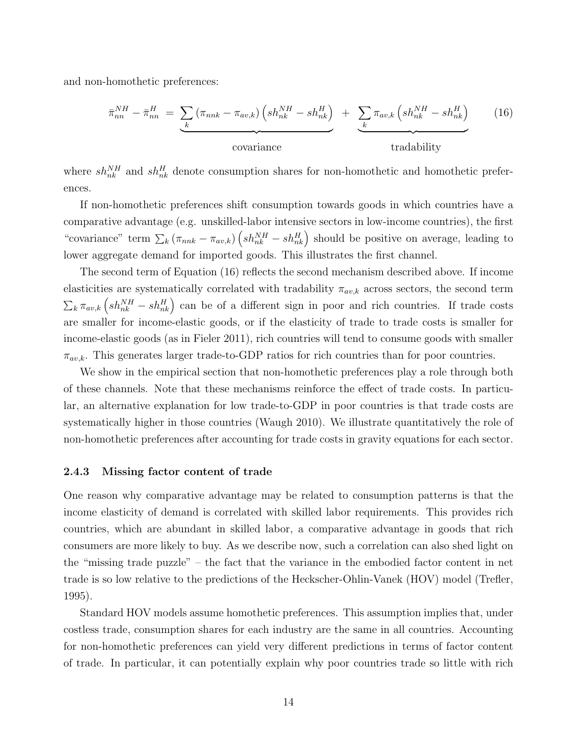and non-homothetic preferences:

$$\bar{\pi}_{nn}^{NH} - \bar{\pi}_{nn}^{H} = \underbrace{\sum_k \left(\pi_{nnk} - \pi_{av,k}\right)\left(sh_{nk}^{NH} - sh_{nk}^{H}\right)}_{\text{covariance}} + \underbrace{\sum_k \pi_{av,k}\left(sh_{nk}^{NH} - sh_{nk}^{H}\right)}_{\text{tradability}} \tag{16}$$

where $sh_{nk}^{NH}$ and $sh_{nk}^{H}$ denote consumption shares for non-homothetic and homothetic preferences.

If non-homothetic preferences shift consumption towards goods in which countries have a comparative advantage (e.g. unskilled-labor intensive sectors in low-income countries), the first "covariance" term $\sum_k \left(\pi_{nnk} - \pi_{av,k}\right)\left(sh_{nk}^{NH} - sh_{nk}^{H}\right)$ should be positive on average, leading to lower aggregate demand for imported goods. This illustrates the first channel.

The second term of Equation (16) reflects the second mechanism described above. If income elasticities are systematically correlated with tradability $\pi_{av,k}$ across sectors, the second term $\sum_k \pi_{av,k}\left(sh_{nk}^{NH} - sh_{nk}^{H}\right)$ can be of a different sign in poor and rich countries. If trade costs are smaller for income-elastic goods, or if the elasticity of trade to trade costs is smaller for income-elastic goods (as in Fieler 2011), rich countries will tend to consume goods with smaller $\pi_{av,k}$. This generates larger trade-to-GDP ratios for rich countries than for poor countries.

We show in the empirical section that non-homothetic preferences play a role through both of these channels. Note that these mechanisms reinforce the effect of trade costs. In particular, an alternative explanation for low trade-to-GDP in poor countries is that trade costs are systematically higher in those countries (Waugh 2010). We illustrate quantitatively the role of non-homothetic preferences after accounting for trade costs in gravity equations for each sector.

### 2.4.3 Missing factor content of trade

One reason why comparative advantage may be related to consumption patterns is that the income elasticity of demand is correlated with skilled labor requirements. This provides rich countries, which are abundant in skilled labor, a comparative advantage in goods that rich consumers are more likely to buy. As we describe now, such a correlation can also shed light on the "missing trade puzzle" – the fact that the variance in the embodied factor content in net trade is so low relative to the predictions of the Heckscher-Ohlin-Vanek (HOV) model (Trefler, 1995).

Standard HOV models assume homothetic preferences. This assumption implies that, under costless trade, consumption shares for each industry are the same in all countries. Accounting for non-homothetic preferences can yield very different predictions in terms of factor content of trade. In particular, it can potentially explain why poor countries trade so little with rich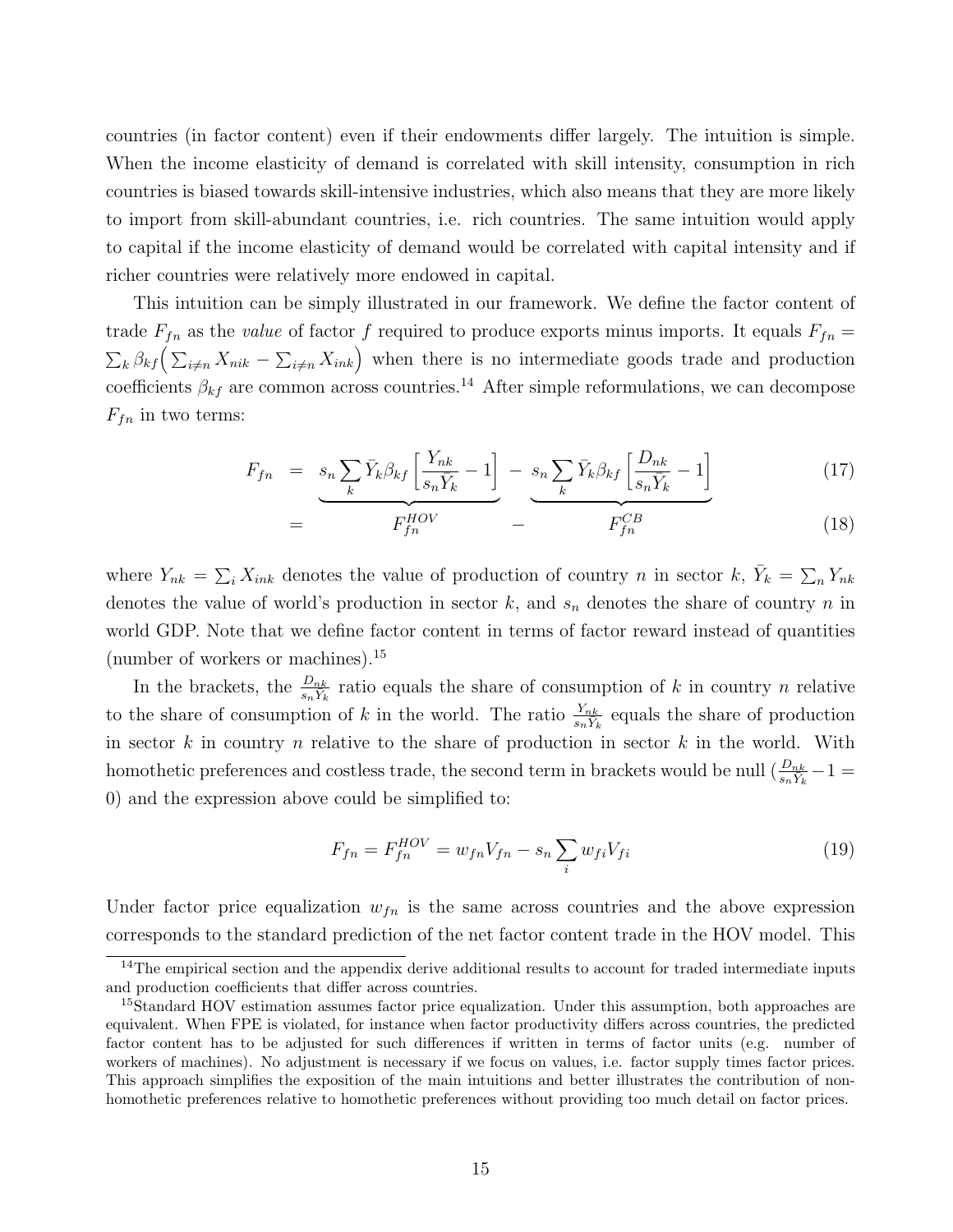countries (in factor content) even if their endowments differ largely. The intuition is simple. When the income elasticity of demand is correlated with skill intensity, consumption in rich countries is biased towards skill-intensive industries, which also means that they are more likely to import from skill-abundant countries, i.e. rich countries. The same intuition would apply to capital if the income elasticity of demand would be correlated with capital intensity and if richer countries were relatively more endowed in capital.

This intuition can be simply illustrated in our framework. We define the factor content of trade $F_{fn}$ as the *value* of factor $f$ required to produce exports minus imports. It equals $F_{fn} = \sum_k \beta_{kf}\Big(\sum_{i \neq n} X_{nik} - \sum_{i \neq n} X_{ink}\Big)$ when there is no intermediate goods trade and production coefficients $\beta_{kf}$ are common across countries.[14] After simple reformulations, we can decompose $F_{fn}$ in two terms:

$$
\begin{aligned}
F_{fn} &= \underbrace{s_n \sum_k \bar{Y}_k \beta_{kf} \left[ \frac{Y_{nk}}{s_n \bar{Y}_k} - 1 \right]}_{F_{fn}^{HOV}} - \underbrace{s_n \sum_k \bar{Y}_k \beta_{kf} \left[ \frac{D_{nk}}{s_n \bar{Y}_k} - 1 \right]}_{F_{fn}^{CB}} && (17) \\
&= \qquad\qquad F_{fn}^{HOV} \qquad\qquad - \qquad\qquad F_{fn}^{CB} && (18)
\end{aligned}
$$

where $Y_{nk} = \sum_i X_{ink}$ denotes the value of production of country $n$ in sector $k$, $\bar{Y}_k = \sum_n Y_{nk}$ denotes the value of world's production in sector $k$, and $s_n$ denotes the share of country $n$ in world GDP. Note that we define factor content in terms of factor reward instead of quantities (number of workers or machines).[15]

In the brackets, the $\frac{D_{nk}}{s_n \bar{Y}_k}$ ratio equals the share of consumption of $k$ in country $n$ relative to the share of consumption of $k$ in the world. The ratio $\frac{Y_{nk}}{s_n \bar{Y}_k}$ equals the share of production in sector $k$ in country $n$ relative to the share of production in sector $k$ in the world. With homothetic preferences and costless trade, the second term in brackets would be null ($\frac{D_{nk}}{s_n \bar{Y}_k} - 1 = 0$) and the expression above could be simplified to:

$$
F_{fn} = F_{fn}^{HOV} = w_{fn} V_{fn} - s_n \sum_i w_{fi} V_{fi} \tag{19}
$$

Under factor price equalization $w_{fn}$ is the same across countries and the above expression corresponds to the standard prediction of the net factor content trade in the HOV model. This

[14] The empirical section and the appendix derive additional results to account for traded intermediate inputs and production coefficients that differ across countries.

[15] Standard HOV estimation assumes factor price equalization. Under this assumption, both approaches are equivalent. When FPE is violated, for instance when factor productivity differs across countries, the predicted factor content has to be adjusted for such differences if written in terms of factor units (e.g. number of workers of machines). No adjustment is necessary if we focus on values, i.e. factor supply times factor prices. This approach simplifies the exposition of the main intuitions and better illustrates the contribution of non-homothetic preferences relative to homothetic preferences without providing too much detail on factor prices.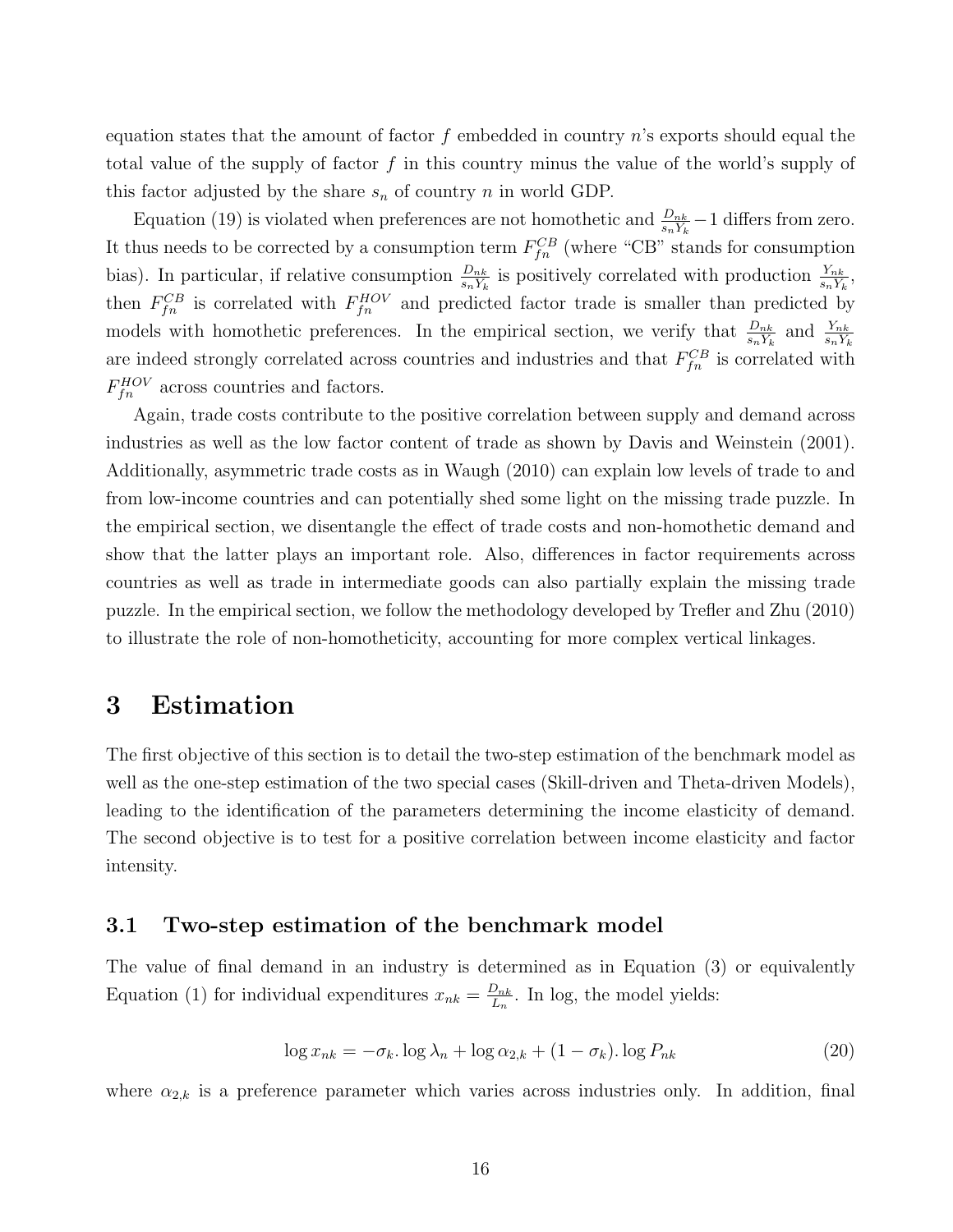equation states that the amount of factor $f$ embedded in country $n$'s exports should equal the total value of the supply of factor $f$ in this country minus the value of the world's supply of this factor adjusted by the share $s_n$ of country $n$ in world GDP.

Equation (19) is violated when preferences are not homothetic and $\frac{D_{nk}}{s_n Y_k} - 1$ differs from zero. It thus needs to be corrected by a consumption term $F_{fn}^{CB}$ (where "CB" stands for consumption bias). In particular, if relative consumption $\frac{D_{nk}}{s_n Y_k}$ is positively correlated with production $\frac{Y_{nk}}{s_n Y_k}$, then $F_{fn}^{CB}$ is correlated with $F_{fn}^{HOV}$ and predicted factor trade is smaller than predicted by models with homothetic preferences. In the empirical section, we verify that $\frac{D_{nk}}{s_n Y_k}$ and $\frac{Y_{nk}}{s_n Y_k}$ are indeed strongly correlated across countries and industries and that $F_{fn}^{CB}$ is correlated with $F_{fn}^{HOV}$ across countries and factors.

Again, trade costs contribute to the positive correlation between supply and demand across industries as well as the low factor content of trade as shown by Davis and Weinstein (2001). Additionally, asymmetric trade costs as in Waugh (2010) can explain low levels of trade to and from low-income countries and can potentially shed some light on the missing trade puzzle. In the empirical section, we disentangle the effect of trade costs and non-homothetic demand and show that the latter plays an important role. Also, differences in factor requirements across countries as well as trade in intermediate goods can also partially explain the missing trade puzzle. In the empirical section, we follow the methodology developed by Trefler and Zhu (2010) to illustrate the role of non-homotheticity, accounting for more complex vertical linkages.

# 3 Estimation

The first objective of this section is to detail the two-step estimation of the benchmark model as well as the one-step estimation of the two special cases (Skill-driven and Theta-driven Models), leading to the identification of the parameters determining the income elasticity of demand. The second objective is to test for a positive correlation between income elasticity and factor intensity.

## 3.1 Two-step estimation of the benchmark model

The value of final demand in an industry is determined as in Equation (3) or equivalently Equation (1) for individual expenditures $x_{nk} = \frac{D_{nk}}{L_n}$. In log, the model yields:

$$\log x_{nk} = -\sigma_k . \log \lambda_n + \log \alpha_{2,k} + (1 - \sigma_k) . \log P_{nk} \tag{20}$$

where $\alpha_{2,k}$ is a preference parameter which varies across industries only. In addition, final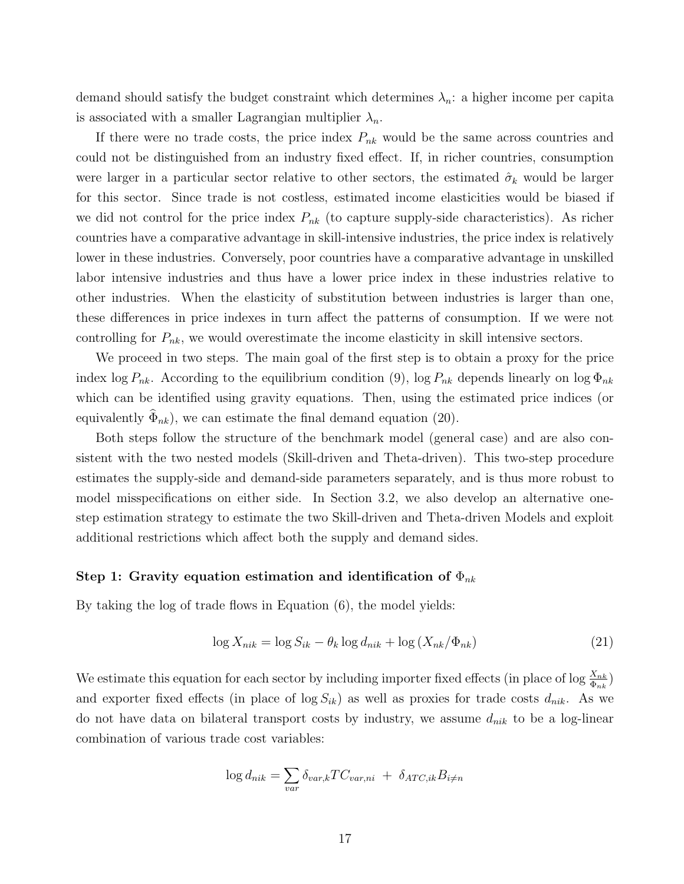demand should satisfy the budget constraint which determines $\lambda_n$: a higher income per capita is associated with a smaller Lagrangian multiplier $\lambda_n$.

If there were no trade costs, the price index $P_{nk}$ would be the same across countries and could not be distinguished from an industry fixed effect. If, in richer countries, consumption were larger in a particular sector relative to other sectors, the estimated $\hat{\sigma}_k$ would be larger for this sector. Since trade is not costless, estimated income elasticities would be biased if we did not control for the price index $P_{nk}$ (to capture supply-side characteristics). As richer countries have a comparative advantage in skill-intensive industries, the price index is relatively lower in these industries. Conversely, poor countries have a comparative advantage in unskilled labor intensive industries and thus have a lower price index in these industries relative to other industries. When the elasticity of substitution between industries is larger than one, these differences in price indexes in turn affect the patterns of consumption. If we were not controlling for $P_{nk}$, we would overestimate the income elasticity in skill intensive sectors.

We proceed in two steps. The main goal of the first step is to obtain a proxy for the price index $\log P_{nk}$. According to the equilibrium condition (9), $\log P_{nk}$ depends linearly on $\log \Phi_{nk}$ which can be identified using gravity equations. Then, using the estimated price indices (or equivalently $\widehat{\Phi}_{nk}$), we can estimate the final demand equation (20).

Both steps follow the structure of the benchmark model (general case) and are also consistent with the two nested models (Skill-driven and Theta-driven). This two-step procedure estimates the supply-side and demand-side parameters separately, and is thus more robust to model misspecifications on either side. In Section 3.2, we also develop an alternative one-step estimation strategy to estimate the two Skill-driven and Theta-driven Models and exploit additional restrictions which affect both the supply and demand sides.

**Step 1: Gravity equation estimation and identification of $\Phi_{nk}$**

By taking the log of trade flows in Equation (6), the model yields:

$$\log X_{nik} = \log S_{ik} - \theta_k \log d_{nik} + \log\left(X_{nk}/\Phi_{nk}\right) \tag{21}$$

We estimate this equation for each sector by including importer fixed effects (in place of $\log \frac{X_{nk}}{\Phi_{nk}}$) and exporter fixed effects (in place of $\log S_{ik}$) as well as proxies for trade costs $d_{nik}$. As we do not have data on bilateral transport costs by industry, we assume $d_{nik}$ to be a log-linear combination of various trade cost variables:

$$\log d_{nik} = \sum_{var} \delta_{var,k} TC_{var,ni} \; + \; \delta_{ATC,ik} B_{i \neq n}$$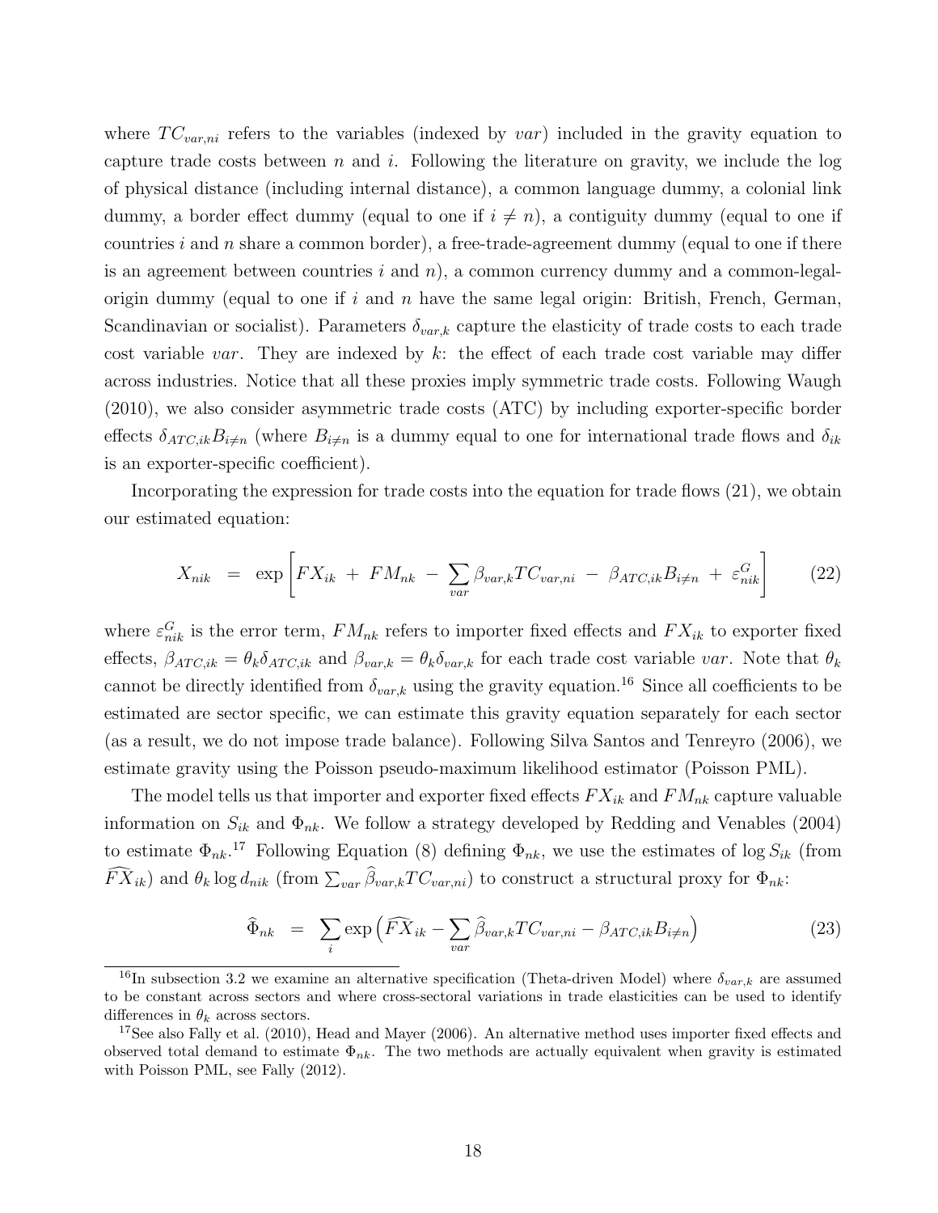where $TC_{var,ni}$ refers to the variables (indexed by $var$) included in the gravity equation to capture trade costs between $n$ and $i$. Following the literature on gravity, we include the log of physical distance (including internal distance), a common language dummy, a colonial link dummy, a border effect dummy (equal to one if $i \neq n$), a contiguity dummy (equal to one if countries $i$ and $n$ share a common border), a free-trade-agreement dummy (equal to one if there is an agreement between countries $i$ and $n$), a common currency dummy and a common-legal-origin dummy (equal to one if $i$ and $n$ have the same legal origin: British, French, German, Scandinavian or socialist). Parameters $\delta_{var,k}$ capture the elasticity of trade costs to each trade cost variable $var$. They are indexed by $k$: the effect of each trade cost variable may differ across industries. Notice that all these proxies imply symmetric trade costs. Following Waugh (2010), we also consider asymmetric trade costs (ATC) by including exporter-specific border effects $\delta_{ATC,ik} B_{i \neq n}$ (where $B_{i \neq n}$ is a dummy equal to one for international trade flows and $\delta_{ik}$ is an exporter-specific coefficient).

Incorporating the expression for trade costs into the equation for trade flows (21), we obtain our estimated equation:

$$X_{nik} = \exp \left[ FX_{ik} + FM_{nk} - \sum_{var} \beta_{var,k} TC_{var,ni} - \beta_{ATC,ik} B_{i \neq n} + \varepsilon^G_{nik} \right] \tag{22}$$

where $\varepsilon^G_{nik}$ is the error term, $FM_{nk}$ refers to importer fixed effects and $FX_{ik}$ to exporter fixed effects, $\beta_{ATC,ik} = \theta_k \delta_{ATC,ik}$ and $\beta_{var,k} = \theta_k \delta_{var,k}$ for each trade cost variable $var$. Note that $\theta_k$ cannot be directly identified from $\delta_{var,k}$ using the gravity equation.[16] Since all coefficients to be estimated are sector specific, we can estimate this gravity equation separately for each sector (as a result, we do not impose trade balance). Following Silva Santos and Tenreyro (2006), we estimate gravity using the Poisson pseudo-maximum likelihood estimator (Poisson PML).

The model tells us that importer and exporter fixed effects $FX_{ik}$ and $FM_{nk}$ capture valuable information on $S_{ik}$ and $\Phi_{nk}$. We follow a strategy developed by Redding and Venables (2004) to estimate $\Phi_{nk}$.[17] Following Equation (8) defining $\Phi_{nk}$, we use the estimates of $\log S_{ik}$ (from $\widehat{FX}_{ik}$) and $\theta_k \log d_{nik}$ (from $\sum_{var} \widehat{\beta}_{var,k} TC_{var,ni}$) to construct a structural proxy for $\Phi_{nk}$:

$$\widehat{\Phi}_{nk} = \sum_i \exp \left( \widehat{FX}_{ik} - \sum_{var} \widehat{\beta}_{var,k} TC_{var,ni} - \beta_{ATC,ik} B_{i \neq n} \right) \tag{23}$$

[16] In subsection 3.2 we examine an alternative specification (Theta-driven Model) where $\delta_{var,k}$ are assumed to be constant across sectors and where cross-sectoral variations in trade elasticities can be used to identify differences in $\theta_k$ across sectors.

[17] See also Fally et al. (2010), Head and Mayer (2006). An alternative method uses importer fixed effects and observed total demand to estimate $\Phi_{nk}$. The two methods are actually equivalent when gravity is estimated with Poisson PML, see Fally (2012).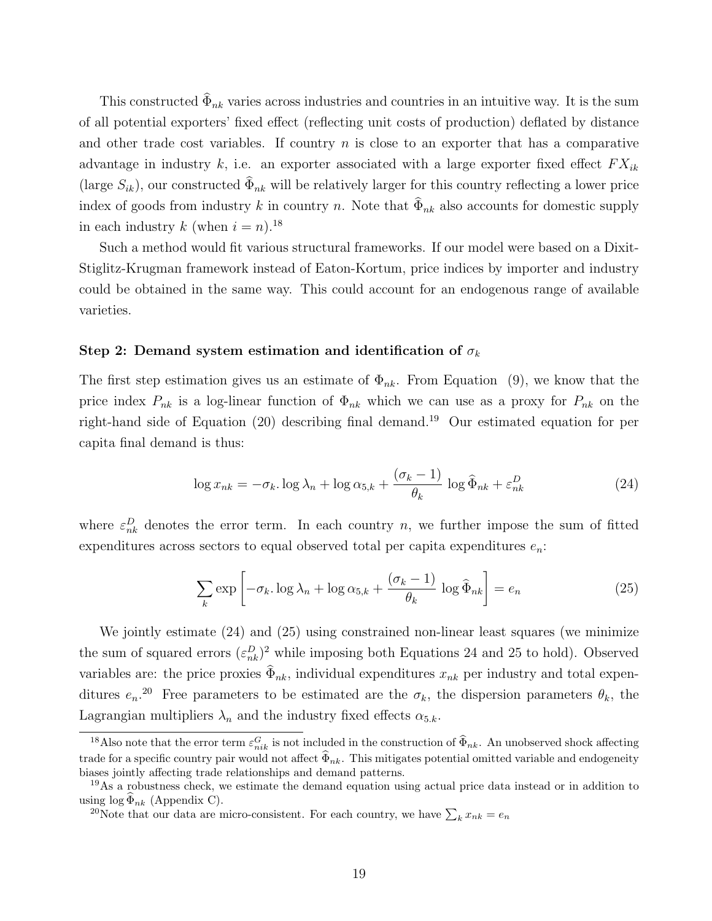This constructed $\widehat{\Phi}_{nk}$ varies across industries and countries in an intuitive way. It is the sum of all potential exporters' fixed effect (reflecting unit costs of production) deflated by distance and other trade cost variables. If country $n$ is close to an exporter that has a comparative advantage in industry $k$, i.e. an exporter associated with a large exporter fixed effect $FX_{ik}$ (large $S_{ik}$), our constructed $\widehat{\Phi}_{nk}$ will be relatively larger for this country reflecting a lower price index of goods from industry $k$ in country $n$. Note that $\widehat{\Phi}_{nk}$ also accounts for domestic supply in each industry $k$ (when $i = n$).[18]

Such a method would fit various structural frameworks. If our model were based on a Dixit-Stiglitz-Krugman framework instead of Eaton-Kortum, price indices by importer and industry could be obtained in the same way. This could account for an endogenous range of available varieties.

### Step 2: Demand system estimation and identification of $\sigma_k$

The first step estimation gives us an estimate of $\Phi_{nk}$. From Equation (9), we know that the price index $P_{nk}$ is a log-linear function of $\Phi_{nk}$ which we can use as a proxy for $P_{nk}$ on the right-hand side of Equation (20) describing final demand.[19] Our estimated equation for per capita final demand is thus:

$$\log x_{nk} = -\sigma_k . \log \lambda_n + \log \alpha_{5,k} + \frac{(\sigma_k - 1)}{\theta_k} \log \widehat{\Phi}_{nk} + \varepsilon_{nk}^D \tag{24}$$

where $\varepsilon_{nk}^D$ denotes the error term. In each country $n$, we further impose the sum of fitted expenditures across sectors to equal observed total per capita expenditures $e_n$:

$$\sum_k \exp \left[ -\sigma_k . \log \lambda_n + \log \alpha_{5,k} + \frac{(\sigma_k - 1)}{\theta_k} \log \widehat{\Phi}_{nk} \right] = e_n \tag{25}$$

We jointly estimate (24) and (25) using constrained non-linear least squares (we minimize the sum of squared errors $(\varepsilon_{nk}^D)^2$ while imposing both Equations 24 and 25 to hold). Observed variables are: the price proxies $\widehat{\Phi}_{nk}$, individual expenditures $x_{nk}$ per industry and total expenditures $e_n$.[20] Free parameters to be estimated are the $\sigma_k$, the dispersion parameters $\theta_k$, the Lagrangian multipliers $\lambda_n$ and the industry fixed effects $\alpha_{5.k}$.

---

[18] Also note that the error term $\varepsilon_{nik}^G$ is not included in the construction of $\widehat{\Phi}_{nk}$. An unobserved shock affecting trade for a specific country pair would not affect $\widehat{\Phi}_{nk}$. This mitigates potential omitted variable and endogeneity biases jointly affecting trade relationships and demand patterns.

[19] As a robustness check, we estimate the demand equation using actual price data instead or in addition to using $\log \widehat{\Phi}_{nk}$ (Appendix C).

[20] Note that our data are micro-consistent. For each country, we have $\sum_k x_{nk} = e_n$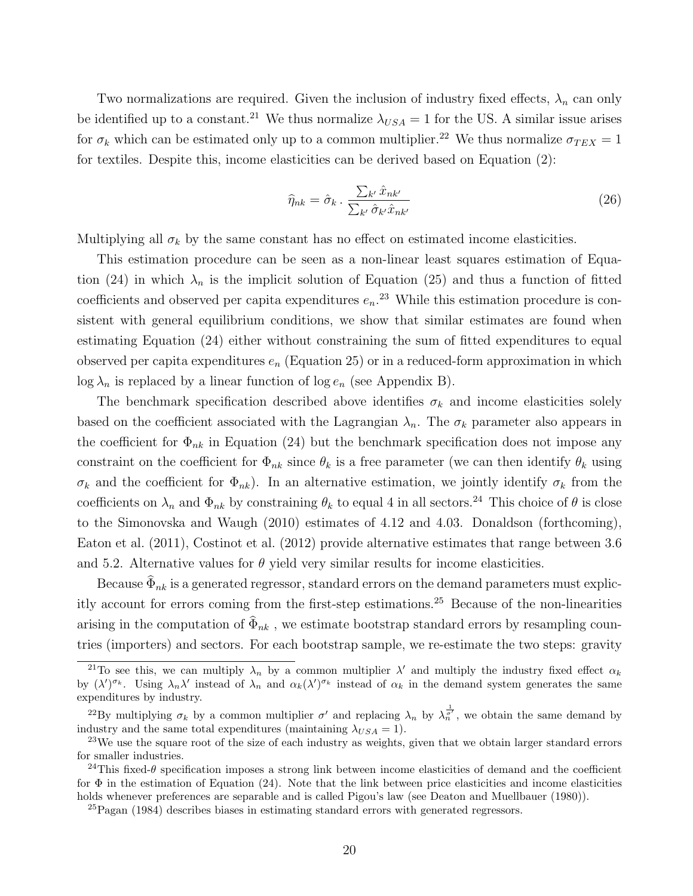Two normalizations are required. Given the inclusion of industry fixed effects, $\lambda_n$ can only be identified up to a constant.[21] We thus normalize $\lambda_{USA} = 1$ for the US. A similar issue arises for $\sigma_k$ which can be estimated only up to a common multiplier.[22] We thus normalize $\sigma_{TEX} = 1$ for textiles. Despite this, income elasticities can be derived based on Equation (2):

$$\widehat{\eta}_{nk} = \hat{\sigma}_k \cdot \frac{\sum_{k'} \hat{x}_{nk'}}{\sum_{k'} \hat{\sigma}_{k'} \hat{x}_{nk'}} \tag{26}$$

Multiplying all $\sigma_k$ by the same constant has no effect on estimated income elasticities.

This estimation procedure can be seen as a non-linear least squares estimation of Equation (24) in which $\lambda_n$ is the implicit solution of Equation (25) and thus a function of fitted coefficients and observed per capita expenditures $e_n$.[23] While this estimation procedure is consistent with general equilibrium conditions, we show that similar estimates are found when estimating Equation (24) either without constraining the sum of fitted expenditures to equal observed per capita expenditures $e_n$ (Equation 25) or in a reduced-form approximation in which $\log \lambda_n$ is replaced by a linear function of $\log e_n$ (see Appendix B).

The benchmark specification described above identifies $\sigma_k$ and income elasticities solely based on the coefficient associated with the Lagrangian $\lambda_n$. The $\sigma_k$ parameter also appears in the coefficient for $\Phi_{nk}$ in Equation (24) but the benchmark specification does not impose any constraint on the coefficient for $\Phi_{nk}$ since $\theta_k$ is a free parameter (we can then identify $\theta_k$ using $\sigma_k$ and the coefficient for $\Phi_{nk}$). In an alternative estimation, we jointly identify $\sigma_k$ from the coefficients on $\lambda_n$ and $\Phi_{nk}$ by constraining $\theta_k$ to equal 4 in all sectors.[24] This choice of $\theta$ is close to the Simonovska and Waugh (2010) estimates of 4.12 and 4.03. Donaldson (forthcoming), Eaton et al. (2011), Costinot et al. (2012) provide alternative estimates that range between 3.6 and 5.2. Alternative values for $\theta$ yield very similar results for income elasticities.

Because $\widehat{\Phi}_{nk}$ is a generated regressor, standard errors on the demand parameters must explicitly account for errors coming from the first-step estimations.[25] Because of the non-linearities arising in the computation of $\widehat{\Phi}_{nk}$ , we estimate bootstrap standard errors by resampling countries (importers) and sectors. For each bootstrap sample, we re-estimate the two steps: gravity

[21] To see this, we can multiply $\lambda_n$ by a common multiplier $\lambda'$ and multiply the industry fixed effect $\alpha_k$ by $(\lambda')^{\sigma_k}$. Using $\lambda_n \lambda'$ instead of $\lambda_n$ and $\alpha_k (\lambda')^{\sigma_k}$ instead of $\alpha_k$ in the demand system generates the same expenditures by industry.

[22] By multiplying $\sigma_k$ by a common multiplier $\sigma'$ and replacing $\lambda_n$ by $\lambda_n^{\frac{1}{\sigma'}}$, we obtain the same demand by industry and the same total expenditures (maintaining $\lambda_{USA} = 1$).

[23] We use the square root of the size of each industry as weights, given that we obtain larger standard errors for smaller industries.

[24] This fixed-$\theta$ specification imposes a strong link between income elasticities of demand and the coefficient for $\Phi$ in the estimation of Equation (24). Note that the link between price elasticities and income elasticities holds whenever preferences are separable and is called Pigou's law (see Deaton and Muellbauer (1980)).

[25] Pagan (1984) describes biases in estimating standard errors with generated regressors.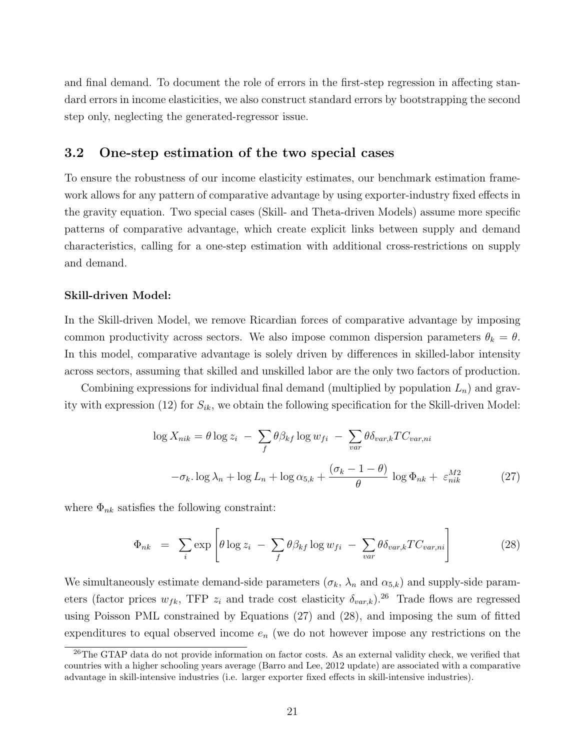and final demand. To document the role of errors in the first-step regression in affecting standard errors in income elasticities, we also construct standard errors by bootstrapping the second step only, neglecting the generated-regressor issue.

## 3.2 One-step estimation of the two special cases

To ensure the robustness of our income elasticity estimates, our benchmark estimation framework allows for any pattern of comparative advantage by using exporter-industry fixed effects in the gravity equation. Two special cases (Skill- and Theta-driven Models) assume more specific patterns of comparative advantage, which create explicit links between supply and demand characteristics, calling for a one-step estimation with additional cross-restrictions on supply and demand.

**Skill-driven Model:**

In the Skill-driven Model, we remove Ricardian forces of comparative advantage by imposing common productivity across sectors. We also impose common dispersion parameters $\theta_k = \theta$. In this model, comparative advantage is solely driven by differences in skilled-labor intensity across sectors, assuming that skilled and unskilled labor are the only two factors of production.

Combining expressions for individual final demand (multiplied by population $L_n$) and gravity with expression (12) for $S_{ik}$, we obtain the following specification for the Skill-driven Model:

$$\log X_{nik} = \theta \log z_i \; - \; \sum_f \theta \beta_{kf} \log w_{fi} \; - \; \sum_{var} \theta \delta_{var,k} TC_{var,ni}$$

$$-\sigma_k . \log \lambda_n + \log L_n + \log \alpha_{5,k} + \frac{(\sigma_k - 1 - \theta)}{\theta} \; \log \Phi_{nk} + \; \varepsilon_{nik}^{M2} \tag{27}$$

where $\Phi_{nk}$ satisfies the following constraint:

$$\Phi_{nk} \;\; = \;\; \sum_i \exp \left[ \theta \log z_i \; - \; \sum_f \theta \beta_{kf} \log w_{fi} \; - \; \sum_{var} \theta \delta_{var,k} TC_{var,ni} \right] \tag{28}$$

We simultaneously estimate demand-side parameters ($\sigma_k$, $\lambda_n$ and $\alpha_{5,k}$) and supply-side parameters (factor prices $w_{fk}$, TFP $z_i$ and trade cost elasticity $\delta_{var,k}$).[26] Trade flows are regressed using Poisson PML constrained by Equations (27) and (28), and imposing the sum of fitted expenditures to equal observed income $e_n$ (we do not however impose any restrictions on the

[26] The GTAP data do not provide information on factor costs. As an external validity check, we verified that countries with a higher schooling years average (Barro and Lee, 2012 update) are associated with a comparative advantage in skill-intensive industries (i.e. larger exporter fixed effects in skill-intensive industries).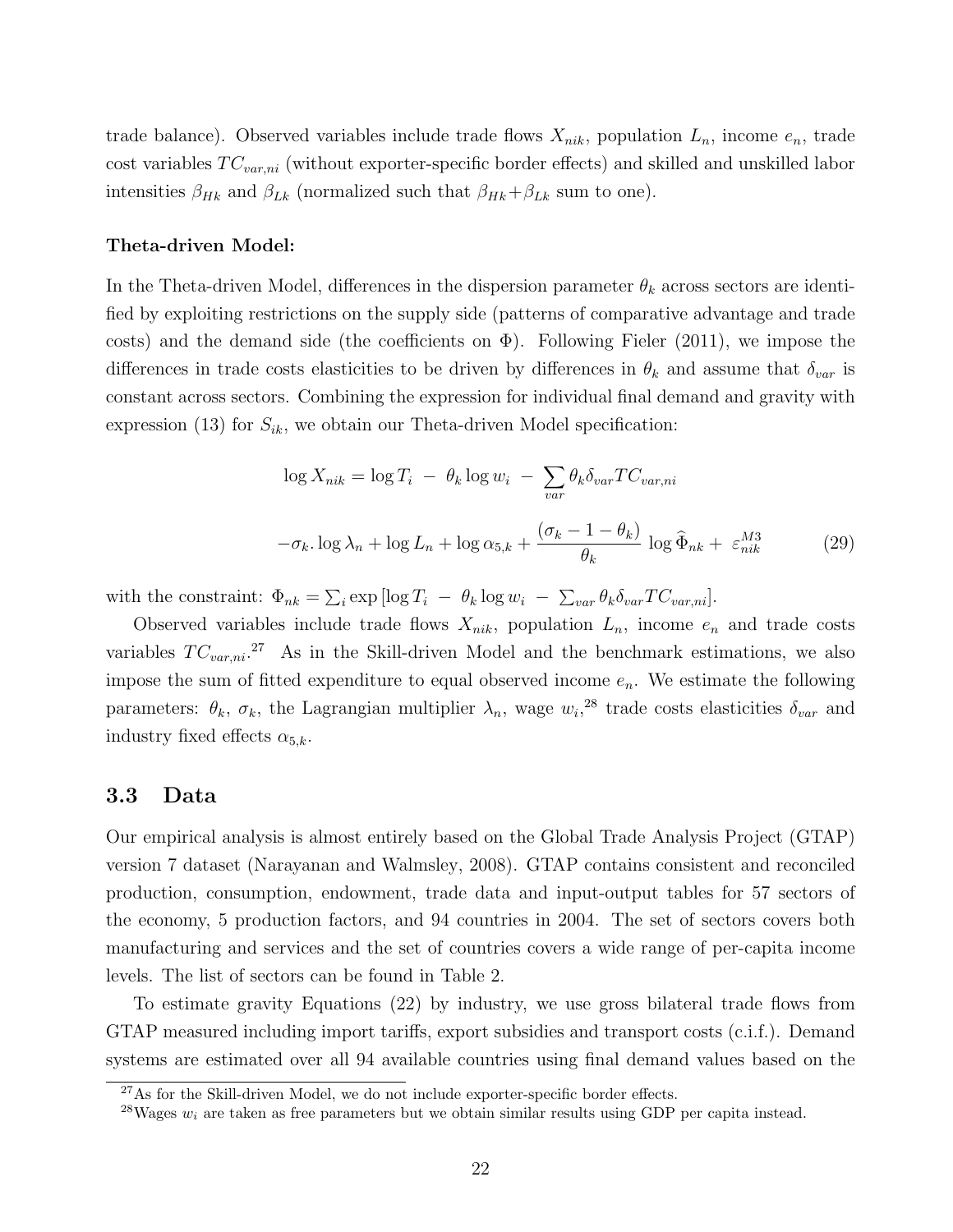trade balance). Observed variables include trade flows $X_{nik}$, population $L_n$, income $e_n$, trade cost variables $TC_{var,ni}$ (without exporter-specific border effects) and skilled and unskilled labor intensities $\beta_{Hk}$ and $\beta_{Lk}$ (normalized such that $\beta_{Hk}+\beta_{Lk}$ sum to one).

**Theta-driven Model:**

In the Theta-driven Model, differences in the dispersion parameter $\theta_k$ across sectors are identified by exploiting restrictions on the supply side (patterns of comparative advantage and trade costs) and the demand side (the coefficients on $\Phi$). Following Fieler (2011), we impose the differences in trade costs elasticities to be driven by differences in $\theta_k$ and assume that $\delta_{var}$ is constant across sectors. Combining the expression for individual final demand and gravity with expression (13) for $S_{ik}$, we obtain our Theta-driven Model specification:

$$\log X_{nik} = \log T_i \ - \ \theta_k \log w_i \ - \ \sum_{var} \theta_k \delta_{var} TC_{var,ni}$$

$$-\sigma_k . \log \lambda_n + \log L_n + \log \alpha_{5,k} + \frac{(\sigma_k - 1 - \theta_k)}{\theta_k} \log \widehat{\Phi}_{nk} + \ \varepsilon_{nik}^{M3} \tag{29}$$

with the constraint: $\Phi_{nk} = \sum_i \exp\left[\log T_i \ - \ \theta_k \log w_i \ - \ \sum_{var} \theta_k \delta_{var} TC_{var,ni}\right]$.

Observed variables include trade flows $X_{nik}$, population $L_n$, income $e_n$ and trade costs variables $TC_{var,ni}$.[27] As in the Skill-driven Model and the benchmark estimations, we also impose the sum of fitted expenditure to equal observed income $e_n$. We estimate the following parameters: $\theta_k$, $\sigma_k$, the Lagrangian multiplier $\lambda_n$, wage $w_i$,[28] trade costs elasticities $\delta_{var}$ and industry fixed effects $\alpha_{5,k}$.

## 3.3 Data

Our empirical analysis is almost entirely based on the Global Trade Analysis Project (GTAP) version 7 dataset (Narayanan and Walmsley, 2008). GTAP contains consistent and reconciled production, consumption, endowment, trade data and input-output tables for 57 sectors of the economy, 5 production factors, and 94 countries in 2004. The set of sectors covers both manufacturing and services and the set of countries covers a wide range of per-capita income levels. The list of sectors can be found in Table 2.

To estimate gravity Equations (22) by industry, we use gross bilateral trade flows from GTAP measured including import tariffs, export subsidies and transport costs (c.i.f.). Demand systems are estimated over all 94 available countries using final demand values based on the

[27] As for the Skill-driven Model, we do not include exporter-specific border effects.

[28] Wages $w_i$ are taken as free parameters but we obtain similar results using GDP per capita instead.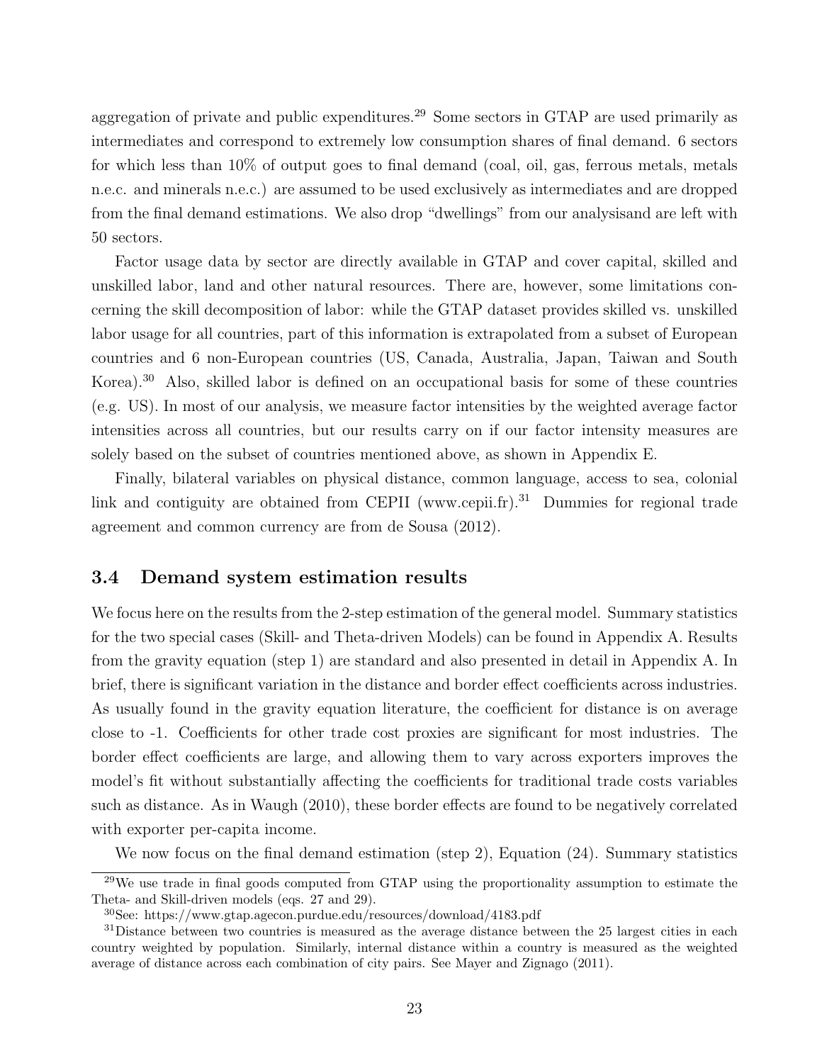aggregation of private and public expenditures.[29] Some sectors in GTAP are used primarily as intermediates and correspond to extremely low consumption shares of final demand. 6 sectors for which less than 10% of output goes to final demand (coal, oil, gas, ferrous metals, metals n.e.c. and minerals n.e.c.) are assumed to be used exclusively as intermediates and are dropped from the final demand estimations. We also drop "dwellings" from our analysisand are left with 50 sectors.

Factor usage data by sector are directly available in GTAP and cover capital, skilled and unskilled labor, land and other natural resources. There are, however, some limitations concerning the skill decomposition of labor: while the GTAP dataset provides skilled vs. unskilled labor usage for all countries, part of this information is extrapolated from a subset of European countries and 6 non-European countries (US, Canada, Australia, Japan, Taiwan and South Korea).[30] Also, skilled labor is defined on an occupational basis for some of these countries (e.g. US). In most of our analysis, we measure factor intensities by the weighted average factor intensities across all countries, but our results carry on if our factor intensity measures are solely based on the subset of countries mentioned above, as shown in Appendix E.

Finally, bilateral variables on physical distance, common language, access to sea, colonial link and contiguity are obtained from CEPII (www.cepii.fr).[31] Dummies for regional trade agreement and common currency are from de Sousa (2012).

### 3.4 Demand system estimation results

We focus here on the results from the 2-step estimation of the general model. Summary statistics for the two special cases (Skill- and Theta-driven Models) can be found in Appendix A. Results from the gravity equation (step 1) are standard and also presented in detail in Appendix A. In brief, there is significant variation in the distance and border effect coefficients across industries. As usually found in the gravity equation literature, the coefficient for distance is on average close to -1. Coefficients for other trade cost proxies are significant for most industries. The border effect coefficients are large, and allowing them to vary across exporters improves the model's fit without substantially affecting the coefficients for traditional trade costs variables such as distance. As in Waugh (2010), these border effects are found to be negatively correlated with exporter per-capita income.

We now focus on the final demand estimation (step 2), Equation (24). Summary statistics

---

[29] We use trade in final goods computed from GTAP using the proportionality assumption to estimate the Theta- and Skill-driven models (eqs. 27 and 29).

[30] See: https://www.gtap.agecon.purdue.edu/resources/download/4183.pdf

[31] Distance between two countries is measured as the average distance between the 25 largest cities in each country weighted by population. Similarly, internal distance within a country is measured as the weighted average of distance across each combination of city pairs. See Mayer and Zignago (2011).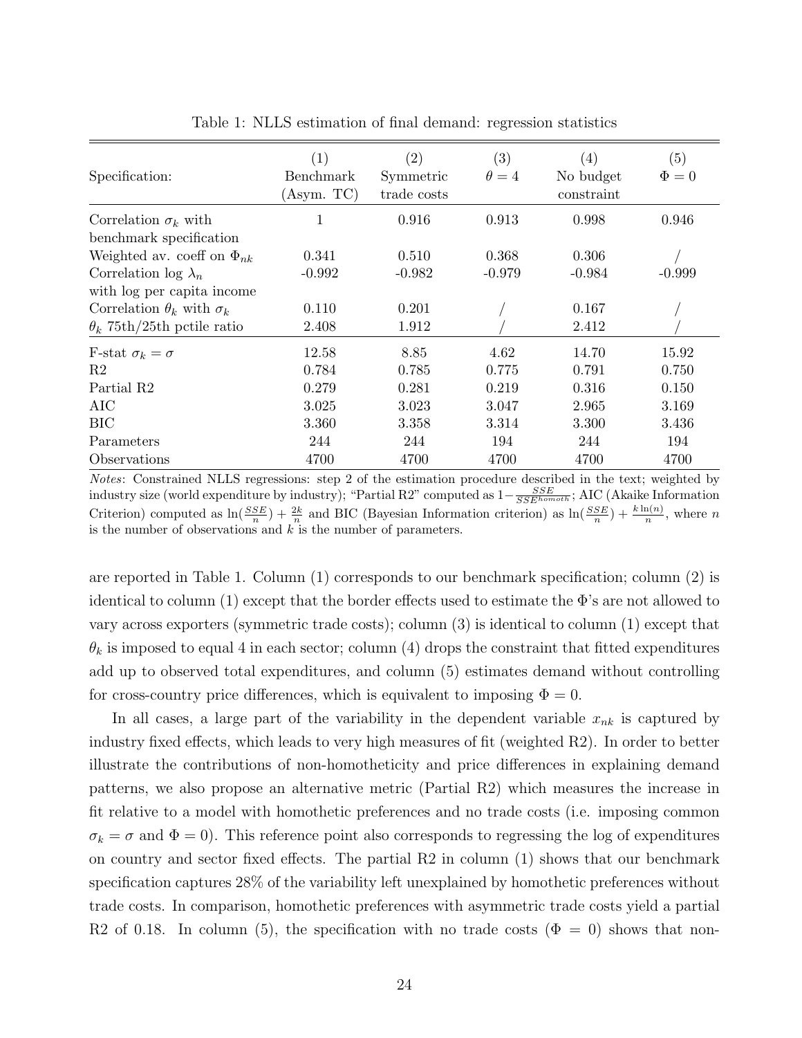Table 1: NLLS estimation of final demand: regression statistics

| Specification: | (1) Benchmark (Asym. TC) | (2) Symmetric trade costs | (3) $\theta = 4$ | (4) No budget constraint | (5) $\Phi = 0$ |
|---|---|---|---|---|---|
| Correlation $\sigma_k$ with benchmark specification | 1 | 0.916 | 0.913 | 0.998 | 0.946 |
| Weighted av. coeff on $\Phi_{nk}$ | 0.341 | 0.510 | 0.368 | 0.306 | / |
| Correlation log $\lambda_n$ with log per capita income | -0.992 | -0.982 | -0.979 | -0.984 | -0.999 |
| Correlation $\theta_k$ with $\sigma_k$ | 0.110 | 0.201 | / | 0.167 | / |
| $\theta_k$ 75th/25th pctile ratio | 2.408 | 1.912 | / | 2.412 | / |
| F-stat $\sigma_k = \sigma$ | 12.58 | 8.85 | 4.62 | 14.70 | 15.92 |
| R2 | 0.784 | 0.785 | 0.775 | 0.791 | 0.750 |
| Partial R2 | 0.279 | 0.281 | 0.219 | 0.316 | 0.150 |
| AIC | 3.025 | 3.023 | 3.047 | 2.965 | 3.169 |
| BIC | 3.360 | 3.358 | 3.314 | 3.300 | 3.436 |
| Parameters | 244 | 244 | 194 | 244 | 194 |
| Observations | 4700 | 4700 | 4700 | 4700 | 4700 |

*Notes*: Constrained NLLS regressions: step 2 of the estimation procedure described in the text; weighted by industry size (world expenditure by industry); "Partial R2" computed as $1 - \frac{SSE}{SSE^{homoth}}$; AIC (Akaike Information Criterion) computed as $\ln(\frac{SSE}{n}) + \frac{2k}{n}$ and BIC (Bayesian Information criterion) as $\ln(\frac{SSE}{n}) + \frac{k\ln(n)}{n}$, where $n$ is the number of observations and $k$ is the number of parameters.

are reported in Table 1. Column (1) corresponds to our benchmark specification; column (2) is identical to column (1) except that the border effects used to estimate the $\Phi$'s are not allowed to vary across exporters (symmetric trade costs); column (3) is identical to column (1) except that $\theta_k$ is imposed to equal 4 in each sector; column (4) drops the constraint that fitted expenditures add up to observed total expenditures, and column (5) estimates demand without controlling for cross-country price differences, which is equivalent to imposing $\Phi = 0$.

In all cases, a large part of the variability in the dependent variable $x_{nk}$ is captured by industry fixed effects, which leads to very high measures of fit (weighted R2). In order to better illustrate the contributions of non-homotheticity and price differences in explaining demand patterns, we also propose an alternative metric (Partial R2) which measures the increase in fit relative to a model with homothetic preferences and no trade costs (i.e. imposing common $\sigma_k = \sigma$ and $\Phi = 0$). This reference point also corresponds to regressing the log of expenditures on country and sector fixed effects. The partial R2 in column (1) shows that our benchmark specification captures 28% of the variability left unexplained by homothetic preferences without trade costs. In comparison, homothetic preferences with asymmetric trade costs yield a partial R2 of 0.18. In column (5), the specification with no trade costs ($\Phi = 0$) shows that non-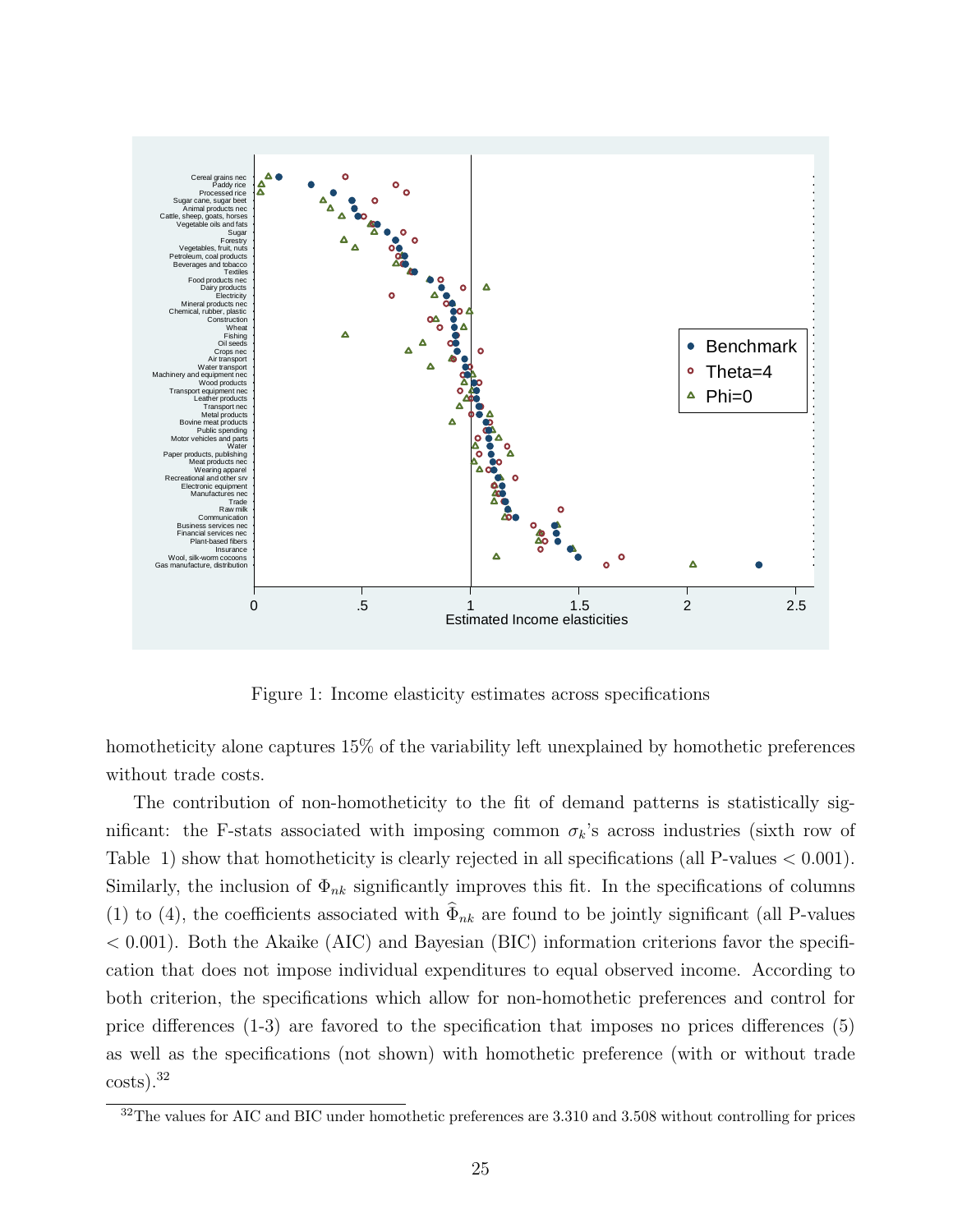Figure 1: Income elasticity estimates across specifications

homotheticity alone captures 15% of the variability left unexplained by homothetic preferences without trade costs.

The contribution of non-homotheticity to the fit of demand patterns is statistically significant: the F-stats associated with imposing common $\sigma_k$'s across industries (sixth row of Table 1) show that homotheticity is clearly rejected in all specifications (all P-values $< 0.001$). Similarly, the inclusion of $\Phi_{nk}$ significantly improves this fit. In the specifications of columns (1) to (4), the coefficients associated with $\widehat{\Phi}_{nk}$ are found to be jointly significant (all P-values $< 0.001$). Both the Akaike (AIC) and Bayesian (BIC) information criterions favor the specification that does not impose individual expenditures to equal observed income. According to both criterion, the specifications which allow for non-homothetic preferences and control for price differences (1-3) are favored to the specification that imposes no prices differences (5) as well as the specifications (not shown) with homothetic preference (with or without trade costs).[32]

[32] The values for AIC and BIC under homothetic preferences are 3.310 and 3.508 without controlling for prices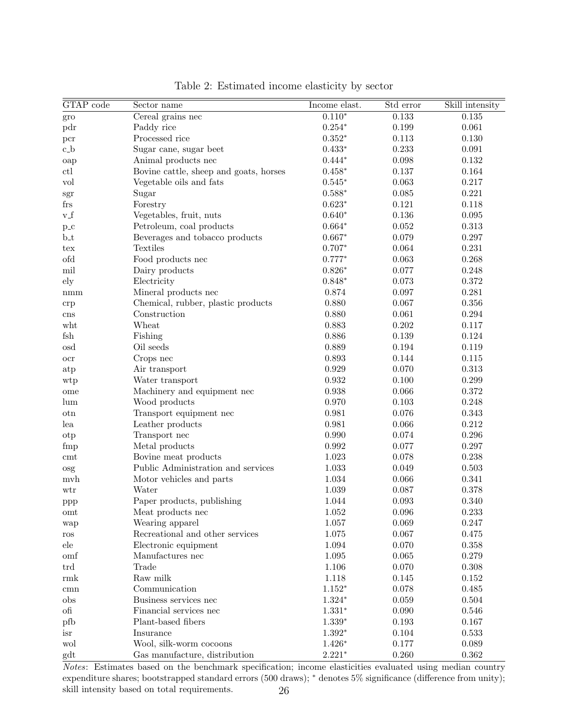Table 2: Estimated income elasticity by sector

| GTAP code | Sector name | Income elast. | Std error | Skill intensity |
|---|---|---|---|---|
| gro | Cereal grains nec | 0.110* | 0.133 | 0.135 |
| pdr | Paddy rice | 0.254* | 0.199 | 0.061 |
| pcr | Processed rice | 0.352* | 0.113 | 0.130 |
| c_b | Sugar cane, sugar beet | 0.433* | 0.233 | 0.091 |
| oap | Animal products nec | 0.444* | 0.098 | 0.132 |
| ctl | Bovine cattle, sheep and goats, horses | 0.458* | 0.137 | 0.164 |
| vol | Vegetable oils and fats | 0.545* | 0.063 | 0.217 |
| sgr | Sugar | 0.588* | 0.085 | 0.221 |
| frs | Forestry | 0.623* | 0.121 | 0.118 |
| v_f | Vegetables, fruit, nuts | 0.640* | 0.136 | 0.095 |
| p_c | Petroleum, coal products | 0.664* | 0.052 | 0.313 |
| b_t | Beverages and tobacco products | 0.667* | 0.079 | 0.297 |
| tex | Textiles | 0.707* | 0.064 | 0.231 |
| ofd | Food products nec | 0.777* | 0.063 | 0.268 |
| mil | Dairy products | 0.826* | 0.077 | 0.248 |
| ely | Electricity | 0.848* | 0.073 | 0.372 |
| nmm | Mineral products nec | 0.874 | 0.097 | 0.281 |
| crp | Chemical, rubber, plastic products | 0.880 | 0.067 | 0.356 |
| cns | Construction | 0.880 | 0.061 | 0.294 |
| wht | Wheat | 0.883 | 0.202 | 0.117 |
| fsh | Fishing | 0.886 | 0.139 | 0.124 |
| osd | Oil seeds | 0.889 | 0.194 | 0.119 |
| ocr | Crops nec | 0.893 | 0.144 | 0.115 |
| atp | Air transport | 0.929 | 0.070 | 0.313 |
| wtp | Water transport | 0.932 | 0.100 | 0.299 |
| ome | Machinery and equipment nec | 0.938 | 0.066 | 0.372 |
| lum | Wood products | 0.970 | 0.103 | 0.248 |
| otn | Transport equipment nec | 0.981 | 0.076 | 0.343 |
| lea | Leather products | 0.981 | 0.066 | 0.212 |
| otp | Transport nec | 0.990 | 0.074 | 0.296 |
| fmp | Metal products | 0.992 | 0.077 | 0.297 |
| cmt | Bovine meat products | 1.023 | 0.078 | 0.238 |
| osg | Public Administration and services | 1.033 | 0.049 | 0.503 |
| mvh | Motor vehicles and parts | 1.034 | 0.066 | 0.341 |
| wtr | Water | 1.039 | 0.087 | 0.378 |
| ppp | Paper products, publishing | 1.044 | 0.093 | 0.340 |
| omt | Meat products nec | 1.052 | 0.096 | 0.233 |
| wap | Wearing apparel | 1.057 | 0.069 | 0.247 |
| ros | Recreational and other services | 1.075 | 0.067 | 0.475 |
| ele | Electronic equipment | 1.094 | 0.070 | 0.358 |
| omf | Manufactures nec | 1.095 | 0.065 | 0.279 |
| trd | Trade | 1.106 | 0.070 | 0.308 |
| rmk | Raw milk | 1.118 | 0.145 | 0.152 |
| cmn | Communication | 1.152* | 0.078 | 0.485 |
| obs | Business services nec | 1.324* | 0.059 | 0.504 |
| ofi | Financial services nec | 1.331* | 0.090 | 0.546 |
| pfb | Plant-based fibers | 1.339* | 0.193 | 0.167 |
| isr | Insurance | 1.392* | 0.104 | 0.533 |
| wol | Wool, silk-worm cocoons | 1.426* | 0.177 | 0.089 |
| gdt | Gas manufacture, distribution | 2.221* | 0.260 | 0.362 |

*Notes*: Estimates based on the benchmark specification; income elasticities evaluated using median country expenditure shares; bootstrapped standard errors (500 draws); * denotes 5% significance (difference from unity); skill intensity based on total requirements.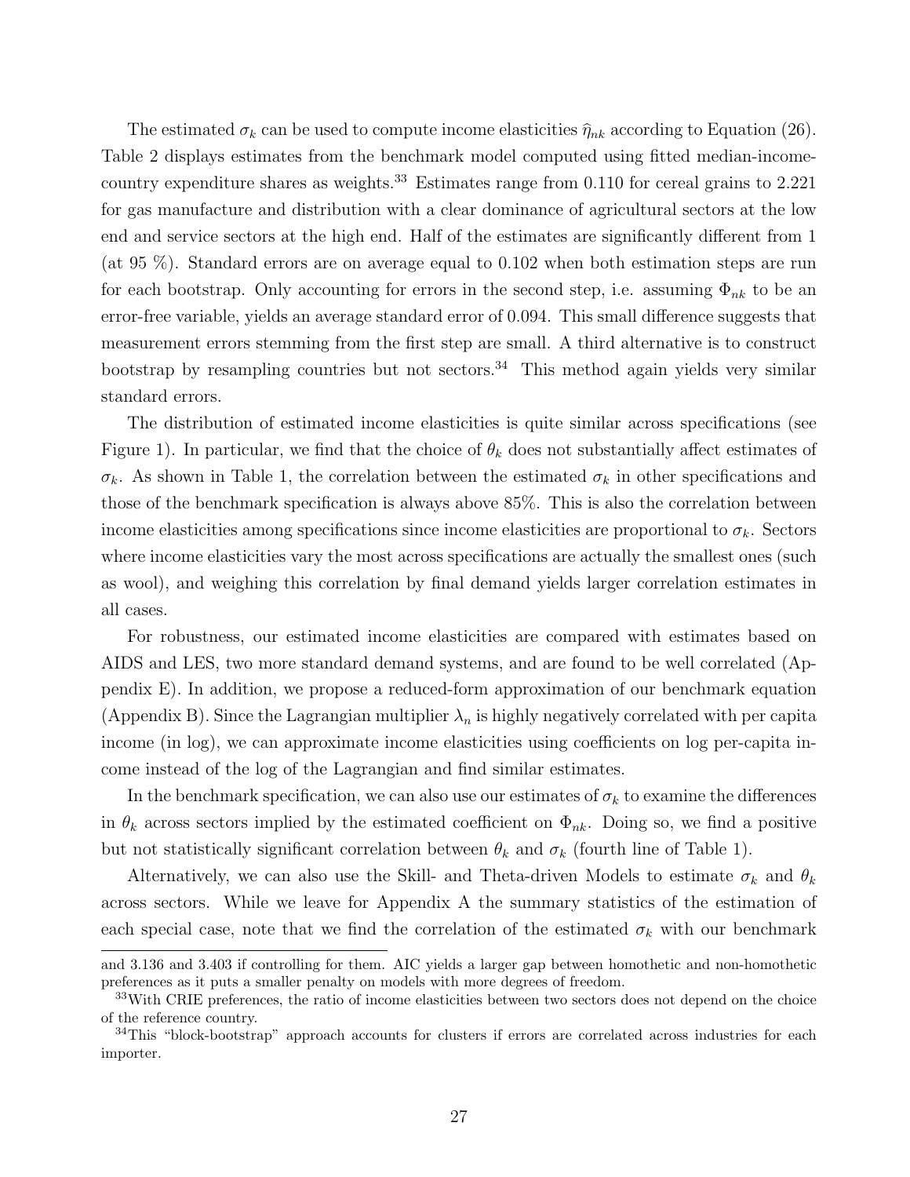The estimated $\sigma_k$ can be used to compute income elasticities $\widehat{\eta}_{nk}$ according to Equation (26). Table 2 displays estimates from the benchmark model computed using fitted median-income-country expenditure shares as weights.[33] Estimates range from 0.110 for cereal grains to 2.221 for gas manufacture and distribution with a clear dominance of agricultural sectors at the low end and service sectors at the high end. Half of the estimates are significantly different from 1 (at 95 %). Standard errors are on average equal to 0.102 when both estimation steps are run for each bootstrap. Only accounting for errors in the second step, i.e. assuming $\Phi_{nk}$ to be an error-free variable, yields an average standard error of 0.094. This small difference suggests that measurement errors stemming from the first step are small. A third alternative is to construct bootstrap by resampling countries but not sectors.[34] This method again yields very similar standard errors.

The distribution of estimated income elasticities is quite similar across specifications (see Figure 1). In particular, we find that the choice of $\theta_k$ does not substantially affect estimates of $\sigma_k$. As shown in Table 1, the correlation between the estimated $\sigma_k$ in other specifications and those of the benchmark specification is always above 85%. This is also the correlation between income elasticities among specifications since income elasticities are proportional to $\sigma_k$. Sectors where income elasticities vary the most across specifications are actually the smallest ones (such as wool), and weighing this correlation by final demand yields larger correlation estimates in all cases.

For robustness, our estimated income elasticities are compared with estimates based on AIDS and LES, two more standard demand systems, and are found to be well correlated (Appendix E). In addition, we propose a reduced-form approximation of our benchmark equation (Appendix B). Since the Lagrangian multiplier $\lambda_n$ is highly negatively correlated with per capita income (in log), we can approximate income elasticities using coefficients on log per-capita income instead of the log of the Lagrangian and find similar estimates.

In the benchmark specification, we can also use our estimates of $\sigma_k$ to examine the differences in $\theta_k$ across sectors implied by the estimated coefficient on $\Phi_{nk}$. Doing so, we find a positive but not statistically significant correlation between $\theta_k$ and $\sigma_k$ (fourth line of Table 1).

Alternatively, we can also use the Skill- and Theta-driven Models to estimate $\sigma_k$ and $\theta_k$ across sectors. While we leave for Appendix A the summary statistics of the estimation of each special case, note that we find the correlation of the estimated $\sigma_k$ with our benchmark

---

and 3.136 and 3.403 if controlling for them. AIC yields a larger gap between homothetic and non-homothetic preferences as it puts a smaller penalty on models with more degrees of freedom.

[33] With CRIE preferences, the ratio of income elasticities between two sectors does not depend on the choice of the reference country.

[34] This "block-bootstrap" approach accounts for clusters if errors are correlated across industries for each importer.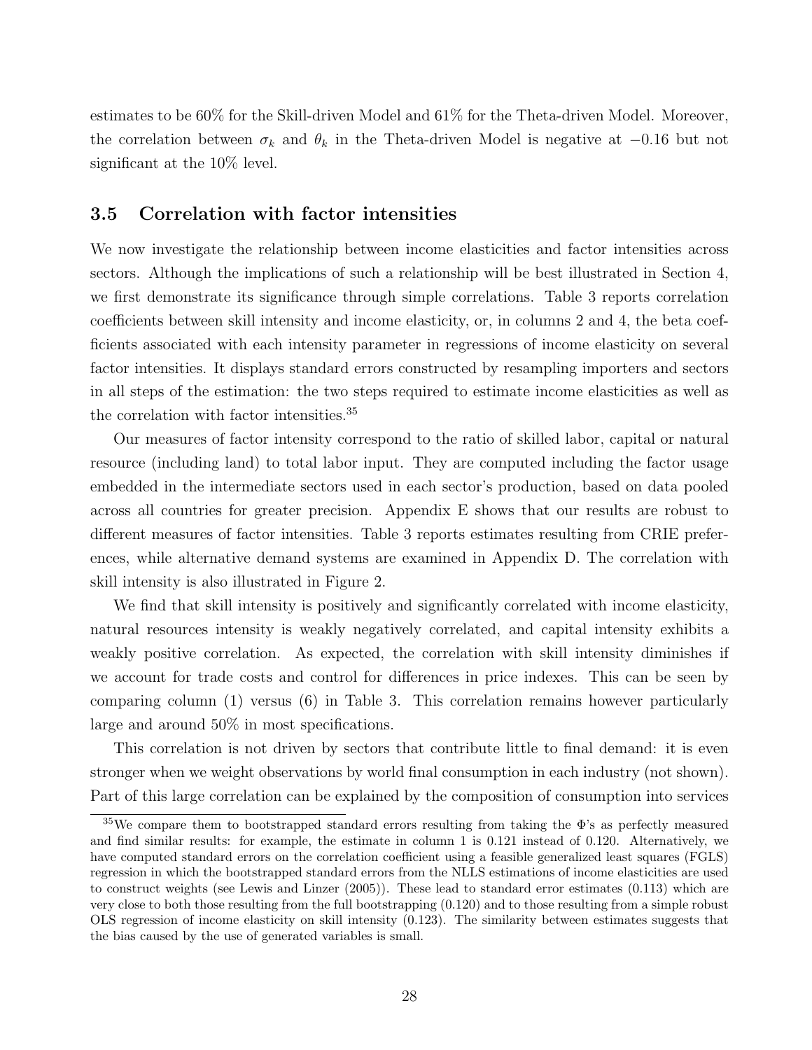estimates to be 60% for the Skill-driven Model and 61% for the Theta-driven Model. Moreover, the correlation between $\sigma_k$ and $\theta_k$ in the Theta-driven Model is negative at $-0.16$ but not significant at the 10% level.

### 3.5 Correlation with factor intensities

We now investigate the relationship between income elasticities and factor intensities across sectors. Although the implications of such a relationship will be best illustrated in Section 4, we first demonstrate its significance through simple correlations. Table 3 reports correlation coefficients between skill intensity and income elasticity, or, in columns 2 and 4, the beta coefficients associated with each intensity parameter in regressions of income elasticity on several factor intensities. It displays standard errors constructed by resampling importers and sectors in all steps of the estimation: the two steps required to estimate income elasticities as well as the correlation with factor intensities.[35]

Our measures of factor intensity correspond to the ratio of skilled labor, capital or natural resource (including land) to total labor input. They are computed including the factor usage embedded in the intermediate sectors used in each sector's production, based on data pooled across all countries for greater precision. Appendix E shows that our results are robust to different measures of factor intensities. Table 3 reports estimates resulting from CRIE preferences, while alternative demand systems are examined in Appendix D. The correlation with skill intensity is also illustrated in Figure 2.

We find that skill intensity is positively and significantly correlated with income elasticity, natural resources intensity is weakly negatively correlated, and capital intensity exhibits a weakly positive correlation. As expected, the correlation with skill intensity diminishes if we account for trade costs and control for differences in price indexes. This can be seen by comparing column (1) versus (6) in Table 3. This correlation remains however particularly large and around 50% in most specifications.

This correlation is not driven by sectors that contribute little to final demand: it is even stronger when we weight observations by world final consumption in each industry (not shown). Part of this large correlation can be explained by the composition of consumption into services

[35] We compare them to bootstrapped standard errors resulting from taking the $\Phi$'s as perfectly measured and find similar results: for example, the estimate in column 1 is 0.121 instead of 0.120. Alternatively, we have computed standard errors on the correlation coefficient using a feasible generalized least squares (FGLS) regression in which the bootstrapped standard errors from the NLLS estimations of income elasticities are used to construct weights (see Lewis and Linzer (2005)). These lead to standard error estimates (0.113) which are very close to both those resulting from the full bootstrapping (0.120) and to those resulting from a simple robust OLS regression of income elasticity on skill intensity (0.123). The similarity between estimates suggests that the bias caused by the use of generated variables is small.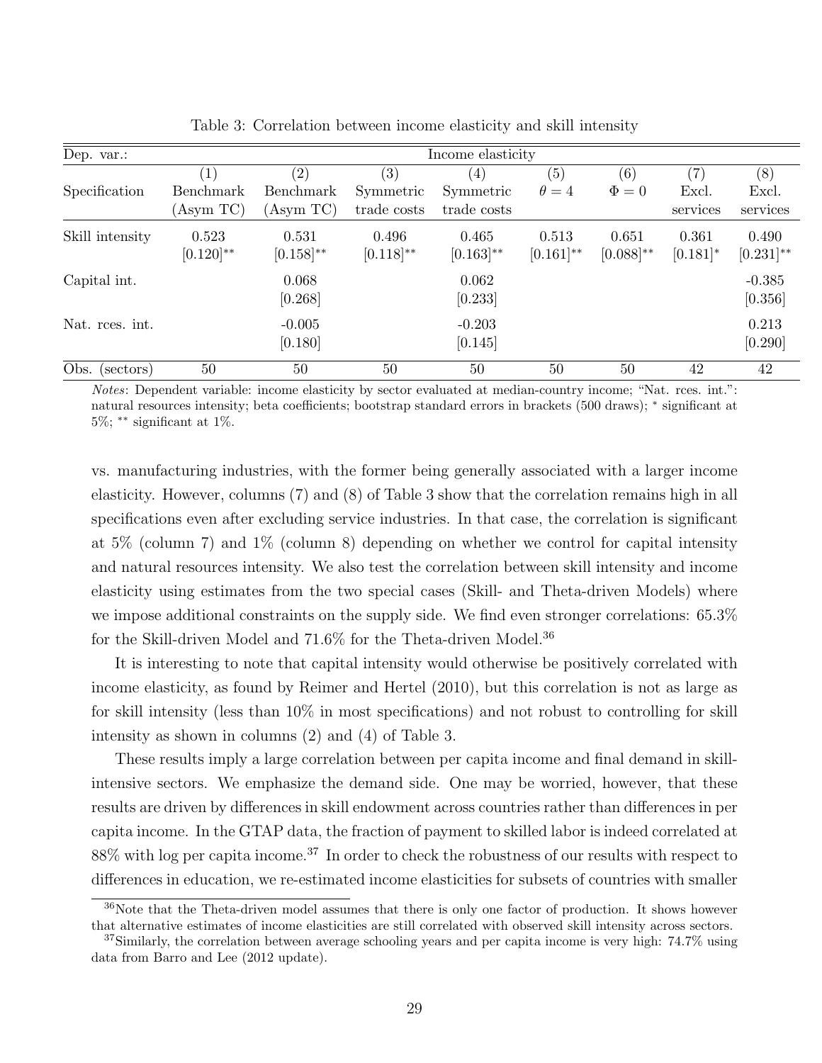Table 3: Correlation between income elasticity and skill intensity

| Dep. var.: | Income elasticity | | | | | | | |
|---|---|---|---|---|---|---|---|---|
| | (1) | (2) | (3) | (4) | (5) | (6) | (7) | (8) |
| Specification | Benchmark (Asym TC) | Benchmark (Asym TC) | Symmetric trade costs | Symmetric trade costs | $\theta = 4$ | $\Phi = 0$ | Excl. services | Excl. services |
| Skill intensity | 0.523 | 0.531 | 0.496 | 0.465 | 0.513 | 0.651 | 0.361 | 0.490 |
| | [0.120]** | [0.158]** | [0.118]** | [0.163]** | [0.161]** | [0.088]** | [0.181]* | [0.231]** |
| Capital int. | | 0.068 | | 0.062 | | | | -0.385 |
| | | [0.268] | | [0.233] | | | | [0.356] |
| Nat. rces. int. | | -0.005 | | -0.203 | | | | 0.213 |
| | | [0.180] | | [0.145] | | | | [0.290] |
| Obs. (sectors) | 50 | 50 | 50 | 50 | 50 | 50 | 42 | 42 |

*Notes*: Dependent variable: income elasticity by sector evaluated at median-country income; "Nat. rces. int.": natural resources intensity; beta coefficients; bootstrap standard errors in brackets (500 draws); * significant at 5%; ** significant at 1%.

vs. manufacturing industries, with the former being generally associated with a larger income elasticity. However, columns (7) and (8) of Table 3 show that the correlation remains high in all specifications even after excluding service industries. In that case, the correlation is significant at 5% (column 7) and 1% (column 8) depending on whether we control for capital intensity and natural resources intensity. We also test the correlation between skill intensity and income elasticity using estimates from the two special cases (Skill- and Theta-driven Models) where we impose additional constraints on the supply side. We find even stronger correlations: 65.3% for the Skill-driven Model and 71.6% for the Theta-driven Model.[36]

It is interesting to note that capital intensity would otherwise be positively correlated with income elasticity, as found by Reimer and Hertel (2010), but this correlation is not as large as for skill intensity (less than 10% in most specifications) and not robust to controlling for skill intensity as shown in columns (2) and (4) of Table 3.

These results imply a large correlation between per capita income and final demand in skill-intensive sectors. We emphasize the demand side. One may be worried, however, that these results are driven by differences in skill endowment across countries rather than differences in per capita income. In the GTAP data, the fraction of payment to skilled labor is indeed correlated at 88% with log per capita income.[37] In order to check the robustness of our results with respect to differences in education, we re-estimated income elasticities for subsets of countries with smaller

[36] Note that the Theta-driven model assumes that there is only one factor of production. It shows however that alternative estimates of income elasticities are still correlated with observed skill intensity across sectors.

[37] Similarly, the correlation between average schooling years and per capita income is very high: 74.7% using data from Barro and Lee (2012 update).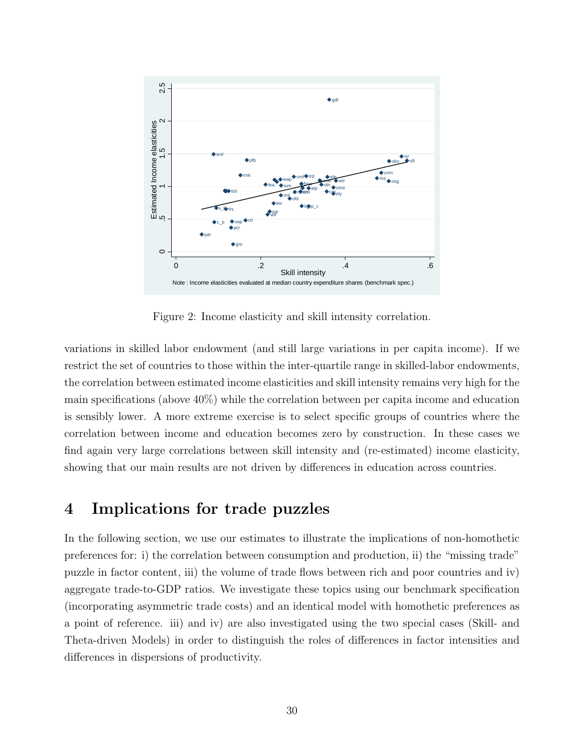Figure 2: Income elasticity and skill intensity correlation.

variations in skilled labor endowment (and still large variations in per capita income). If we restrict the set of countries to those within the inter-quartile range in skilled-labor endowments, the correlation between estimated income elasticities and skill intensity remains very high for the main specifications (above 40%) while the correlation between per capita income and education is sensibly lower. A more extreme exercise is to select specific groups of countries where the correlation between income and education becomes zero by construction. In these cases we find again very large correlations between skill intensity and (re-estimated) income elasticity, showing that our main results are not driven by differences in education across countries.

# 4 Implications for trade puzzles

In the following section, we use our estimates to illustrate the implications of non-homothetic preferences for: i) the correlation between consumption and production, ii) the "missing trade" puzzle in factor content, iii) the volume of trade flows between rich and poor countries and iv) aggregate trade-to-GDP ratios. We investigate these topics using our benchmark specification (incorporating asymmetric trade costs) and an identical model with homothetic preferences as a point of reference. iii) and iv) are also investigated using the two special cases (Skill- and Theta-driven Models) in order to distinguish the roles of differences in factor intensities and differences in dispersions of productivity.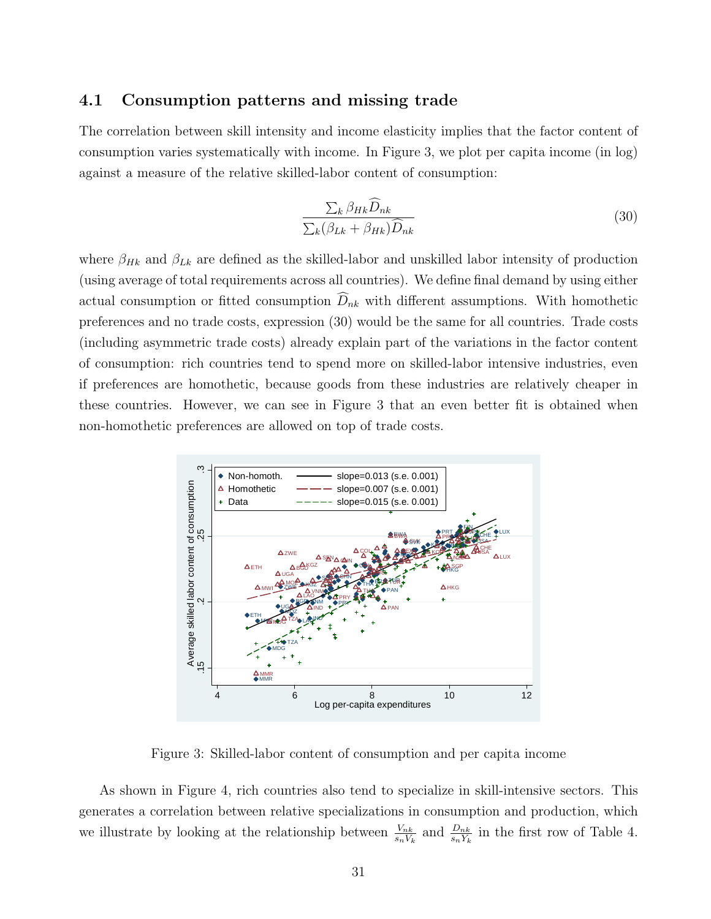### 4.1 Consumption patterns and missing trade

The correlation between skill intensity and income elasticity implies that the factor content of consumption varies systematically with income. In Figure 3, we plot per capita income (in log) against a measure of the relative skilled-labor content of consumption:

$$\frac{\sum_k \beta_{Hk} \widehat{D}_{nk}}{\sum_k (\beta_{Lk} + \beta_{Hk}) \widehat{D}_{nk}} \tag{30}$$

where $\beta_{Hk}$ and $\beta_{Lk}$ are defined as the skilled-labor and unskilled labor intensity of production (using average of total requirements across all countries). We define final demand by using either actual consumption or fitted consumption $\widehat{D}_{nk}$ with different assumptions. With homothetic preferences and no trade costs, expression (30) would be the same for all countries. Trade costs (including asymmetric trade costs) already explain part of the variations in the factor content of consumption: rich countries tend to spend more on skilled-labor intensive industries, even if preferences are homothetic, because goods from these industries are relatively cheaper in these countries. However, we can see in Figure 3 that an even better fit is obtained when non-homothetic preferences are allowed on top of trade costs.

Figure 3: Skilled-labor content of consumption and per capita income

As shown in Figure 4, rich countries also tend to specialize in skill-intensive sectors. This generates a correlation between relative specializations in consumption and production, which we illustrate by looking at the relationship between $\frac{V_{nk}}{s_n V_k}$ and $\frac{D_{nk}}{s_n Y_k}$ in the first row of Table 4.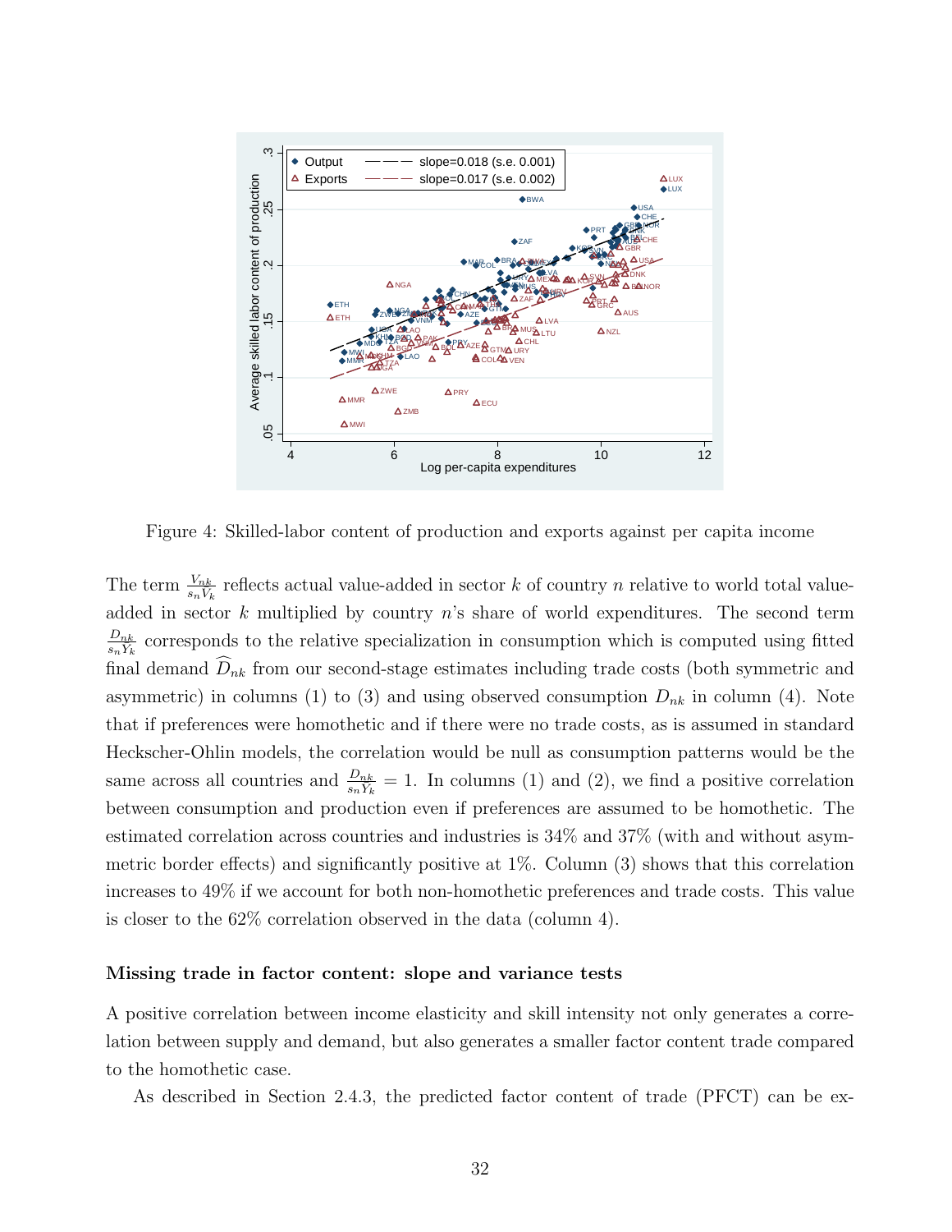Figure 4: Skilled-labor content of production and exports against per capita income

The term $\frac{V_{nk}}{s_n V_k}$ reflects actual value-added in sector $k$ of country $n$ relative to world total value-added in sector $k$ multiplied by country $n$'s share of world expenditures. The second term $\frac{D_{nk}}{s_n Y_k}$ corresponds to the relative specialization in consumption which is computed using fitted final demand $\widehat{D}_{nk}$ from our second-stage estimates including trade costs (both symmetric and asymmetric) in columns (1) to (3) and using observed consumption $D_{nk}$ in column (4). Note that if preferences were homothetic and if there were no trade costs, as is assumed in standard Heckscher-Ohlin models, the correlation would be null as consumption patterns would be the same across all countries and $\frac{D_{nk}}{s_n Y_k} = 1$. In columns (1) and (2), we find a positive correlation between consumption and production even if preferences are assumed to be homothetic. The estimated correlation across countries and industries is 34% and 37% (with and without asymmetric border effects) and significantly positive at 1%. Column (3) shows that this correlation increases to 49% if we account for both non-homothetic preferences and trade costs. This value is closer to the 62% correlation observed in the data (column 4).

**Missing trade in factor content: slope and variance tests**

A positive correlation between income elasticity and skill intensity not only generates a correlation between supply and demand, but also generates a smaller factor content trade compared to the homothetic case.

As described in Section 2.4.3, the predicted factor content of trade (PFCT) can be ex-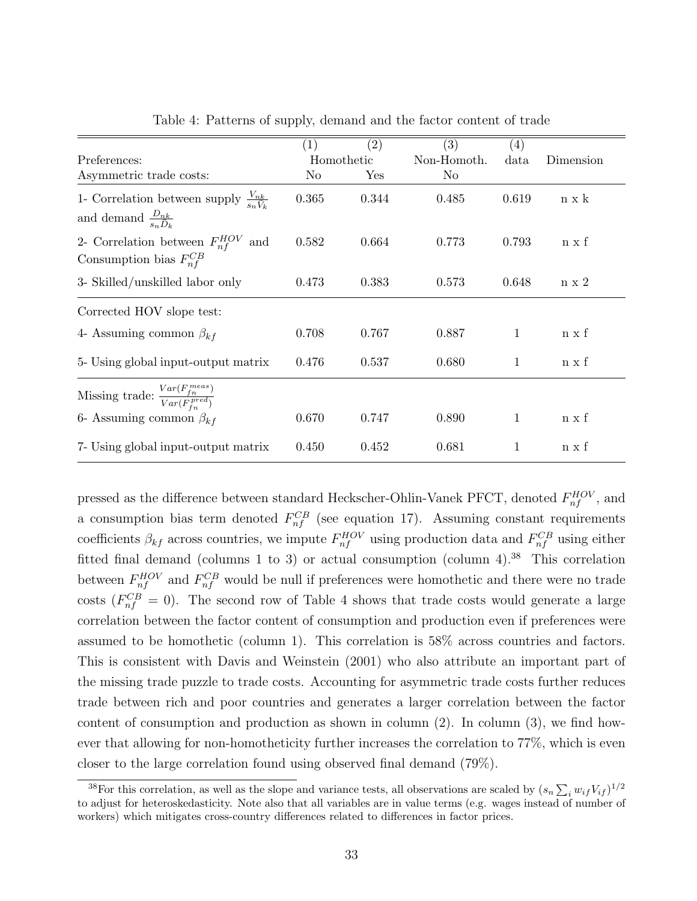Table 4: Patterns of supply, demand and the factor content of trade

| | (1) | (2) | (3) | (4) | |
|---|---|---|---|---|---|
| Preferences: | Homothetic | | Non-Homoth. | data | Dimension |
| Asymmetric trade costs: | No | Yes | No | | |
| 1- Correlation between supply $\frac{V_{nk}}{s_n V_k}$ and demand $\frac{D_{nk}}{s_n D_k}$ | 0.365 | 0.344 | 0.485 | 0.619 | n x k |
| 2- Correlation between $F_{nf}^{HOV}$ and Consumption bias $F_{nf}^{CB}$ | 0.582 | 0.664 | 0.773 | 0.793 | n x f |
| 3- Skilled/unskilled labor only | 0.473 | 0.383 | 0.573 | 0.648 | n x 2 |
| Corrected HOV slope test: | | | | | |
| 4- Assuming common $\beta_{kf}$ | 0.708 | 0.767 | 0.887 | 1 | n x f |
| 5- Using global input-output matrix | 0.476 | 0.537 | 0.680 | 1 | n x f |
| Missing trade: $\frac{Var(F_{fn}^{meas})}{Var(F_{fn}^{pred})}$ | | | | | |
| 6- Assuming common $\beta_{kf}$ | 0.670 | 0.747 | 0.890 | 1 | n x f |
| 7- Using global input-output matrix | 0.450 | 0.452 | 0.681 | 1 | n x f |

pressed as the difference between standard Heckscher-Ohlin-Vanek PFCT, denoted $F_{nf}^{HOV}$, and a consumption bias term denoted $F_{nf}^{CB}$ (see equation 17). Assuming constant requirements coefficients $\beta_{kf}$ across countries, we impute $F_{nf}^{HOV}$ using production data and $F_{nf}^{CB}$ using either fitted final demand (columns 1 to 3) or actual consumption (column 4).[38] This correlation between $F_{nf}^{HOV}$ and $F_{nf}^{CB}$ would be null if preferences were homothetic and there were no trade costs ($F_{nf}^{CB} = 0$). The second row of Table 4 shows that trade costs would generate a large correlation between the factor content of consumption and production even if preferences were assumed to be homothetic (column 1). This correlation is 58% across countries and factors. This is consistent with Davis and Weinstein (2001) who also attribute an important part of the missing trade puzzle to trade costs. Accounting for asymmetric trade costs further reduces trade between rich and poor countries and generates a larger correlation between the factor content of consumption and production as shown in column (2). In column (3), we find however that allowing for non-homotheticity further increases the correlation to 77%, which is even closer to the large correlation found using observed final demand (79%).

[38] For this correlation, as well as the slope and variance tests, all observations are scaled by $(s_n \sum_i w_{if} V_{if})^{1/2}$ to adjust for heteroskedasticity. Note also that all variables are in value terms (e.g. wages instead of number of workers) which mitigates cross-country differences related to differences in factor prices.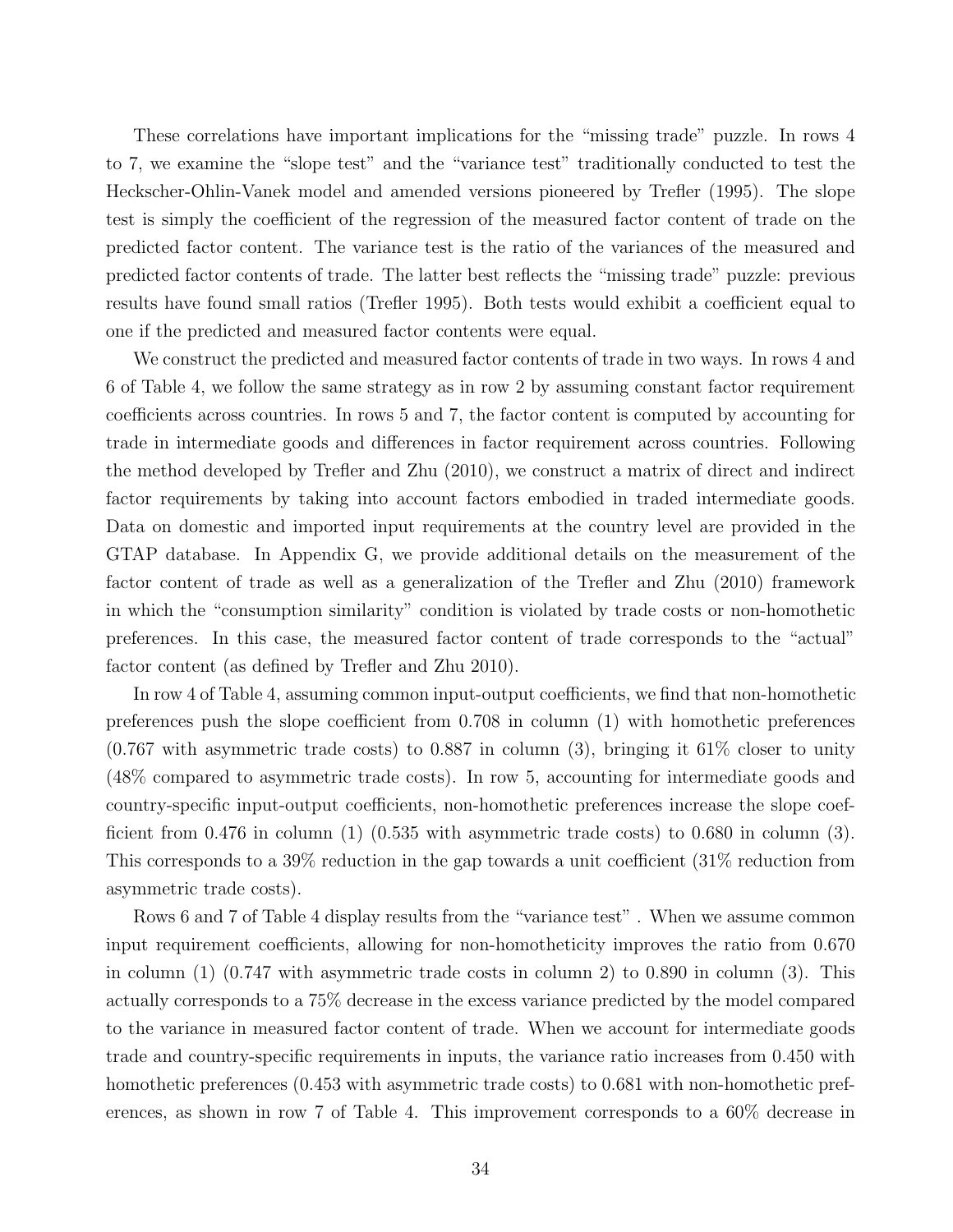These correlations have important implications for the "missing trade" puzzle. In rows 4 to 7, we examine the "slope test" and the "variance test" traditionally conducted to test the Heckscher-Ohlin-Vanek model and amended versions pioneered by Trefler (1995). The slope test is simply the coefficient of the regression of the measured factor content of trade on the predicted factor content. The variance test is the ratio of the variances of the measured and predicted factor contents of trade. The latter best reflects the "missing trade" puzzle: previous results have found small ratios (Trefler 1995). Both tests would exhibit a coefficient equal to one if the predicted and measured factor contents were equal.

We construct the predicted and measured factor contents of trade in two ways. In rows 4 and 6 of Table 4, we follow the same strategy as in row 2 by assuming constant factor requirement coefficients across countries. In rows 5 and 7, the factor content is computed by accounting for trade in intermediate goods and differences in factor requirement across countries. Following the method developed by Trefler and Zhu (2010), we construct a matrix of direct and indirect factor requirements by taking into account factors embodied in traded intermediate goods. Data on domestic and imported input requirements at the country level are provided in the GTAP database. In Appendix G, we provide additional details on the measurement of the factor content of trade as well as a generalization of the Trefler and Zhu (2010) framework in which the "consumption similarity" condition is violated by trade costs or non-homothetic preferences. In this case, the measured factor content of trade corresponds to the "actual" factor content (as defined by Trefler and Zhu 2010).

In row 4 of Table 4, assuming common input-output coefficients, we find that non-homothetic preferences push the slope coefficient from 0.708 in column (1) with homothetic preferences (0.767 with asymmetric trade costs) to 0.887 in column (3), bringing it 61% closer to unity (48% compared to asymmetric trade costs). In row 5, accounting for intermediate goods and country-specific input-output coefficients, non-homothetic preferences increase the slope coefficient from 0.476 in column (1) (0.535 with asymmetric trade costs) to 0.680 in column (3). This corresponds to a 39% reduction in the gap towards a unit coefficient (31% reduction from asymmetric trade costs).

Rows 6 and 7 of Table 4 display results from the "variance test" . When we assume common input requirement coefficients, allowing for non-homotheticity improves the ratio from 0.670 in column (1) (0.747 with asymmetric trade costs in column 2) to 0.890 in column (3). This actually corresponds to a 75% decrease in the excess variance predicted by the model compared to the variance in measured factor content of trade. When we account for intermediate goods trade and country-specific requirements in inputs, the variance ratio increases from 0.450 with homothetic preferences (0.453 with asymmetric trade costs) to 0.681 with non-homothetic preferences, as shown in row 7 of Table 4. This improvement corresponds to a 60% decrease in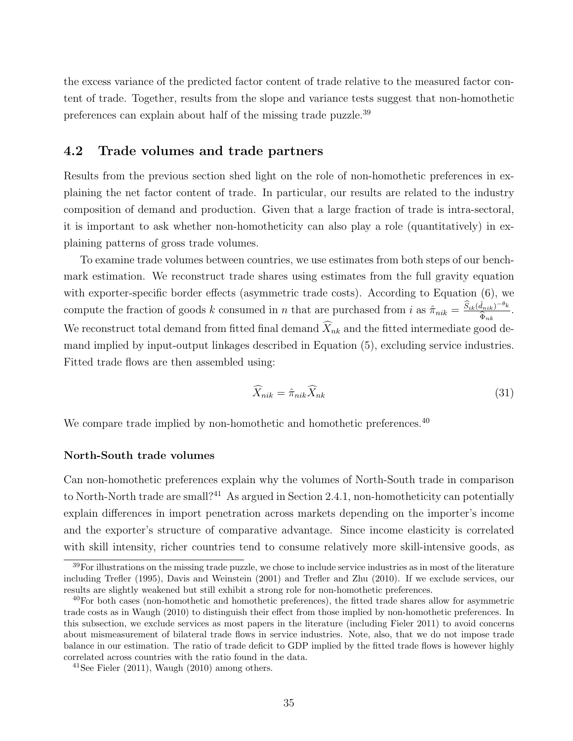the excess variance of the predicted factor content of trade relative to the measured factor content of trade. Together, results from the slope and variance tests suggest that non-homothetic preferences can explain about half of the missing trade puzzle.[39]

## 4.2 Trade volumes and trade partners

Results from the previous section shed light on the role of non-homothetic preferences in explaining the net factor content of trade. In particular, our results are related to the industry composition of demand and production. Given that a large fraction of trade is intra-sectoral, it is important to ask whether non-homotheticity can also play a role (quantitatively) in explaining patterns of gross trade volumes.

To examine trade volumes between countries, we use estimates from both steps of our benchmark estimation. We reconstruct trade shares using estimates from the full gravity equation with exporter-specific border effects (asymmetric trade costs). According to Equation (6), we compute the fraction of goods $k$ consumed in $n$ that are purchased from $i$ as $\hat{\pi}_{nik} = \frac{\widehat{S}_{ik}(\hat{d}_{nik})^{-\theta_k}}{\hat{\Phi}_{nk}}$. We reconstruct total demand from fitted final demand $\widehat{X}_{nk}$ and the fitted intermediate good demand implied by input-output linkages described in Equation (5), excluding service industries. Fitted trade flows are then assembled using:

$$\widehat{X}_{nik} = \hat{\pi}_{nik}\widehat{X}_{nk} \tag{31}$$

We compare trade implied by non-homothetic and homothetic preferences.[40]

### North-South trade volumes

Can non-homothetic preferences explain why the volumes of North-South trade in comparison to North-North trade are small?[41] As argued in Section 2.4.1, non-homotheticity can potentially explain differences in import penetration across markets depending on the importer's income and the exporter's structure of comparative advantage. Since income elasticity is correlated with skill intensity, richer countries tend to consume relatively more skill-intensive goods, as

[39] For illustrations on the missing trade puzzle, we chose to include service industries as in most of the literature including Trefler (1995), Davis and Weinstein (2001) and Trefler and Zhu (2010). If we exclude services, our results are slightly weakened but still exhibit a strong role for non-homothetic preferences.

[40] For both cases (non-homothetic and homothetic preferences), the fitted trade shares allow for asymmetric trade costs as in Waugh (2010) to distinguish their effect from those implied by non-homothetic preferences. In this subsection, we exclude services as most papers in the literature (including Fieler 2011) to avoid concerns about mismeasurement of bilateral trade flows in service industries. Note, also, that we do not impose trade balance in our estimation. The ratio of trade deficit to GDP implied by the fitted trade flows is however highly correlated across countries with the ratio found in the data.

[41] See Fieler (2011), Waugh (2010) among others.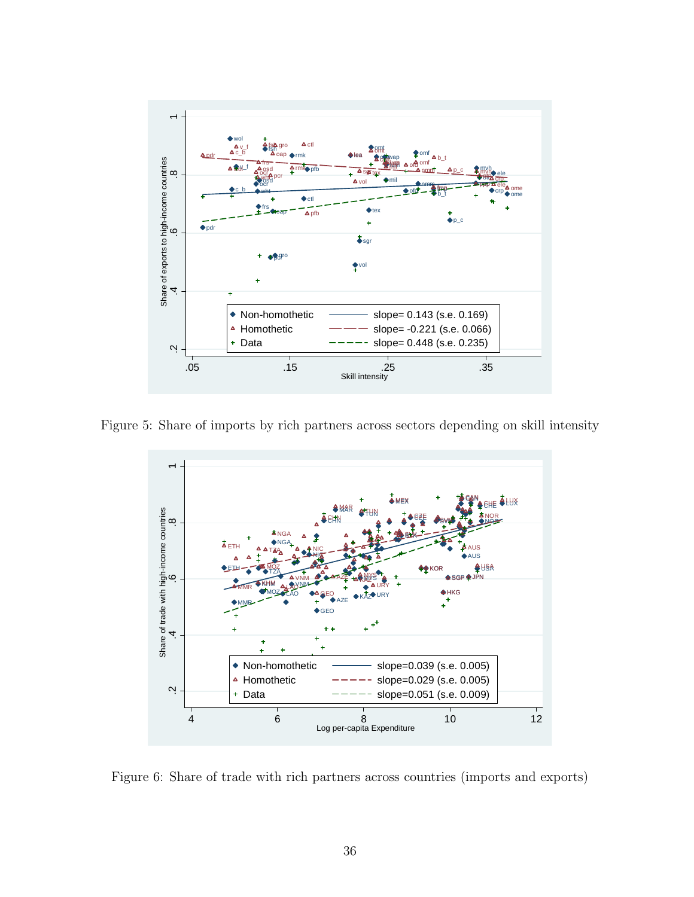Figure 5: Share of imports by rich partners across sectors depending on skill intensity

Figure 6: Share of trade with rich partners across countries (imports and exports)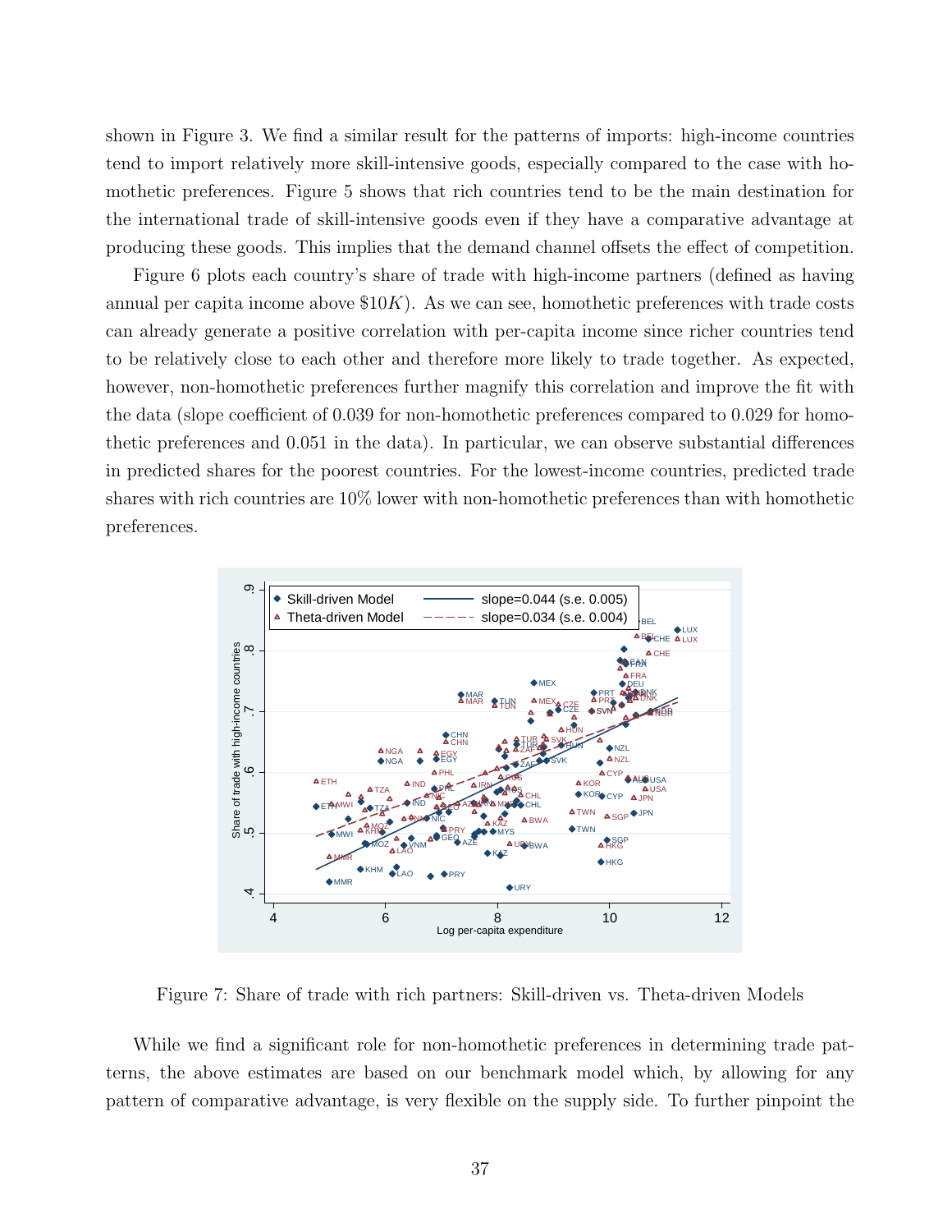shown in Figure 3. We find a similar result for the patterns of imports: high-income countries tend to import relatively more skill-intensive goods, especially compared to the case with homothetic preferences. Figure 5 shows that rich countries tend to be the main destination for the international trade of skill-intensive goods even if they have a comparative advantage at producing these goods. This implies that the demand channel offsets the effect of competition.

Figure 6 plots each country's share of trade with high-income partners (defined as having annual per capita income above $\$10K$). As we can see, homothetic preferences with trade costs can already generate a positive correlation with per-capita income since richer countries tend to be relatively close to each other and therefore more likely to trade together. As expected, however, non-homothetic preferences further magnify this correlation and improve the fit with the data (slope coefficient of 0.039 for non-homothetic preferences compared to 0.029 for homothetic preferences and 0.051 in the data). In particular, we can observe substantial differences in predicted shares for the poorest countries. For the lowest-income countries, predicted trade shares with rich countries are 10% lower with non-homothetic preferences than with homothetic preferences.

Figure 7: Share of trade with rich partners: Skill-driven vs. Theta-driven Models

While we find a significant role for non-homothetic preferences in determining trade patterns, the above estimates are based on our benchmark model which, by allowing for any pattern of comparative advantage, is very flexible on the supply side. To further pinpoint the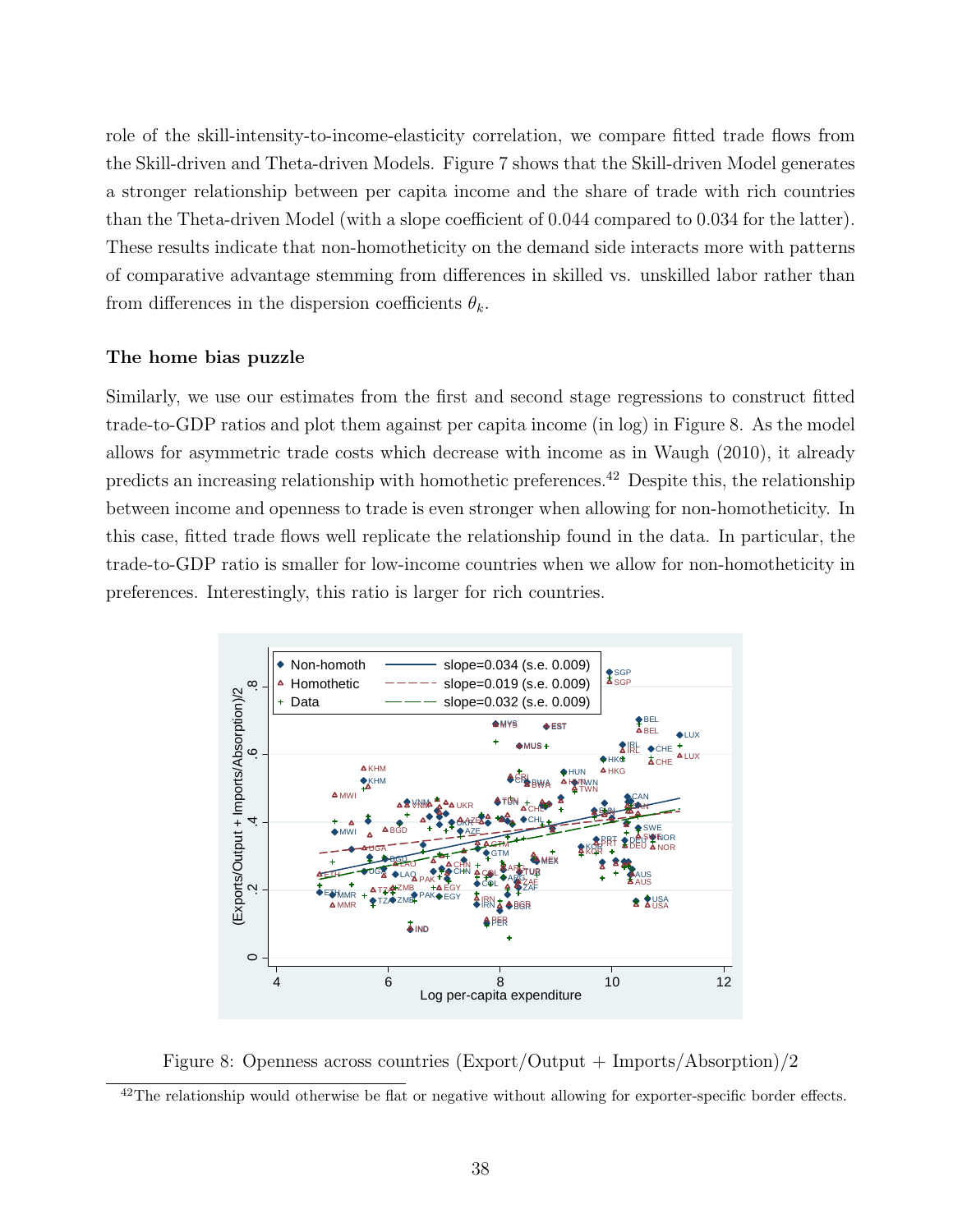role of the skill-intensity-to-income-elasticity correlation, we compare fitted trade flows from the Skill-driven and Theta-driven Models. Figure 7 shows that the Skill-driven Model generates a stronger relationship between per capita income and the share of trade with rich countries than the Theta-driven Model (with a slope coefficient of 0.044 compared to 0.034 for the latter). These results indicate that non-homotheticity on the demand side interacts more with patterns of comparative advantage stemming from differences in skilled vs. unskilled labor rather than from differences in the dispersion coefficients $\theta_k$.

### The home bias puzzle

Similarly, we use our estimates from the first and second stage regressions to construct fitted trade-to-GDP ratios and plot them against per capita income (in log) in Figure 8. As the model allows for asymmetric trade costs which decrease with income as in Waugh (2010), it already predicts an increasing relationship with homothetic preferences.[42] Despite this, the relationship between income and openness to trade is even stronger when allowing for non-homotheticity. In this case, fitted trade flows well replicate the relationship found in the data. In particular, the trade-to-GDP ratio is smaller for low-income countries when we allow for non-homotheticity in preferences. Interestingly, this ratio is larger for rich countries.

Figure 8: Openness across countries (Export/Output + Imports/Absorption)/2

[42] The relationship would otherwise be flat or negative without allowing for exporter-specific border effects.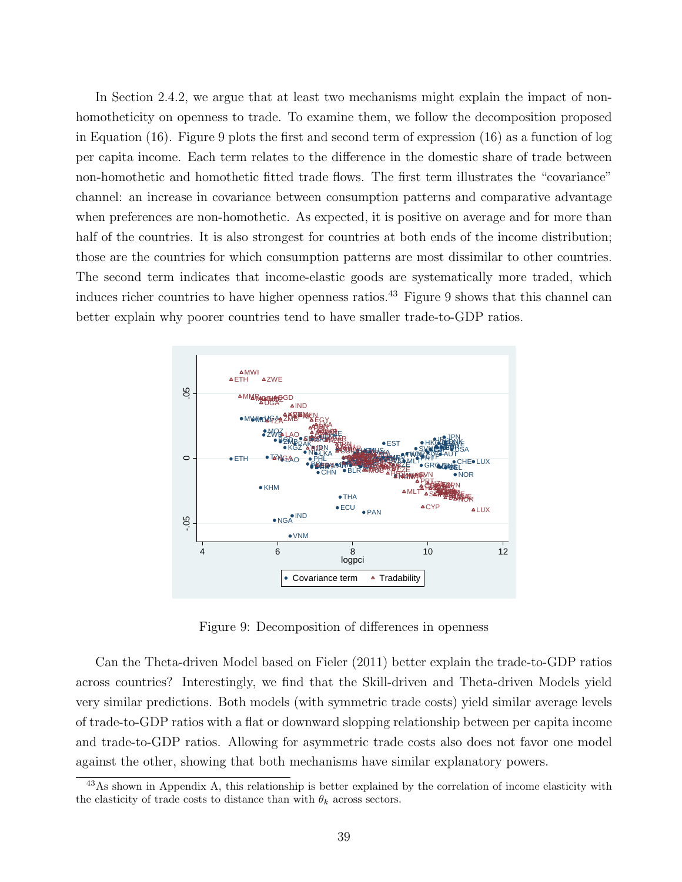In Section 2.4.2, we argue that at least two mechanisms might explain the impact of non-homotheticity on openness to trade. To examine them, we follow the decomposition proposed in Equation (16). Figure 9 plots the first and second term of expression (16) as a function of log per capita income. Each term relates to the difference in the domestic share of trade between non-homothetic and homothetic fitted trade flows. The first term illustrates the "covariance" channel: an increase in covariance between consumption patterns and comparative advantage when preferences are non-homothetic. As expected, it is positive on average and for more than half of the countries. It is also strongest for countries at both ends of the income distribution; those are the countries for which consumption patterns are most dissimilar to other countries. The second term indicates that income-elastic goods are systematically more traded, which induces richer countries to have higher openness ratios.[43] Figure 9 shows that this channel can better explain why poorer countries tend to have smaller trade-to-GDP ratios.

Figure 9: Decomposition of differences in openness

Can the Theta-driven Model based on Fieler (2011) better explain the trade-to-GDP ratios across countries? Interestingly, we find that the Skill-driven and Theta-driven Models yield very similar predictions. Both models (with symmetric trade costs) yield similar average levels of trade-to-GDP ratios with a flat or downward slopping relationship between per capita income and trade-to-GDP ratios. Allowing for asymmetric trade costs also does not favor one model against the other, showing that both mechanisms have similar explanatory powers.

[43] As shown in Appendix A, this relationship is better explained by the correlation of income elasticity with the elasticity of trade costs to distance than with $\theta_k$ across sectors.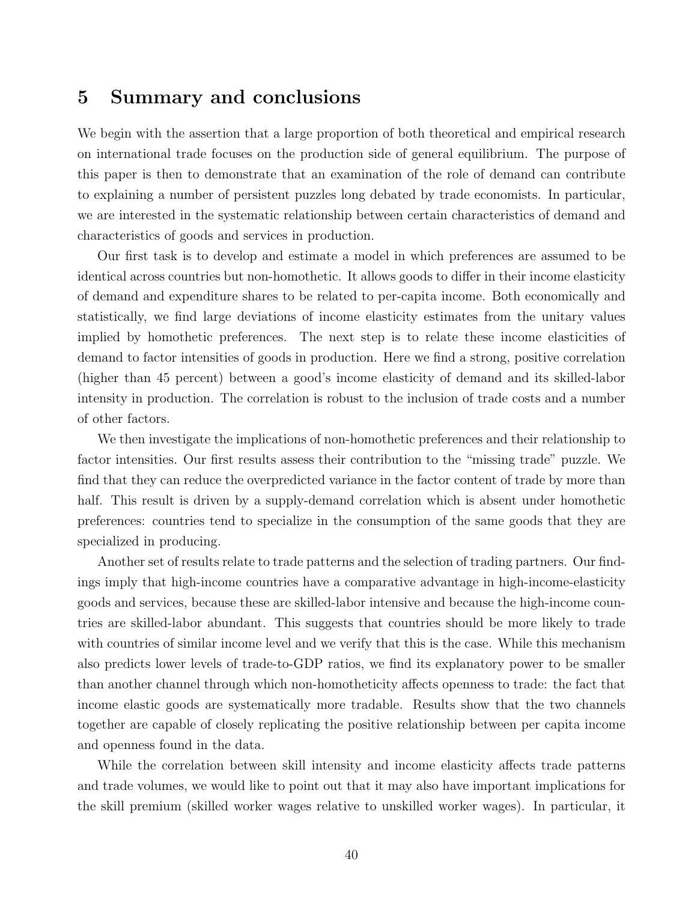# 5 Summary and conclusions

We begin with the assertion that a large proportion of both theoretical and empirical research on international trade focuses on the production side of general equilibrium. The purpose of this paper is then to demonstrate that an examination of the role of demand can contribute to explaining a number of persistent puzzles long debated by trade economists. In particular, we are interested in the systematic relationship between certain characteristics of demand and characteristics of goods and services in production.

Our first task is to develop and estimate a model in which preferences are assumed to be identical across countries but non-homothetic. It allows goods to differ in their income elasticity of demand and expenditure shares to be related to per-capita income. Both economically and statistically, we find large deviations of income elasticity estimates from the unitary values implied by homothetic preferences. The next step is to relate these income elasticities of demand to factor intensities of goods in production. Here we find a strong, positive correlation (higher than 45 percent) between a good's income elasticity of demand and its skilled-labor intensity in production. The correlation is robust to the inclusion of trade costs and a number of other factors.

We then investigate the implications of non-homothetic preferences and their relationship to factor intensities. Our first results assess their contribution to the "missing trade" puzzle. We find that they can reduce the overpredicted variance in the factor content of trade by more than half. This result is driven by a supply-demand correlation which is absent under homothetic preferences: countries tend to specialize in the consumption of the same goods that they are specialized in producing.

Another set of results relate to trade patterns and the selection of trading partners. Our findings imply that high-income countries have a comparative advantage in high-income-elasticity goods and services, because these are skilled-labor intensive and because the high-income countries are skilled-labor abundant. This suggests that countries should be more likely to trade with countries of similar income level and we verify that this is the case. While this mechanism also predicts lower levels of trade-to-GDP ratios, we find its explanatory power to be smaller than another channel through which non-homotheticity affects openness to trade: the fact that income elastic goods are systematically more tradable. Results show that the two channels together are capable of closely replicating the positive relationship between per capita income and openness found in the data.

While the correlation between skill intensity and income elasticity affects trade patterns and trade volumes, we would like to point out that it may also have important implications for the skill premium (skilled worker wages relative to unskilled worker wages). In particular, it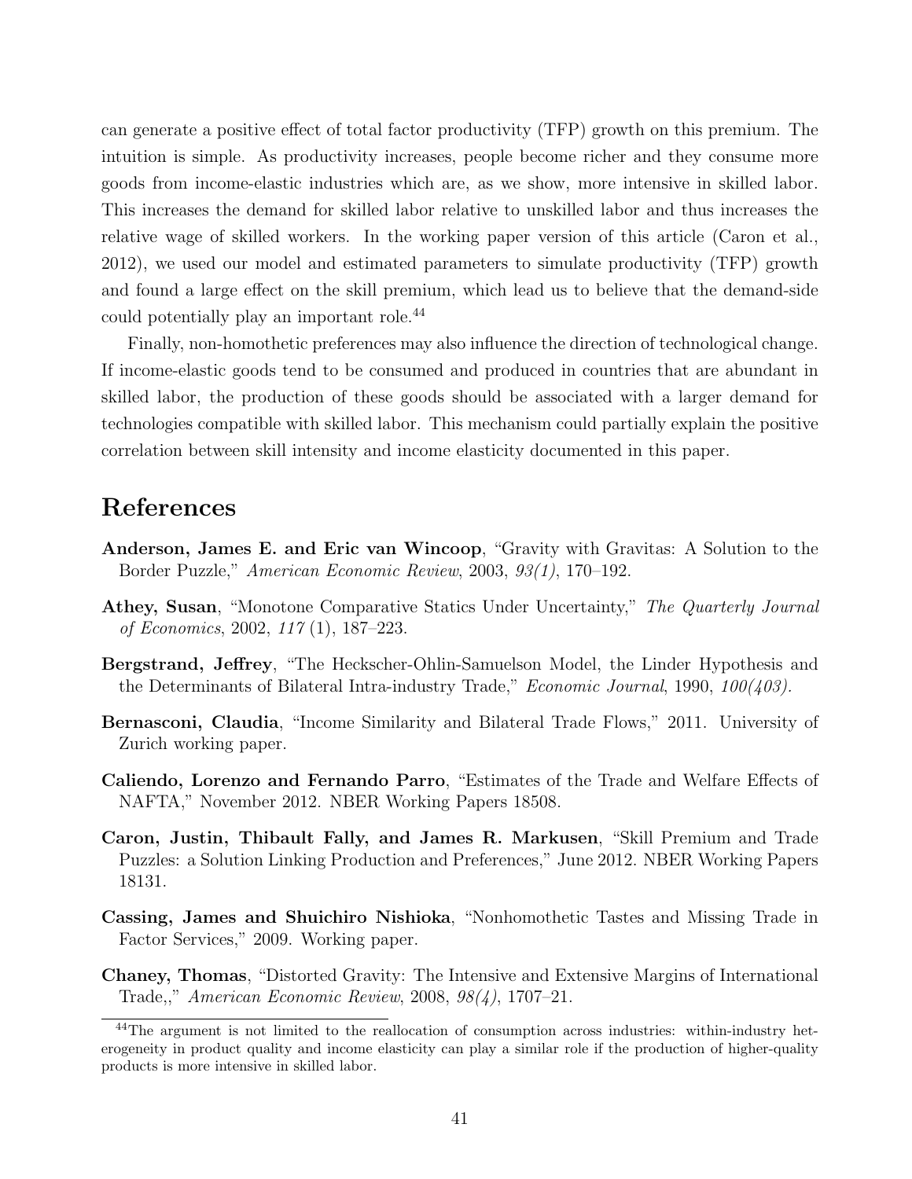can generate a positive effect of total factor productivity (TFP) growth on this premium. The intuition is simple. As productivity increases, people become richer and they consume more goods from income-elastic industries which are, as we show, more intensive in skilled labor. This increases the demand for skilled labor relative to unskilled labor and thus increases the relative wage of skilled workers. In the working paper version of this article (Caron et al., 2012), we used our model and estimated parameters to simulate productivity (TFP) growth and found a large effect on the skill premium, which lead us to believe that the demand-side could potentially play an important role.[44]

Finally, non-homothetic preferences may also influence the direction of technological change. If income-elastic goods tend to be consumed and produced in countries that are abundant in skilled labor, the production of these goods should be associated with a larger demand for technologies compatible with skilled labor. This mechanism could partially explain the positive correlation between skill intensity and income elasticity documented in this paper.

# References

**Anderson, James E. and Eric van Wincoop**, "Gravity with Gravitas: A Solution to the Border Puzzle," *American Economic Review*, 2003, *93(1)*, 170–192.

**Athey, Susan**, "Monotone Comparative Statics Under Uncertainty," *The Quarterly Journal of Economics*, 2002, *117* (1), 187–223.

**Bergstrand, Jeffrey**, "The Heckscher-Ohlin-Samuelson Model, the Linder Hypothesis and the Determinants of Bilateral Intra-industry Trade," *Economic Journal*, 1990, *100(403)*.

**Bernasconi, Claudia**, "Income Similarity and Bilateral Trade Flows," 2011. University of Zurich working paper.

**Caliendo, Lorenzo and Fernando Parro**, "Estimates of the Trade and Welfare Effects of NAFTA," November 2012. NBER Working Papers 18508.

**Caron, Justin, Thibault Fally, and James R. Markusen**, "Skill Premium and Trade Puzzles: a Solution Linking Production and Preferences," June 2012. NBER Working Papers 18131.

**Cassing, James and Shuichiro Nishioka**, "Nonhomothetic Tastes and Missing Trade in Factor Services," 2009. Working paper.

**Chaney, Thomas**, "Distorted Gravity: The Intensive and Extensive Margins of International Trade,," *American Economic Review*, 2008, *98(4)*, 1707–21.

[44]The argument is not limited to the reallocation of consumption across industries: within-industry heterogeneity in product quality and income elasticity can play a similar role if the production of higher-quality products is more intensive in skilled labor.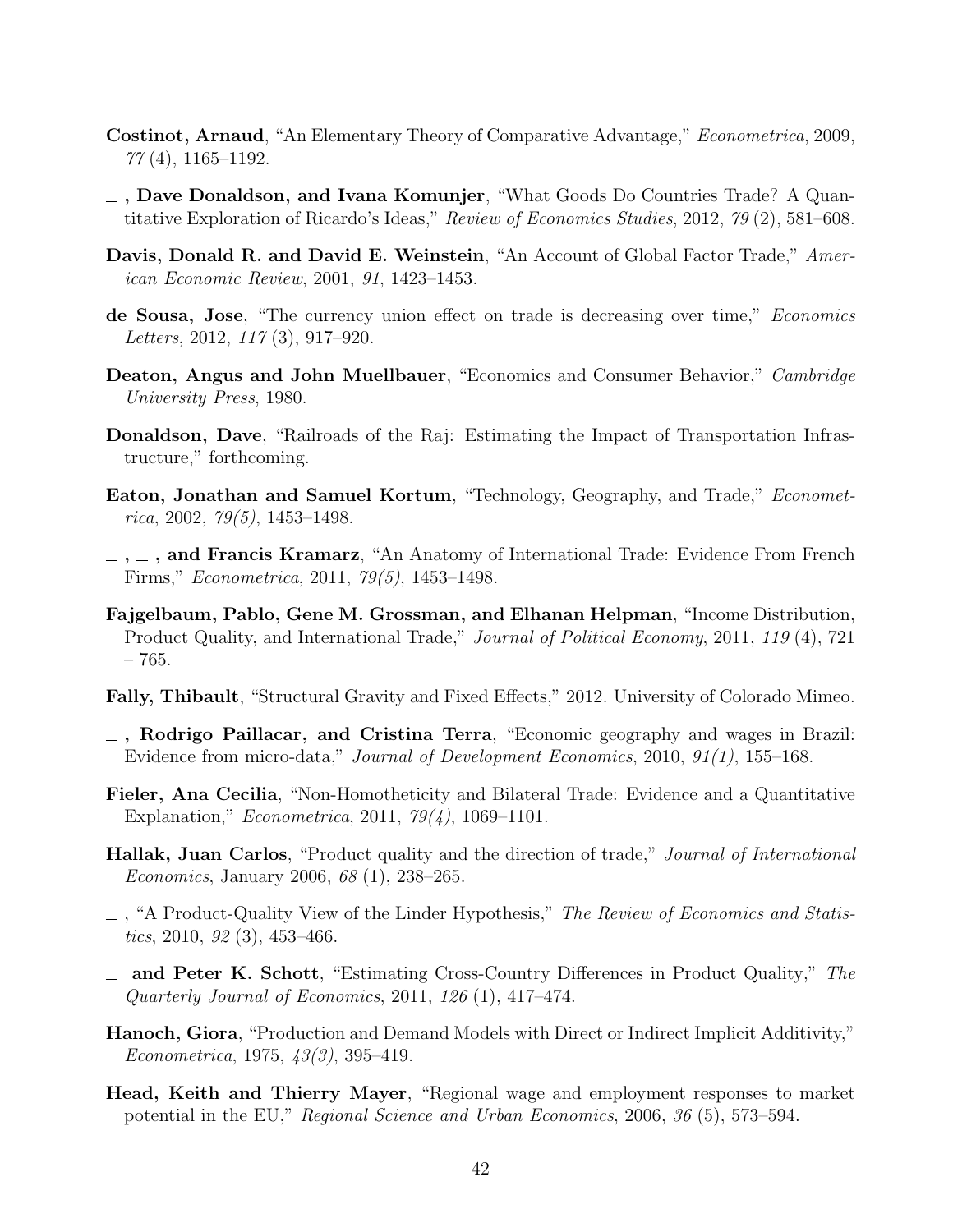**Costinot, Arnaud**, "An Elementary Theory of Comparative Advantage," *Econometrica*, 2009, *77* (4), 1165–1192.

**_ , Dave Donaldson, and Ivana Komunjer**, "What Goods Do Countries Trade? A Quantitative Exploration of Ricardo's Ideas," *Review of Economics Studies*, 2012, *79* (2), 581–608.

**Davis, Donald R. and David E. Weinstein**, "An Account of Global Factor Trade," *American Economic Review*, 2001, *91*, 1423–1453.

**de Sousa, Jose**, "The currency union effect on trade is decreasing over time," *Economics Letters*, 2012, *117* (3), 917–920.

**Deaton, Angus and John Muellbauer**, "Economics and Consumer Behavior," *Cambridge University Press*, 1980.

**Donaldson, Dave**, "Railroads of the Raj: Estimating the Impact of Transportation Infrastructure," forthcoming.

**Eaton, Jonathan and Samuel Kortum**, "Technology, Geography, and Trade," *Econometrica*, 2002, *79(5)*, 1453–1498.

**_ , _ , and Francis Kramarz**, "An Anatomy of International Trade: Evidence From French Firms," *Econometrica*, 2011, *79(5)*, 1453–1498.

**Fajgelbaum, Pablo, Gene M. Grossman, and Elhanan Helpman**, "Income Distribution, Product Quality, and International Trade," *Journal of Political Economy*, 2011, *119* (4), 721 – 765.

**Fally, Thibault**, "Structural Gravity and Fixed Effects," 2012. University of Colorado Mimeo.

**_ , Rodrigo Paillacar, and Cristina Terra**, "Economic geography and wages in Brazil: Evidence from micro-data," *Journal of Development Economics*, 2010, *91(1)*, 155–168.

**Fieler, Ana Cecilia**, "Non-Homotheticity and Bilateral Trade: Evidence and a Quantitative Explanation," *Econometrica*, 2011, *79(4)*, 1069–1101.

**Hallak, Juan Carlos**, "Product quality and the direction of trade," *Journal of International Economics*, January 2006, *68* (1), 238–265.

_ , "A Product-Quality View of the Linder Hypothesis," *The Review of Economics and Statistics*, 2010, *92* (3), 453–466.

**_ and Peter K. Schott**, "Estimating Cross-Country Differences in Product Quality," *The Quarterly Journal of Economics*, 2011, *126* (1), 417–474.

**Hanoch, Giora**, "Production and Demand Models with Direct or Indirect Implicit Additivity," *Econometrica*, 1975, *43(3)*, 395–419.

**Head, Keith and Thierry Mayer**, "Regional wage and employment responses to market potential in the EU," *Regional Science and Urban Economics*, 2006, *36* (5), 573–594.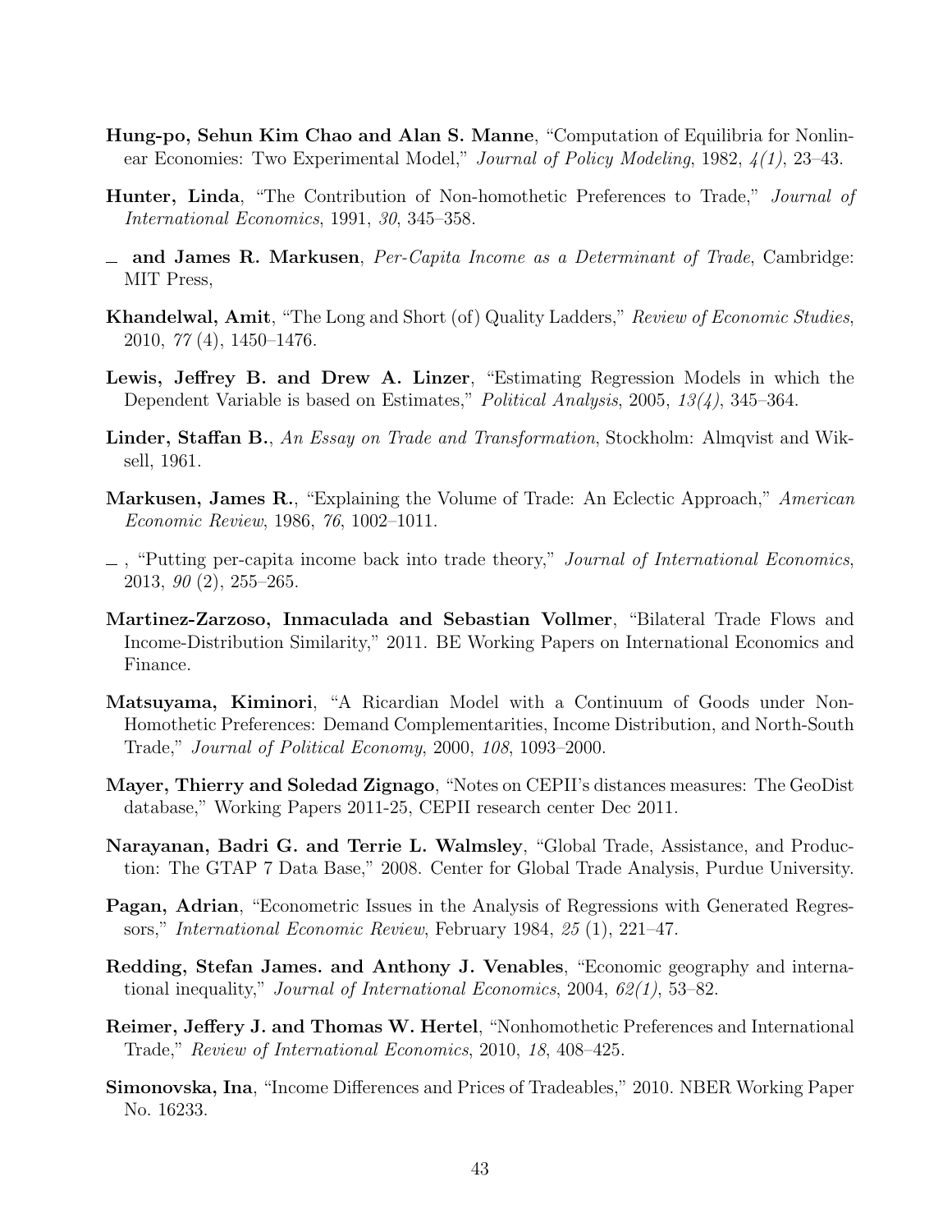**Hung-po, Sehun Kim Chao and Alan S. Manne**, "Computation of Equilibria for Nonlinear Economies: Two Experimental Model," *Journal of Policy Modeling*, 1982, *4(1)*, 23–43.

**Hunter, Linda**, "The Contribution of Non-homothetic Preferences to Trade," *Journal of International Economics*, 1991, *30*, 345–358.

_ **and James R. Markusen**, *Per-Capita Income as a Determinant of Trade*, Cambridge: MIT Press,

**Khandelwal, Amit**, "The Long and Short (of) Quality Ladders," *Review of Economic Studies*, 2010, *77* (4), 1450–1476.

**Lewis, Jeffrey B. and Drew A. Linzer**, "Estimating Regression Models in which the Dependent Variable is based on Estimates," *Political Analysis*, 2005, *13(4)*, 345–364.

**Linder, Staffan B.**, *An Essay on Trade and Transformation*, Stockholm: Almqvist and Wiksell, 1961.

**Markusen, James R.**, "Explaining the Volume of Trade: An Eclectic Approach," *American Economic Review*, 1986, *76*, 1002–1011.

_ , "Putting per-capita income back into trade theory," *Journal of International Economics*, 2013, *90* (2), 255–265.

**Martinez-Zarzoso, Inmaculada and Sebastian Vollmer**, "Bilateral Trade Flows and Income-Distribution Similarity," 2011. BE Working Papers on International Economics and Finance.

**Matsuyama, Kiminori**, "A Ricardian Model with a Continuum of Goods under Non-Homothetic Preferences: Demand Complementarities, Income Distribution, and North-South Trade," *Journal of Political Economy*, 2000, *108*, 1093–2000.

**Mayer, Thierry and Soledad Zignago**, "Notes on CEPII's distances measures: The GeoDist database," Working Papers 2011-25, CEPII research center Dec 2011.

**Narayanan, Badri G. and Terrie L. Walmsley**, "Global Trade, Assistance, and Production: The GTAP 7 Data Base," 2008. Center for Global Trade Analysis, Purdue University.

**Pagan, Adrian**, "Econometric Issues in the Analysis of Regressions with Generated Regressors," *International Economic Review*, February 1984, *25* (1), 221–47.

**Redding, Stefan James. and Anthony J. Venables**, "Economic geography and international inequality," *Journal of International Economics*, 2004, *62(1)*, 53–82.

**Reimer, Jeffery J. and Thomas W. Hertel**, "Nonhomothetic Preferences and International Trade," *Review of International Economics*, 2010, *18*, 408–425.

**Simonovska, Ina**, "Income Differences and Prices of Tradeables," 2010. NBER Working Paper No. 16233.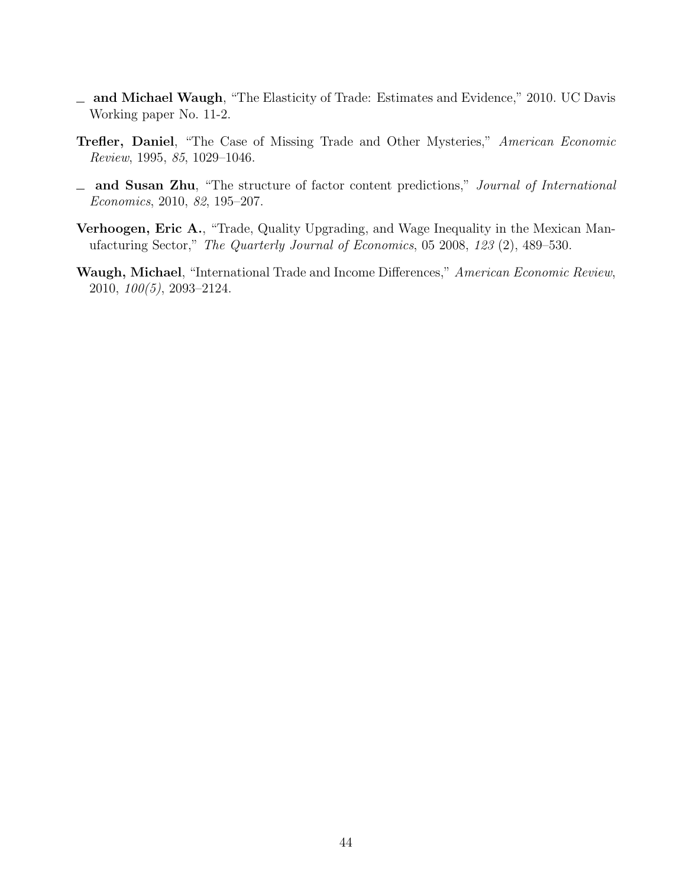— **and Michael Waugh**, "The Elasticity of Trade: Estimates and Evidence," 2010. UC Davis Working paper No. 11-2.

**Trefler, Daniel**, "The Case of Missing Trade and Other Mysteries," *American Economic Review*, 1995, *85*, 1029–1046.

— **and Susan Zhu**, "The structure of factor content predictions," *Journal of International Economics*, 2010, *82*, 195–207.

**Verhoogen, Eric A.**, "Trade, Quality Upgrading, and Wage Inequality in the Mexican Manufacturing Sector," *The Quarterly Journal of Economics*, 05 2008, *123* (2), 489–530.

**Waugh, Michael**, "International Trade and Income Differences," *American Economic Review*, 2010, *100(5)*, 2093–2124.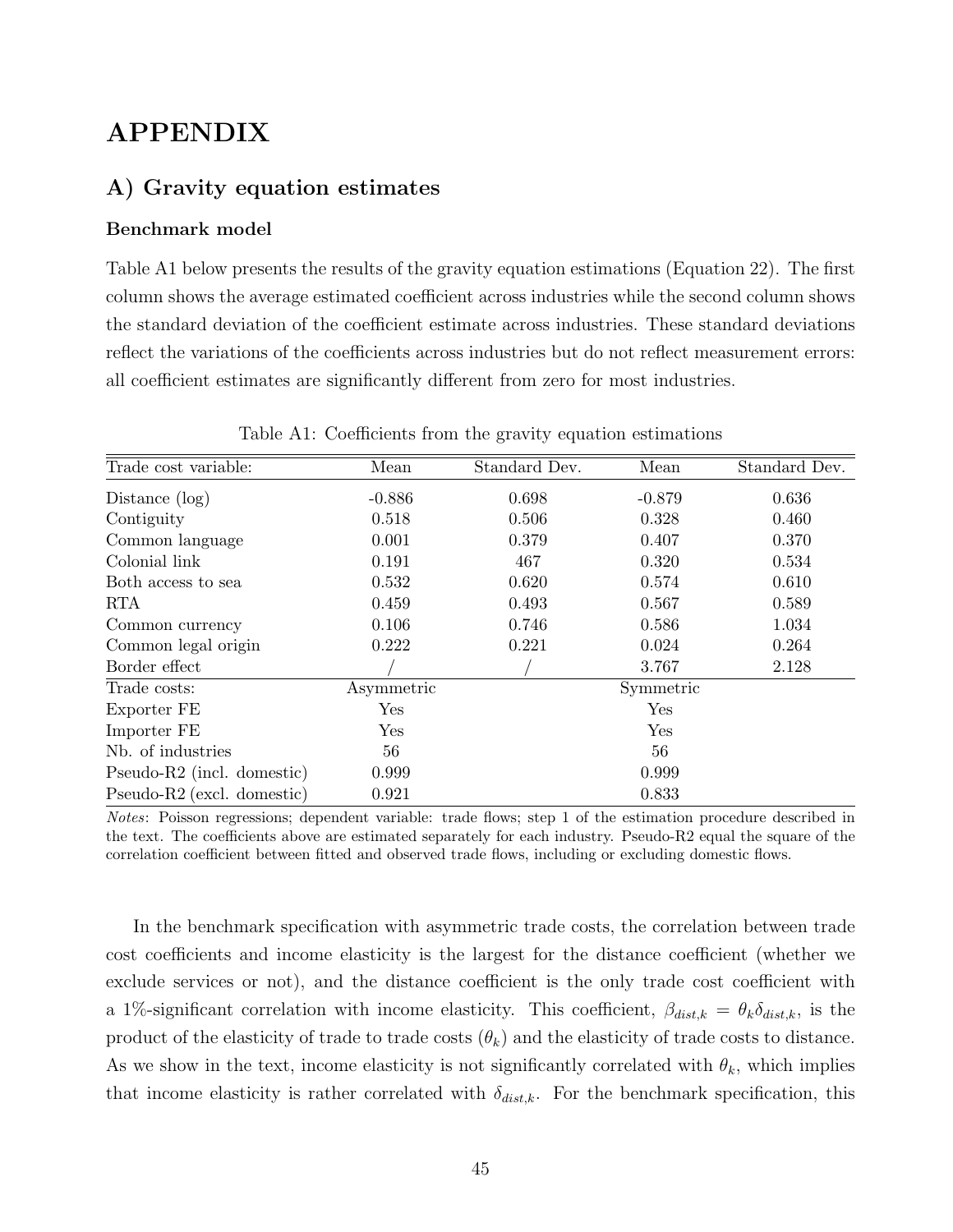# APPENDIX

## A) Gravity equation estimates

### Benchmark model

Table A1 below presents the results of the gravity equation estimations (Equation 22). The first column shows the average estimated coefficient across industries while the second column shows the standard deviation of the coefficient estimate across industries. These standard deviations reflect the variations of the coefficients across industries but do not reflect measurement errors: all coefficient estimates are significantly different from zero for most industries.

Table A1: Coefficients from the gravity equation estimations

| Trade cost variable: | Mean | Standard Dev. | Mean | Standard Dev. |
|---|---|---|---|---|
| Distance (log) | -0.886 | 0.698 | -0.879 | 0.636 |
| Contiguity | 0.518 | 0.506 | 0.328 | 0.460 |
| Common language | 0.001 | 0.379 | 0.407 | 0.370 |
| Colonial link | 0.191 | 467 | 0.320 | 0.534 |
| Both access to sea | 0.532 | 0.620 | 0.574 | 0.610 |
| RTA | 0.459 | 0.493 | 0.567 | 0.589 |
| Common currency | 0.106 | 0.746 | 0.586 | 1.034 |
| Common legal origin | 0.222 | 0.221 | 0.024 | 0.264 |
| Border effect | / | / | 3.767 | 2.128 |
| Trade costs: | Asymmetric | | Symmetric | |
| Exporter FE | Yes | | Yes | |
| Importer FE | Yes | | Yes | |
| Nb. of industries | 56 | | 56 | |
| Pseudo-R2 (incl. domestic) | 0.999 | | 0.999 | |
| Pseudo-R2 (excl. domestic) | 0.921 | | 0.833 | |

*Notes*: Poisson regressions; dependent variable: trade flows; step 1 of the estimation procedure described in the text. The coefficients above are estimated separately for each industry. Pseudo-R2 equal the square of the correlation coefficient between fitted and observed trade flows, including or excluding domestic flows.

In the benchmark specification with asymmetric trade costs, the correlation between trade cost coefficients and income elasticity is the largest for the distance coefficient (whether we exclude services or not), and the distance coefficient is the only trade cost coefficient with a 1%-significant correlation with income elasticity. This coefficient, $\beta_{dist,k} = \theta_k \delta_{dist,k}$, is the product of the elasticity of trade to trade costs ($\theta_k$) and the elasticity of trade costs to distance. As we show in the text, income elasticity is not significantly correlated with $\theta_k$, which implies that income elasticity is rather correlated with $\delta_{dist,k}$. For the benchmark specification, this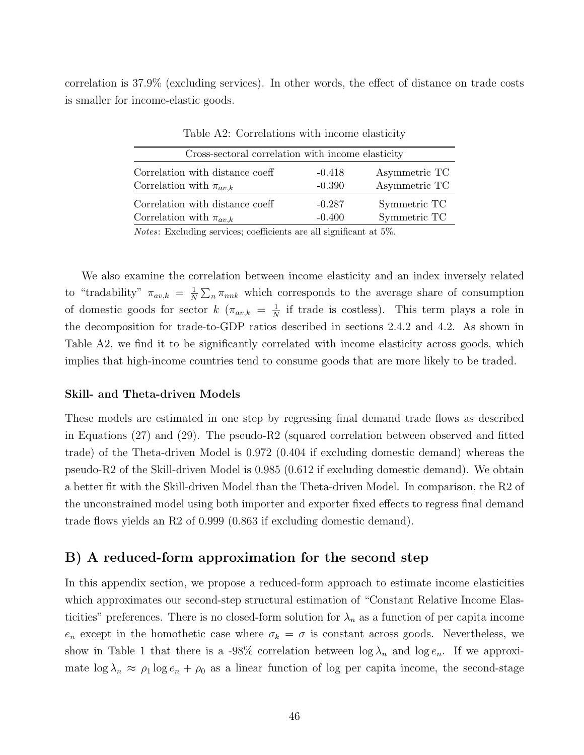correlation is 37.9% (excluding services). In other words, the effect of distance on trade costs is smaller for income-elastic goods.

Table A2: Correlations with income elasticity

| Cross-sectoral correlation with income elasticity | | |
|---|---|---|
| Correlation with distance coeff | -0.418 | Asymmetric TC |
| Correlation with $\pi_{av,k}$ | -0.390 | Asymmetric TC |
| Correlation with distance coeff | -0.287 | Symmetric TC |
| Correlation with $\pi_{av,k}$ | -0.400 | Symmetric TC |

*Notes*: Excluding services; coefficients are all significant at 5%.

We also examine the correlation between income elasticity and an index inversely related to "tradability" $\pi_{av,k} = \frac{1}{N}\sum_n \pi_{nnk}$ which corresponds to the average share of consumption of domestic goods for sector $k$ ($\pi_{av,k} = \frac{1}{N}$ if trade is costless). This term plays a role in the decomposition for trade-to-GDP ratios described in sections 2.4.2 and 4.2. As shown in Table A2, we find it to be significantly correlated with income elasticity across goods, which implies that high-income countries tend to consume goods that are more likely to be traded.

#### Skill- and Theta-driven Models

These models are estimated in one step by regressing final demand trade flows as described in Equations (27) and (29). The pseudo-R2 (squared correlation between observed and fitted trade) of the Theta-driven Model is 0.972 (0.404 if excluding domestic demand) whereas the pseudo-R2 of the Skill-driven Model is 0.985 (0.612 if excluding domestic demand). We obtain a better fit with the Skill-driven Model than the Theta-driven Model. In comparison, the R2 of the unconstrained model using both importer and exporter fixed effects to regress final demand trade flows yields an R2 of 0.999 (0.863 if excluding domestic demand).

## B) A reduced-form approximation for the second step

In this appendix section, we propose a reduced-form approach to estimate income elasticities which approximates our second-step structural estimation of "Constant Relative Income Elasticities" preferences. There is no closed-form solution for $\lambda_n$ as a function of per capita income $e_n$ except in the homothetic case where $\sigma_k = \sigma$ is constant across goods. Nevertheless, we show in Table 1 that there is a -98% correlation between $\log \lambda_n$ and $\log e_n$. If we approximate $\log \lambda_n \approx \rho_1 \log e_n + \rho_0$ as a linear function of log per capita income, the second-stage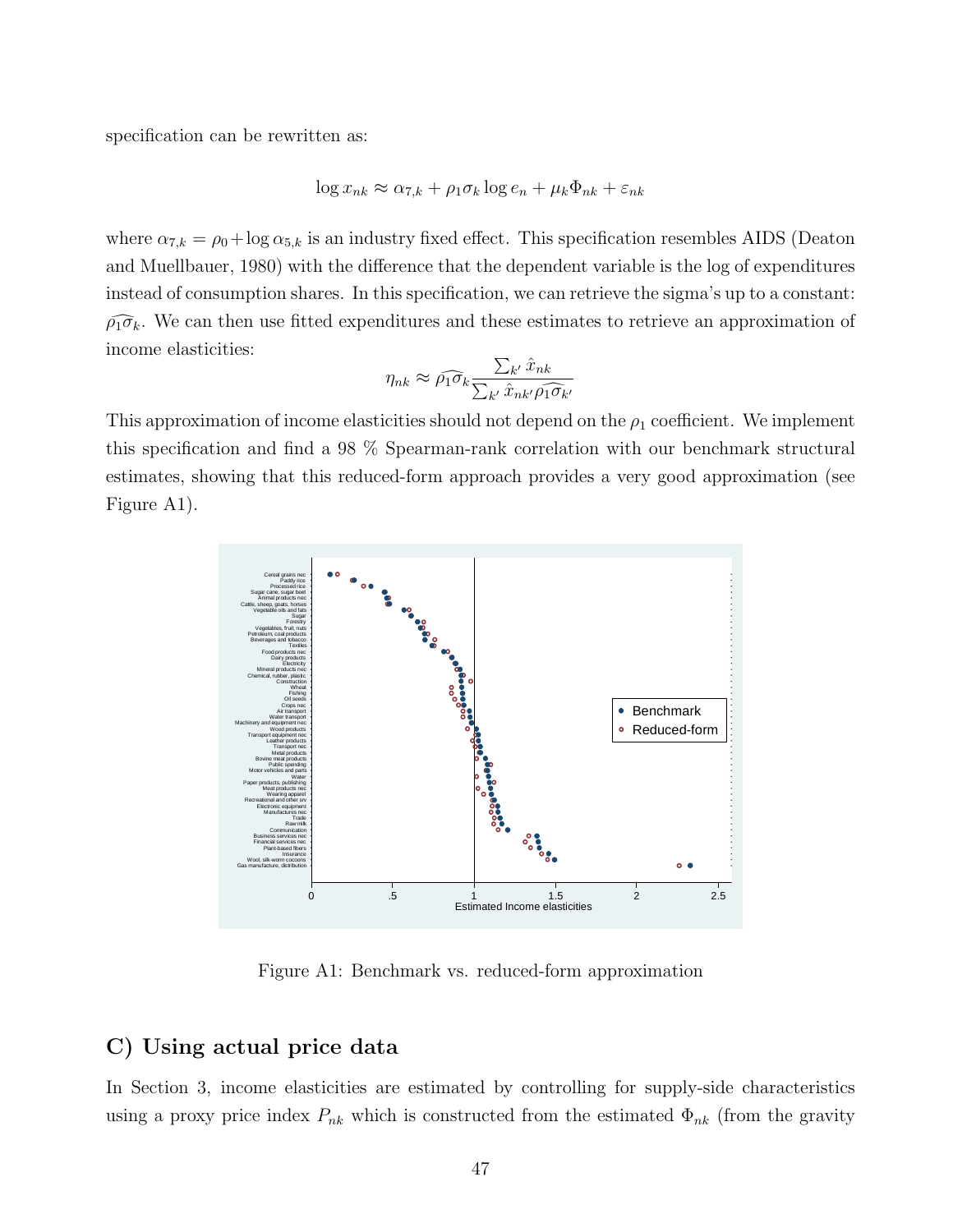specification can be rewritten as:

$$\log x_{nk} \approx \alpha_{7,k} + \rho_1 \sigma_k \log e_n + \mu_k \Phi_{nk} + \varepsilon_{nk}$$

where $\alpha_{7,k} = \rho_0 + \log \alpha_{5,k}$ is an industry fixed effect. This specification resembles AIDS (Deaton and Muellbauer, 1980) with the difference that the dependent variable is the log of expenditures instead of consumption shares. In this specification, we can retrieve the sigma's up to a constant: $\widehat{\rho_1 \sigma_k}$. We can then use fitted expenditures and these estimates to retrieve an approximation of income elasticities:

$$\eta_{nk} \approx \widehat{\rho_1 \sigma_k} \frac{\sum_{k'} \hat{x}_{nk}}{\sum_{k'} \hat{x}_{nk'} \widehat{\rho_1 \sigma_{k'}}}$$

This approximation of income elasticities should not depend on the $\rho_1$ coefficient. We implement this specification and find a 98 % Spearman-rank correlation with our benchmark structural estimates, showing that this reduced-form approach provides a very good approximation (see Figure A1).

Figure A1: Benchmark vs. reduced-form approximation

## C) Using actual price data

In Section 3, income elasticities are estimated by controlling for supply-side characteristics using a proxy price index $P_{nk}$ which is constructed from the estimated $\Phi_{nk}$ (from the gravity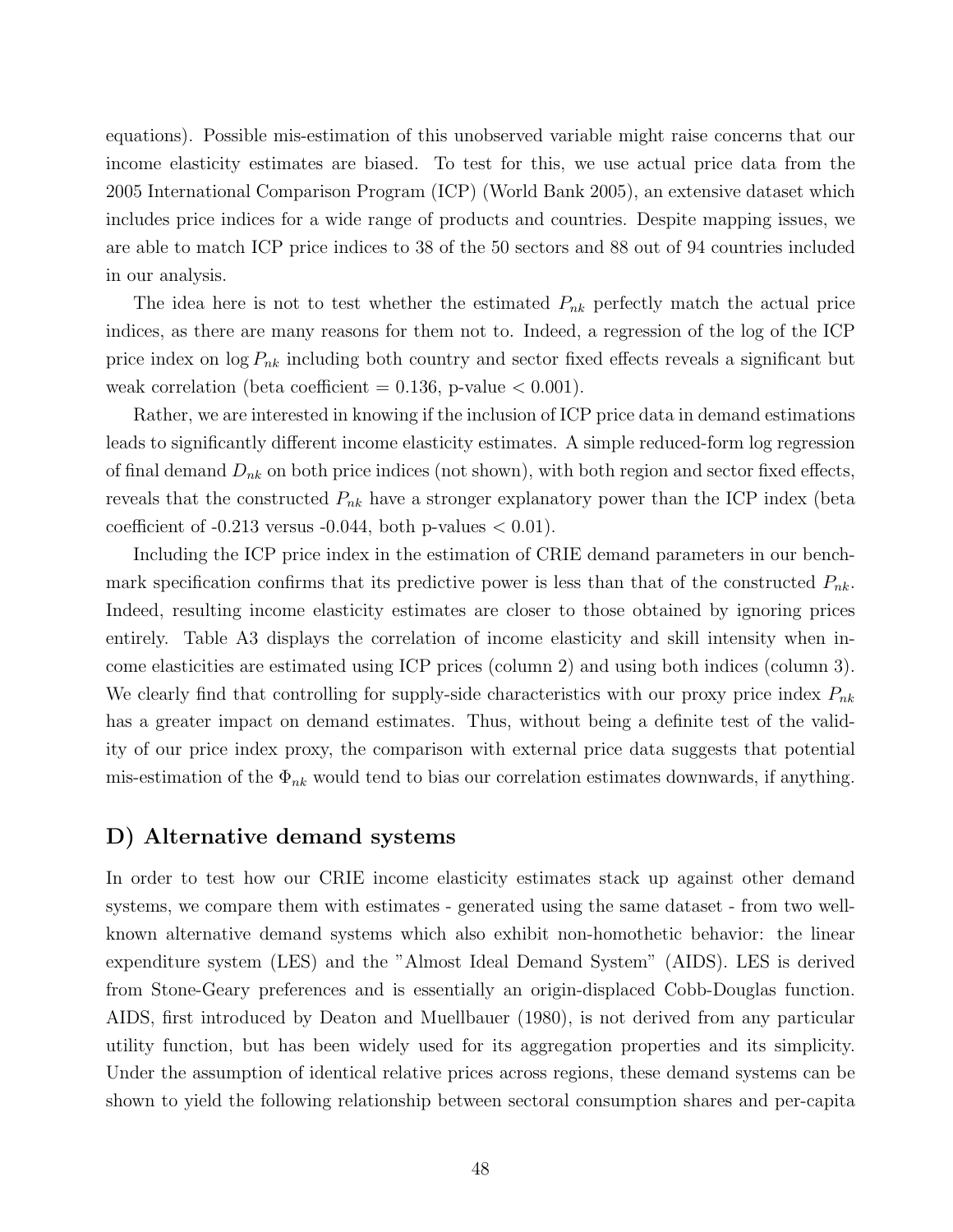equations). Possible mis-estimation of this unobserved variable might raise concerns that our income elasticity estimates are biased. To test for this, we use actual price data from the 2005 International Comparison Program (ICP) (World Bank 2005), an extensive dataset which includes price indices for a wide range of products and countries. Despite mapping issues, we are able to match ICP price indices to 38 of the 50 sectors and 88 out of 94 countries included in our analysis.

The idea here is not to test whether the estimated $P_{nk}$ perfectly match the actual price indices, as there are many reasons for them not to. Indeed, a regression of the log of the ICP price index on log $P_{nk}$ including both country and sector fixed effects reveals a significant but weak correlation (beta coefficient = 0.136, p-value $< 0.001$).

Rather, we are interested in knowing if the inclusion of ICP price data in demand estimations leads to significantly different income elasticity estimates. A simple reduced-form log regression of final demand $D_{nk}$ on both price indices (not shown), with both region and sector fixed effects, reveals that the constructed $P_{nk}$ have a stronger explanatory power than the ICP index (beta coefficient of -0.213 versus -0.044, both p-values $< 0.01$).

Including the ICP price index in the estimation of CRIE demand parameters in our benchmark specification confirms that its predictive power is less than that of the constructed $P_{nk}$. Indeed, resulting income elasticity estimates are closer to those obtained by ignoring prices entirely. Table A3 displays the correlation of income elasticity and skill intensity when income elasticities are estimated using ICP prices (column 2) and using both indices (column 3). We clearly find that controlling for supply-side characteristics with our proxy price index $P_{nk}$ has a greater impact on demand estimates. Thus, without being a definite test of the validity of our price index proxy, the comparison with external price data suggests that potential mis-estimation of the $\Phi_{nk}$ would tend to bias our correlation estimates downwards, if anything.

## D) Alternative demand systems

In order to test how our CRIE income elasticity estimates stack up against other demand systems, we compare them with estimates - generated using the same dataset - from two well-known alternative demand systems which also exhibit non-homothetic behavior: the linear expenditure system (LES) and the "Almost Ideal Demand System" (AIDS). LES is derived from Stone-Geary preferences and is essentially an origin-displaced Cobb-Douglas function. AIDS, first introduced by Deaton and Muellbauer (1980), is not derived from any particular utility function, but has been widely used for its aggregation properties and its simplicity. Under the assumption of identical relative prices across regions, these demand systems can be shown to yield the following relationship between sectoral consumption shares and per-capita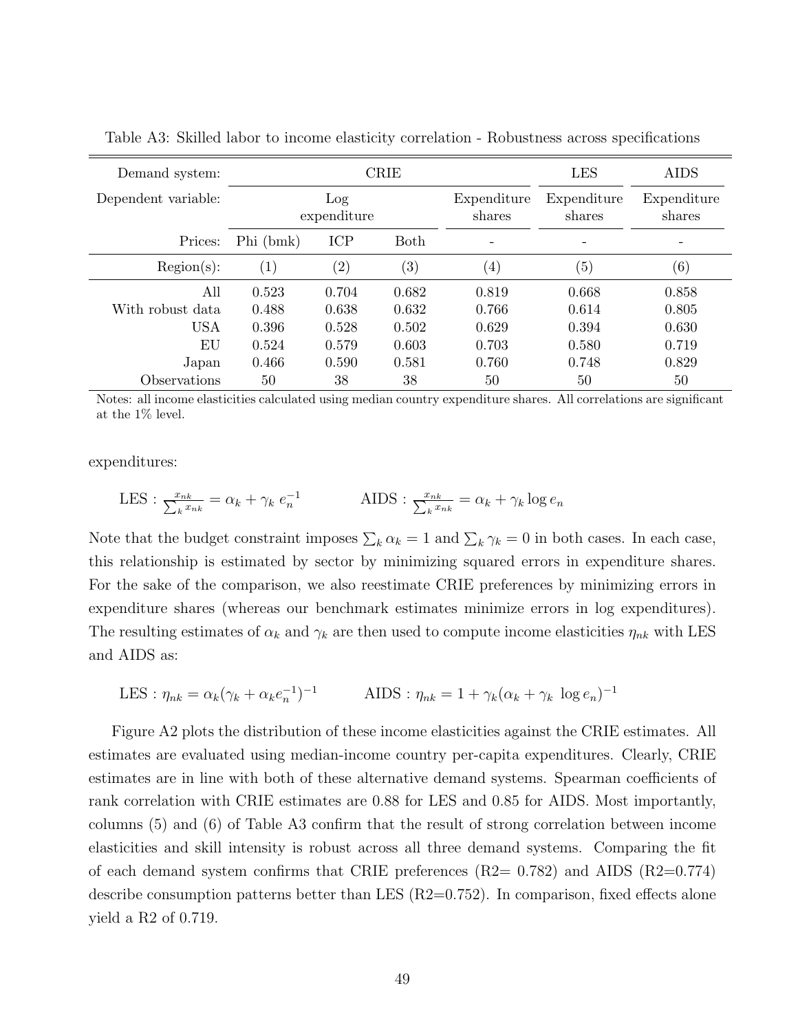Table A3: Skilled labor to income elasticity correlation - Robustness across specifications

| Demand system: | CRIE | | | | LES | AIDS |
|---|---|---|---|---|---|---|
| Dependent variable: | Log expenditure | | | Expenditure shares | Expenditure shares | Expenditure shares |
| Prices: | Phi (bmk) | ICP | Both | - | - | - |
| Region(s): | (1) | (2) | (3) | (4) | (5) | (6) |
| All | 0.523 | 0.704 | 0.682 | 0.819 | 0.668 | 0.858 |
| With robust data | 0.488 | 0.638 | 0.632 | 0.766 | 0.614 | 0.805 |
| USA | 0.396 | 0.528 | 0.502 | 0.629 | 0.394 | 0.630 |
| EU | 0.524 | 0.579 | 0.603 | 0.703 | 0.580 | 0.719 |
| Japan | 0.466 | 0.590 | 0.581 | 0.760 | 0.748 | 0.829 |
| Observations | 50 | 38 | 38 | 50 | 50 | 50 |

Notes: all income elasticities calculated using median country expenditure shares. All correlations are significant at the 1% level.

expenditures:

$$\text{LES}: \frac{x_{nk}}{\sum_k x_{nk}} = \alpha_k + \gamma_k \, e_n^{-1} \qquad\qquad \text{AIDS}: \frac{x_{nk}}{\sum_k x_{nk}} = \alpha_k + \gamma_k \log e_n$$

Note that the budget constraint imposes $\sum_k \alpha_k = 1$ and $\sum_k \gamma_k = 0$ in both cases. In each case, this relationship is estimated by sector by minimizing squared errors in expenditure shares. For the sake of the comparison, we also reestimate CRIE preferences by minimizing errors in expenditure shares (whereas our benchmark estimates minimize errors in log expenditures). The resulting estimates of $\alpha_k$ and $\gamma_k$ are then used to compute income elasticities $\eta_{nk}$ with LES and AIDS as:

$$\text{LES}: \eta_{nk} = \alpha_k(\gamma_k + \alpha_k e_n^{-1})^{-1} \qquad\qquad \text{AIDS}: \eta_{nk} = 1 + \gamma_k(\alpha_k + \gamma_k \, \log e_n)^{-1}$$

Figure A2 plots the distribution of these income elasticities against the CRIE estimates. All estimates are evaluated using median-income country per-capita expenditures. Clearly, CRIE estimates are in line with both of these alternative demand systems. Spearman coefficients of rank correlation with CRIE estimates are 0.88 for LES and 0.85 for AIDS. Most importantly, columns (5) and (6) of Table A3 confirm that the result of strong correlation between income elasticities and skill intensity is robust across all three demand systems. Comparing the fit of each demand system confirms that CRIE preferences (R2= 0.782) and AIDS (R2=0.774) describe consumption patterns better than LES (R2=0.752). In comparison, fixed effects alone yield a R2 of 0.719.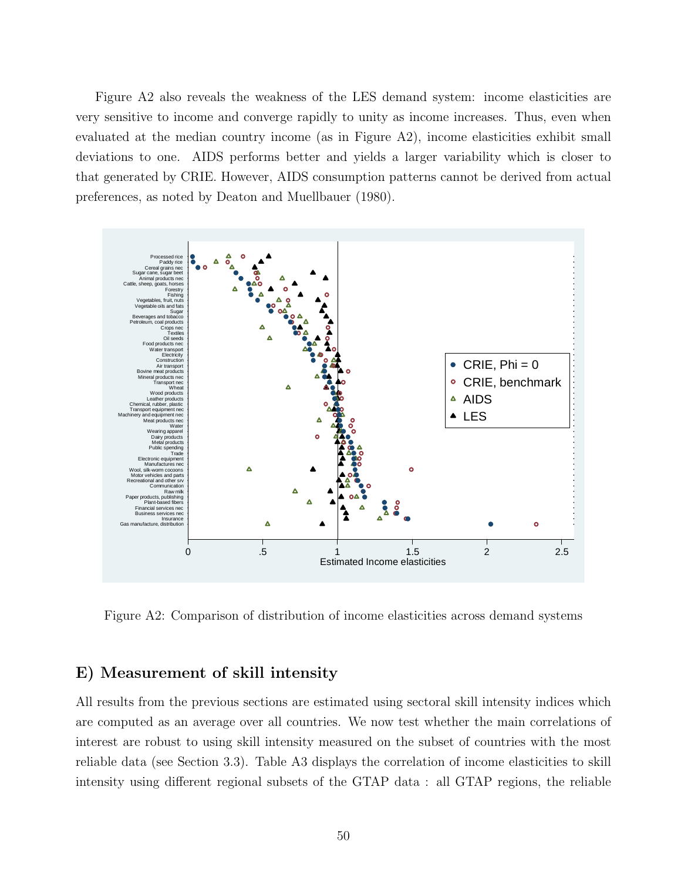Figure A2 also reveals the weakness of the LES demand system: income elasticities are very sensitive to income and converge rapidly to unity as income increases. Thus, even when evaluated at the median country income (as in Figure A2), income elasticities exhibit small deviations to one. AIDS performs better and yields a larger variability which is closer to that generated by CRIE. However, AIDS consumption patterns cannot be derived from actual preferences, as noted by Deaton and Muellbauer (1980).

Figure A2: Comparison of distribution of income elasticities across demand systems

## E) Measurement of skill intensity

All results from the previous sections are estimated using sectoral skill intensity indices which are computed as an average over all countries. We now test whether the main correlations of interest are robust to using skill intensity measured on the subset of countries with the most reliable data (see Section 3.3). Table A3 displays the correlation of income elasticities to skill intensity using different regional subsets of the GTAP data : all GTAP regions, the reliable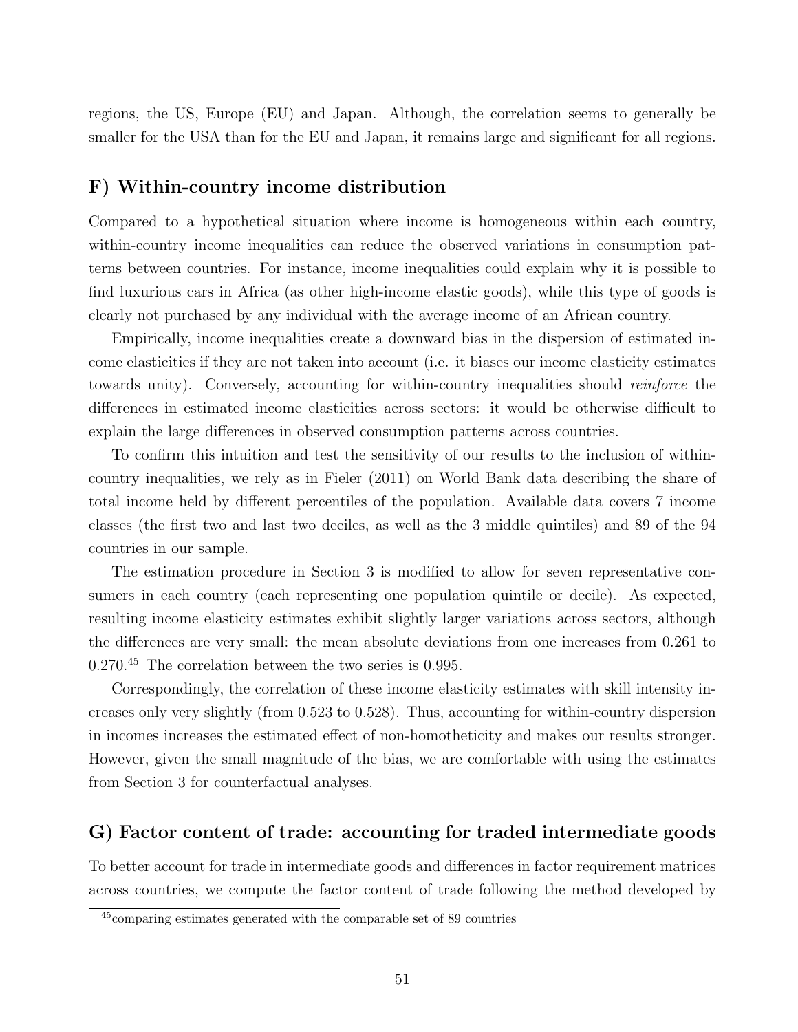regions, the US, Europe (EU) and Japan. Although, the correlation seems to generally be smaller for the USA than for the EU and Japan, it remains large and significant for all regions.

## F) Within-country income distribution

Compared to a hypothetical situation where income is homogeneous within each country, within-country income inequalities can reduce the observed variations in consumption patterns between countries. For instance, income inequalities could explain why it is possible to find luxurious cars in Africa (as other high-income elastic goods), while this type of goods is clearly not purchased by any individual with the average income of an African country.

Empirically, income inequalities create a downward bias in the dispersion of estimated income elasticities if they are not taken into account (i.e. it biases our income elasticity estimates towards unity). Conversely, accounting for within-country inequalities should *reinforce* the differences in estimated income elasticities across sectors: it would be otherwise difficult to explain the large differences in observed consumption patterns across countries.

To confirm this intuition and test the sensitivity of our results to the inclusion of within-country inequalities, we rely as in Fieler (2011) on World Bank data describing the share of total income held by different percentiles of the population. Available data covers 7 income classes (the first two and last two deciles, as well as the 3 middle quintiles) and 89 of the 94 countries in our sample.

The estimation procedure in Section 3 is modified to allow for seven representative consumers in each country (each representing one population quintile or decile). As expected, resulting income elasticity estimates exhibit slightly larger variations across sectors, although the differences are very small: the mean absolute deviations from one increases from 0.261 to 0.270.[45] The correlation between the two series is 0.995.

Correspondingly, the correlation of these income elasticity estimates with skill intensity increases only very slightly (from 0.523 to 0.528). Thus, accounting for within-country dispersion in incomes increases the estimated effect of non-homotheticity and makes our results stronger. However, given the small magnitude of the bias, we are comfortable with using the estimates from Section 3 for counterfactual analyses.

## G) Factor content of trade: accounting for traded intermediate goods

To better account for trade in intermediate goods and differences in factor requirement matrices across countries, we compute the factor content of trade following the method developed by

[45] comparing estimates generated with the comparable set of 89 countries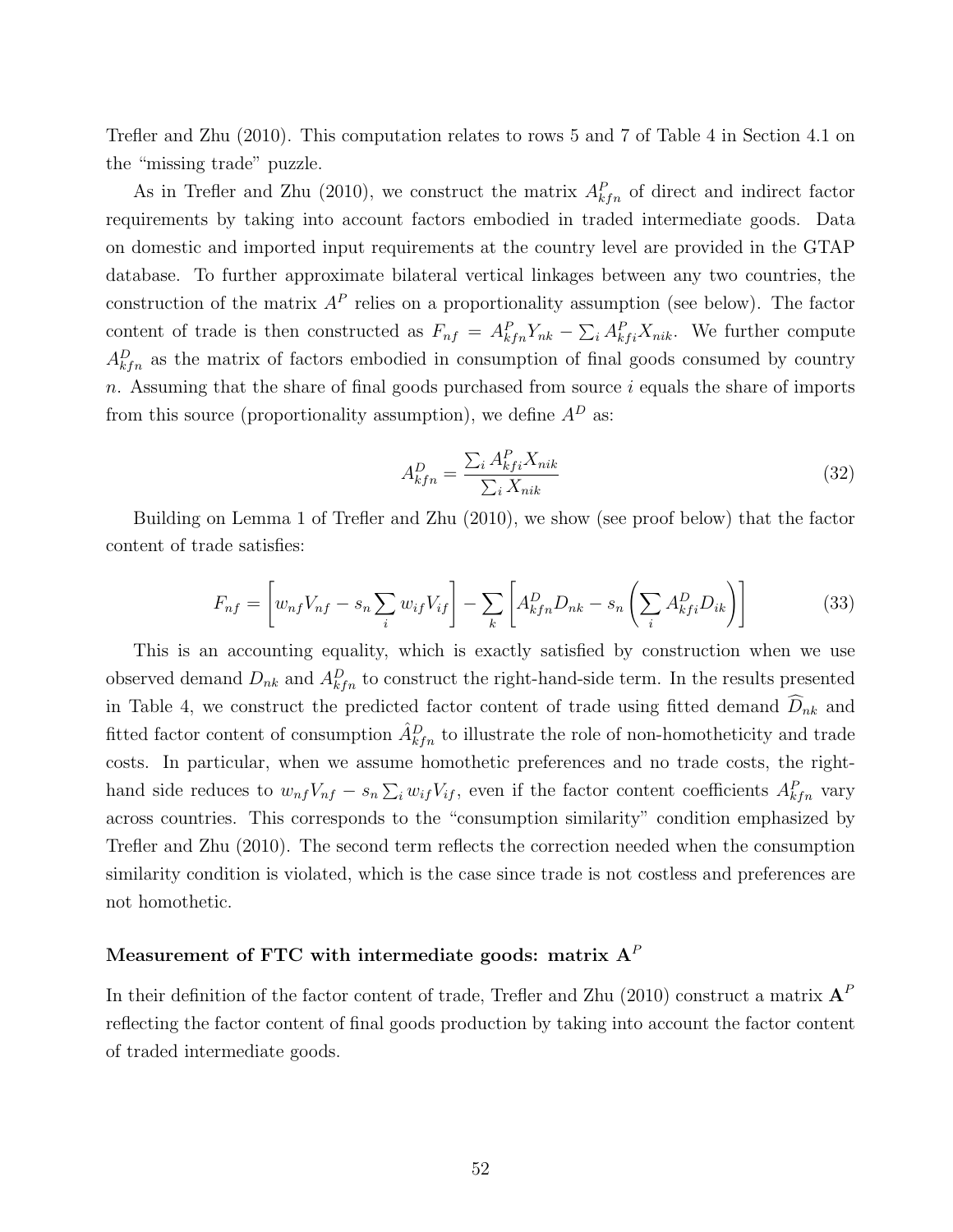Trefler and Zhu (2010). This computation relates to rows 5 and 7 of Table 4 in Section 4.1 on the "missing trade" puzzle.

As in Trefler and Zhu (2010), we construct the matrix $A^P_{kfn}$ of direct and indirect factor requirements by taking into account factors embodied in traded intermediate goods. Data on domestic and imported input requirements at the country level are provided in the GTAP database. To further approximate bilateral vertical linkages between any two countries, the construction of the matrix $A^P$ relies on a proportionality assumption (see below). The factor content of trade is then constructed as $F_{nf} = A^P_{kfn} Y_{nk} - \sum_i A^P_{kfi} X_{nik}$. We further compute $A^D_{kfn}$ as the matrix of factors embodied in consumption of final goods consumed by country $n$. Assuming that the share of final goods purchased from source $i$ equals the share of imports from this source (proportionality assumption), we define $A^D$ as:

$$A^D_{kfn} = \frac{\sum_i A^P_{kfi} X_{nik}}{\sum_i X_{nik}} \tag{32}$$

Building on Lemma 1 of Trefler and Zhu (2010), we show (see proof below) that the factor content of trade satisfies:

$$F_{nf} = \left[ w_{nf} V_{nf} - s_n \sum_i w_{if} V_{if} \right] - \sum_k \left[ A^D_{kfn} D_{nk} - s_n \left( \sum_i A^D_{kfi} D_{ik} \right) \right] \tag{33}$$

This is an accounting equality, which is exactly satisfied by construction when we use observed demand $D_{nk}$ and $A^D_{kfn}$ to construct the right-hand-side term. In the results presented in Table 4, we construct the predicted factor content of trade using fitted demand $\widehat{D}_{nk}$ and fitted factor content of consumption $\hat{A}^D_{kfn}$ to illustrate the role of non-homotheticity and trade costs. In particular, when we assume homothetic preferences and no trade costs, the right-hand side reduces to $w_{nf} V_{nf} - s_n \sum_i w_{if} V_{if}$, even if the factor content coefficients $A^P_{kfn}$ vary across countries. This corresponds to the "consumption similarity" condition emphasized by Trefler and Zhu (2010). The second term reflects the correction needed when the consumption similarity condition is violated, which is the case since trade is not costless and preferences are not homothetic.

### Measurement of FTC with intermediate goods: matrix $\mathbf{A}^P$

In their definition of the factor content of trade, Trefler and Zhu (2010) construct a matrix $\mathbf{A}^P$ reflecting the factor content of final goods production by taking into account the factor content of traded intermediate goods.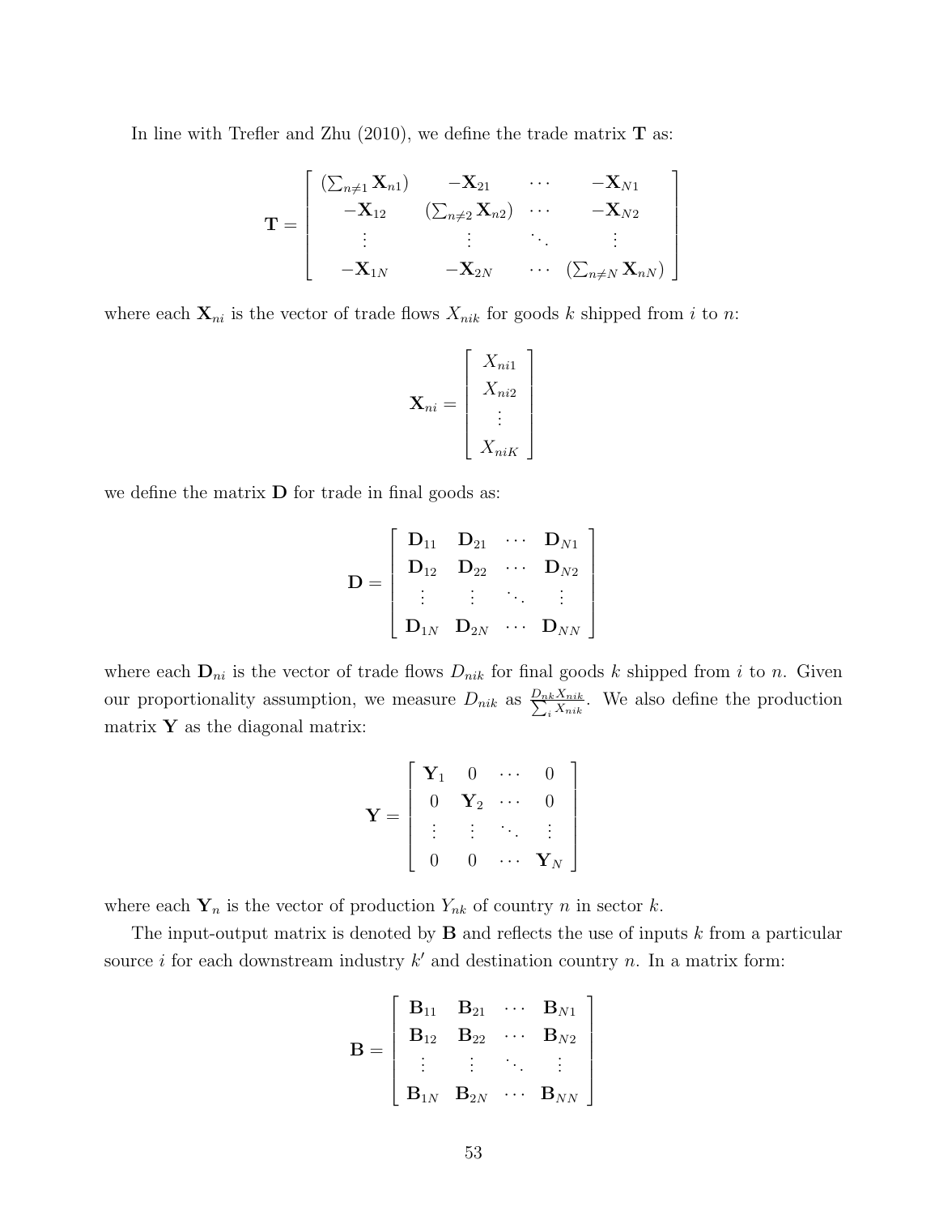In line with Trefler and Zhu (2010), we define the trade matrix $\mathbf{T}$ as:

$$
\mathbf{T} = \begin{bmatrix} (\sum_{n \neq 1} \mathbf{X}_{n1}) & -\mathbf{X}_{21} & \cdots & -\mathbf{X}_{N1} \\ -\mathbf{X}_{12} & (\sum_{n \neq 2} \mathbf{X}_{n2}) & \cdots & -\mathbf{X}_{N2} \\ \vdots & \vdots & \ddots & \vdots \\ -\mathbf{X}_{1N} & -\mathbf{X}_{2N} & \cdots & (\sum_{n \neq N} \mathbf{X}_{nN}) \end{bmatrix}
$$

where each $\mathbf{X}_{ni}$ is the vector of trade flows $X_{nik}$ for goods $k$ shipped from $i$ to $n$:

$$
\mathbf{X}_{ni} = \begin{bmatrix} X_{ni1} \\ X_{ni2} \\ \vdots \\ X_{niK} \end{bmatrix}
$$

we define the matrix $\mathbf{D}$ for trade in final goods as:

$$
\mathbf{D} = \begin{bmatrix} \mathbf{D}_{11} & \mathbf{D}_{21} & \cdots & \mathbf{D}_{N1} \\ \mathbf{D}_{12} & \mathbf{D}_{22} & \cdots & \mathbf{D}_{N2} \\ \vdots & \vdots & \ddots & \vdots \\ \mathbf{D}_{1N} & \mathbf{D}_{2N} & \cdots & \mathbf{D}_{NN} \end{bmatrix}
$$

where each $\mathbf{D}_{ni}$ is the vector of trade flows $D_{nik}$ for final goods $k$ shipped from $i$ to $n$. Given our proportionality assumption, we measure $D_{nik}$ as $\frac{D_{nk} X_{nik}}{\sum_i X_{nik}}$. We also define the production matrix $\mathbf{Y}$ as the diagonal matrix:

$$
\mathbf{Y} = \begin{bmatrix} \mathbf{Y}_1 & 0 & \cdots & 0 \\ 0 & \mathbf{Y}_2 & \cdots & 0 \\ \vdots & \vdots & \ddots & \vdots \\ 0 & 0 & \cdots & \mathbf{Y}_N \end{bmatrix}
$$

where each $\mathbf{Y}_n$ is the vector of production $Y_{nk}$ of country $n$ in sector $k$.

The input-output matrix is denoted by $\mathbf{B}$ and reflects the use of inputs $k$ from a particular source $i$ for each downstream industry $k'$ and destination country $n$. In a matrix form:

$$
\mathbf{B} = \begin{bmatrix} \mathbf{B}_{11} & \mathbf{B}_{21} & \cdots & \mathbf{B}_{N1} \\ \mathbf{B}_{12} & \mathbf{B}_{22} & \cdots & \mathbf{B}_{N2} \\ \vdots & \vdots & \ddots & \vdots \\ \mathbf{B}_{1N} & \mathbf{B}_{2N} & \cdots & \mathbf{B}_{NN} \end{bmatrix}
$$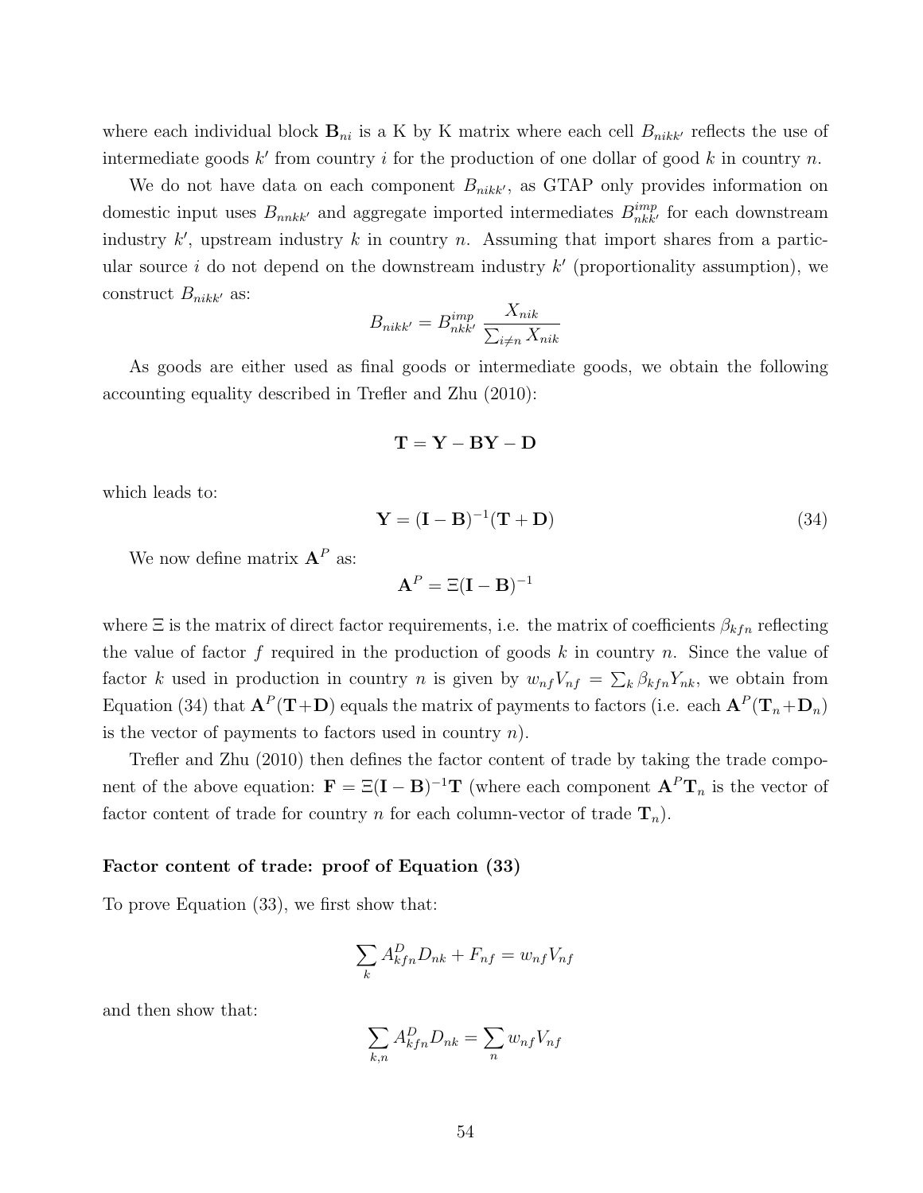where each individual block $\mathbf{B}_{ni}$ is a K by K matrix where each cell $B_{nikk'}$ reflects the use of intermediate goods $k'$ from country $i$ for the production of one dollar of good $k$ in country $n$.

We do not have data on each component $B_{nikk'}$, as GTAP only provides information on domestic input uses $B_{nnkk'}$ and aggregate imported intermediates $B^{imp}_{nkk'}$ for each downstream industry $k'$, upstream industry $k$ in country $n$. Assuming that import shares from a particular source $i$ do not depend on the downstream industry $k'$ (proportionality assumption), we construct $B_{nikk'}$ as:

$$B_{nikk'} = B^{imp}_{nkk'} \frac{X_{nik}}{\sum_{i \neq n} X_{nik}}$$

As goods are either used as final goods or intermediate goods, we obtain the following accounting equality described in Trefler and Zhu (2010):

$$\mathbf{T} = \mathbf{Y} - \mathbf{B}\mathbf{Y} - \mathbf{D}$$

which leads to:

$$\mathbf{Y} = (\mathbf{I} - \mathbf{B})^{-1}(\mathbf{T} + \mathbf{D}) \tag{34}$$

We now define matrix $\mathbf{A}^P$ as:

$$\mathbf{A}^P = \Xi(\mathbf{I} - \mathbf{B})^{-1}$$

where $\Xi$ is the matrix of direct factor requirements, i.e. the matrix of coefficients $\beta_{kfn}$ reflecting the value of factor $f$ required in the production of goods $k$ in country $n$. Since the value of factor $k$ used in production in country $n$ is given by $w_{nf}V_{nf} = \sum_k \beta_{kfn}Y_{nk}$, we obtain from Equation (34) that $\mathbf{A}^P(\mathbf{T}+\mathbf{D})$ equals the matrix of payments to factors (i.e. each $\mathbf{A}^P(\mathbf{T}_n+\mathbf{D}_n)$ is the vector of payments to factors used in country $n$).

Trefler and Zhu (2010) then defines the factor content of trade by taking the trade component of the above equation: $\mathbf{F} = \Xi(\mathbf{I} - \mathbf{B})^{-1}\mathbf{T}$ (where each component $\mathbf{A}^P\mathbf{T}_n$ is the vector of factor content of trade for country $n$ for each column-vector of trade $\mathbf{T}_n$).

**Factor content of trade: proof of Equation (33)**

To prove Equation (33), we first show that:

$$\sum_k A^D_{kfn} D_{nk} + F_{nf} = w_{nf}V_{nf}$$

and then show that:

$$\sum_{k,n} A^D_{kfn} D_{nk} = \sum_n w_{nf}V_{nf}$$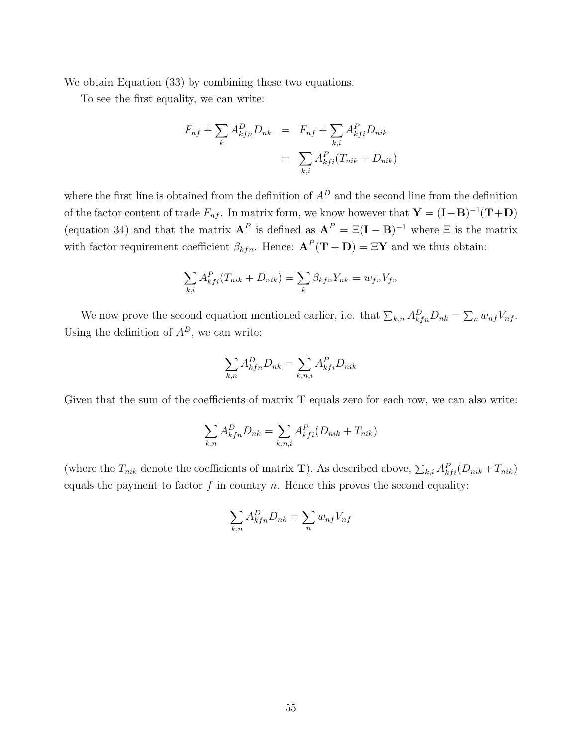We obtain Equation (33) by combining these two equations.

To see the first equality, we can write:

$$
\begin{aligned}
F_{nf} + \sum_k A^D_{kfn} D_{nk} &= F_{nf} + \sum_{k,i} A^P_{kfi} D_{nik} \\
&= \sum_{k,i} A^P_{kfi} (T_{nik} + D_{nik})
\end{aligned}
$$

where the first line is obtained from the definition of $A^D$ and the second line from the definition of the factor content of trade $F_{nf}$. In matrix form, we know however that $\mathbf{Y} = (\mathbf{I} - \mathbf{B})^{-1}(\mathbf{T} + \mathbf{D})$ (equation 34) and that the matrix $\mathbf{A}^P$ is defined as $\mathbf{A}^P = \Xi(\mathbf{I} - \mathbf{B})^{-1}$ where $\Xi$ is the matrix with factor requirement coefficient $\beta_{kfn}$. Hence: $\mathbf{A}^P(\mathbf{T} + \mathbf{D}) = \Xi\mathbf{Y}$ and we thus obtain:

$$
\sum_{k,i} A^P_{kfi}(T_{nik} + D_{nik}) = \sum_k \beta_{kfn} Y_{nk} = w_{fn} V_{fn}
$$

We now prove the second equation mentioned earlier, i.e. that $\sum_{k,n} A^D_{kfn} D_{nk} = \sum_n w_{nf} V_{nf}$. Using the definition of $A^D$, we can write:

$$
\sum_{k,n} A^D_{kfn} D_{nk} = \sum_{k,n,i} A^P_{kfi} D_{nik}
$$

Given that the sum of the coefficients of matrix $\mathbf{T}$ equals zero for each row, we can also write:

$$
\sum_{k,n} A^D_{kfn} D_{nk} = \sum_{k,n,i} A^P_{kfi} (D_{nik} + T_{nik})
$$

(where the $T_{nik}$ denote the coefficients of matrix $\mathbf{T}$). As described above, $\sum_{k,i} A^P_{kfi}(D_{nik} + T_{nik})$ equals the payment to factor $f$ in country $n$. Hence this proves the second equality:

$$
\sum_{k,n} A^D_{kfn} D_{nk} = \sum_n w_{nf} V_{nf}
$$